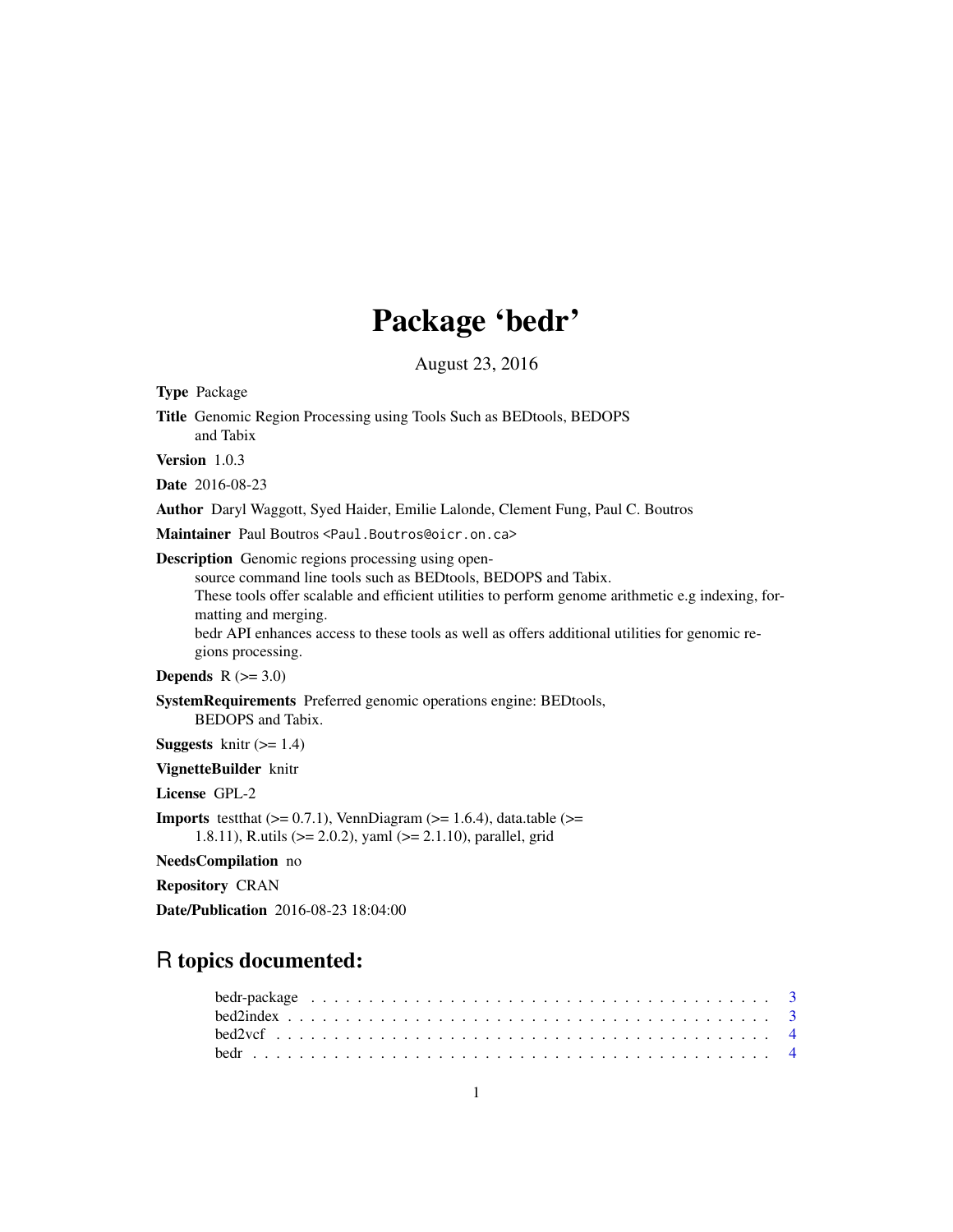# Package 'bedr'

August 23, 2016

**Type** Package

**Title** Genomic Region Processing using Tools Such as BEDtools, BEDOPS and Tabix

**Version** 1.0.3

**Date** 2016-08-23

**Author** Daryl Waggott, Syed Haider, Emilie Lalonde, Clement Fung, Paul C. Boutros

**Maintainer** Paul Boutros <Paul.Boutros@oicr.on.ca>

**Description** Genomic regions processing using open-source command line tools such as BEDtools, BEDOPS and Tabix.
These tools offer scalable and efficient utilities to perform genome arithmetic e.g indexing, formatting and merging.
bedr API enhances access to these tools as well as offers additional utilities for genomic regions processing.

**Depends** R (>= 3.0)

**SystemRequirements** Preferred genomic operations engine: BEDtools, BEDOPS and Tabix.

**Suggests** knitr (>= 1.4)

**VignetteBuilder** knitr

**License** GPL-2

**Imports** testthat (>= 0.7.1), VennDiagram (>= 1.6.4), data.table (>= 1.8.11), R.utils (>= 2.0.2), yaml (>= 2.1.10), parallel, grid

**NeedsCompilation** no

**Repository** CRAN

**Date/Publication** 2016-08-23 18:04:00

## R topics documented:

- bedr-package . . . . . . . . . . . . . . . . . . . . . . . . . . . . . . . . . . . . . . 3
- bed2index . . . . . . . . . . . . . . . . . . . . . . . . . . . . . . . . . . . . . . . 3
- bed2vcf . . . . . . . . . . . . . . . . . . . . . . . . . . . . . . . . . . . . . . . . 4
- bedr . . . . . . . . . . . . . . . . . . . . . . . . . . . . . . . . . . . . . . . . . . 4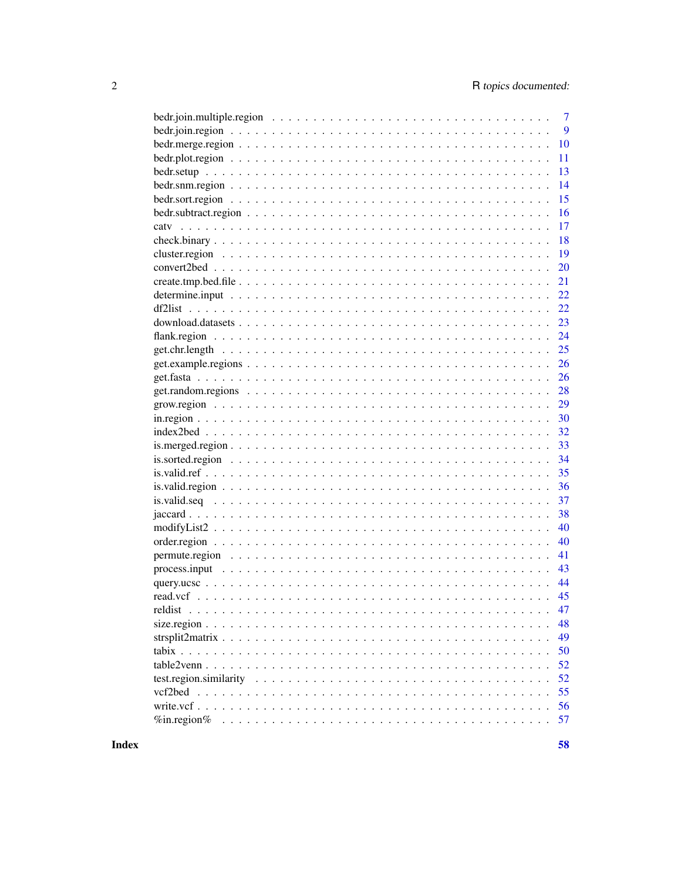| | |
|---|---|
| bedr.join.multiple.region | 7 |
| bedr.join.region | 9 |
| bedr.merge.region | 10 |
| bedr.plot.region | 11 |
| bedr.setup | 13 |
| bedr.snm.region | 14 |
| bedr.sort.region | 15 |
| bedr.subtract.region | 16 |
| catv | 17 |
| check.binary | 18 |
| cluster.region | 19 |
| convert2bed | 20 |
| create.tmp.bed.file | 21 |
| determine.input | 22 |
| df2list | 22 |
| download.datasets | 23 |
| flank.region | 24 |
| get.chr.length | 25 |
| get.example.regions | 26 |
| get.fasta | 26 |
| get.random.regions | 28 |
| grow.region | 29 |
| in.region | 30 |
| index2bed | 32 |
| is.merged.region | 33 |
| is.sorted.region | 34 |
| is.valid.ref | 35 |
| is.valid.region | 36 |
| is.valid.seq | 37 |
| jaccard | 38 |
| modifyList2 | 40 |
| order.region | 40 |
| permute.region | 41 |
| process.input | 43 |
| query.ucsc | 44 |
| read.vcf | 45 |
| reldist | 47 |
| size.region | 48 |
| strsplit2matrix | 49 |
| tabix | 50 |
| table2venn | 52 |
| test.region.similarity | 52 |
| vcf2bed | 55 |
| write.vcf | 56 |
| %in.region% | 57 |

**Index** **58**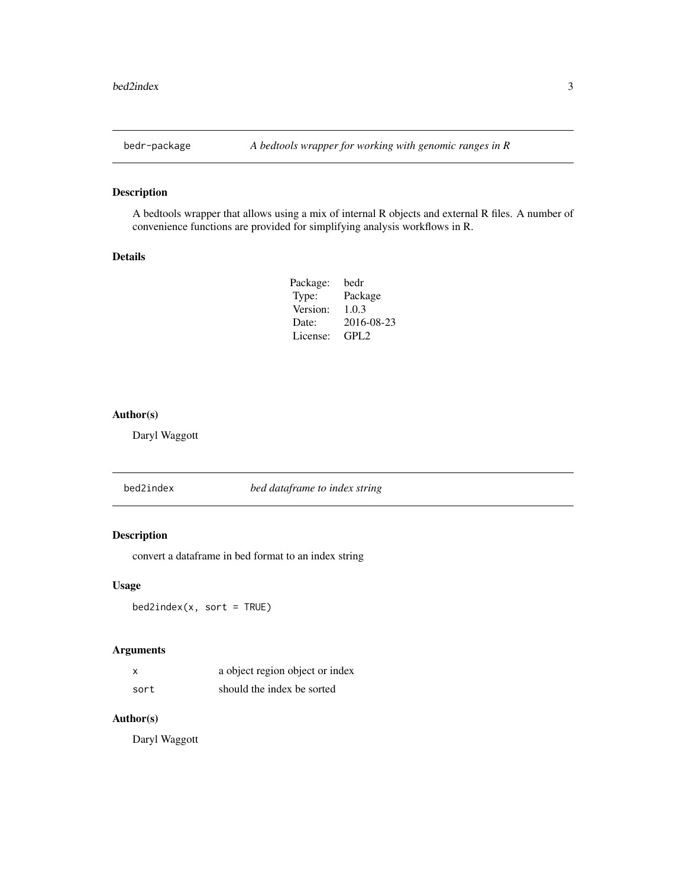## bedr-package — *A bedtools wrapper for working with genomic ranges in R*

### Description

A bedtools wrapper that allows using a mix of internal R objects and external R files. A number of convenience functions are provided for simplifying analysis workflows in R.

### Details

| | |
|---|---|
| Package: | bedr |
| Type: | Package |
| Version: | 1.0.3 |
| Date: | 2016-08-23 |
| License: | GPL2 |

### Author(s)

Daryl Waggott

## bed2index — *bed dataframe to index string*

### Description

convert a dataframe in bed format to an index string

### Usage

```
bed2index(x, sort = TRUE)
```

### Arguments

| | |
|---|---|
| x | a object region object or index |
| sort | should the index be sorted |

### Author(s)

Daryl Waggott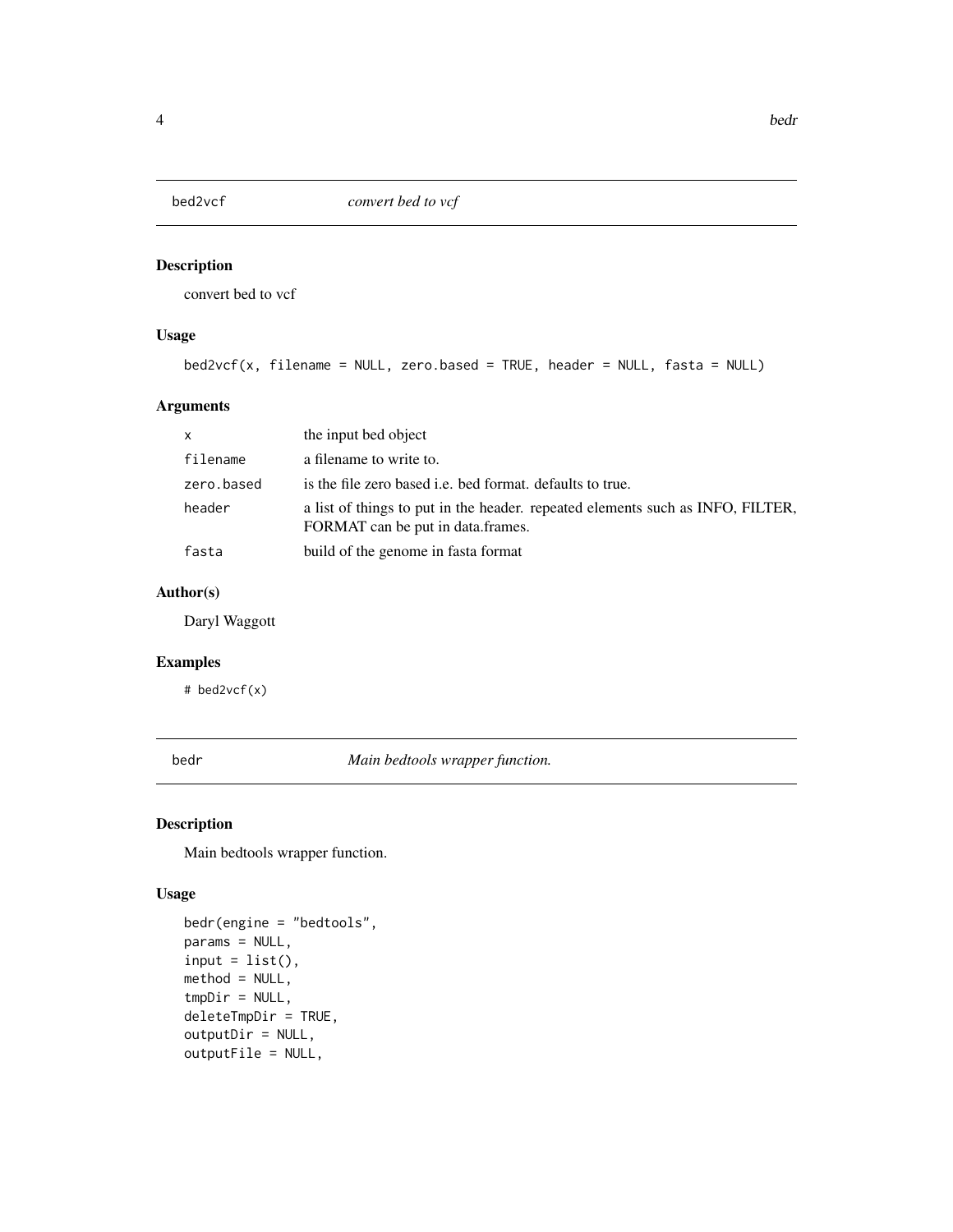## bed2vcf — *convert bed to vcf*

### Description

convert bed to vcf

### Usage

```
bed2vcf(x, filename = NULL, zero.based = TRUE, header = NULL, fasta = NULL)
```

### Arguments

| | |
|---|---|
| x | the input bed object |
| filename | a filename to write to. |
| zero.based | is the file zero based i.e. bed format. defaults to true. |
| header | a list of things to put in the header. repeated elements such as INFO, FILTER, FORMAT can be put in data.frames. |
| fasta | build of the genome in fasta format |

### Author(s)

Daryl Waggott

### Examples

```
# bed2vcf(x)
```

## bedr — *Main bedtools wrapper function.*

### Description

Main bedtools wrapper function.

### Usage

```
bedr(engine = "bedtools",
params = NULL,
input = list(),
method = NULL,
tmpDir = NULL,
deleteTmpDir = TRUE,
outputDir = NULL,
outputFile = NULL,
```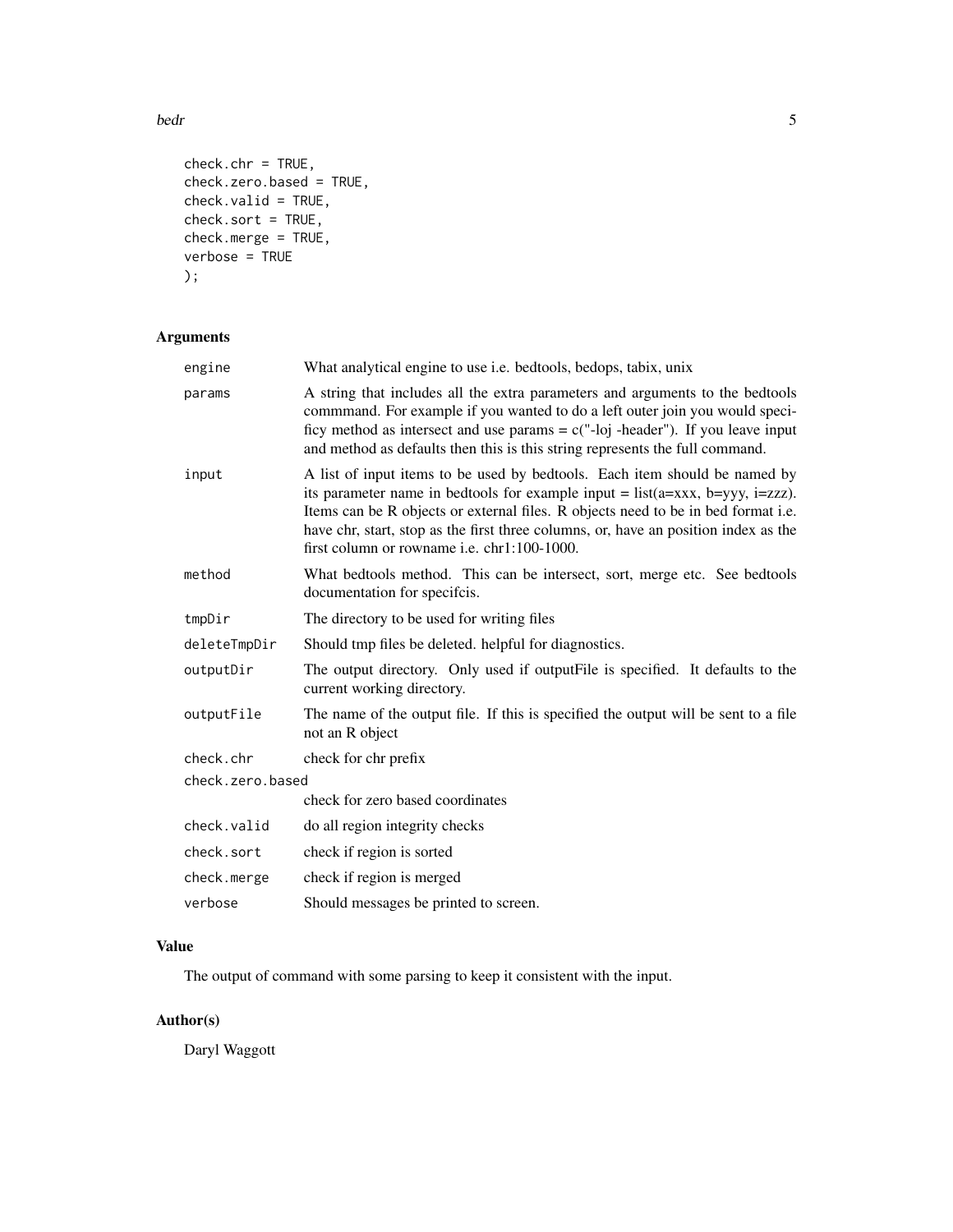```
check.chr = TRUE,
check.zero.based = TRUE,
check.valid = TRUE,
check.sort = TRUE,
check.merge = TRUE,
verbose = TRUE
);
```

### Arguments

| | |
|---|---|
| engine | What analytical engine to use i.e. bedtools, bedops, tabix, unix |
| params | A string that includes all the extra parameters and arguments to the bedtools commmand. For example if you wanted to do a left outer join you would specificy method as intersect and use params = c("-loj -header"). If you leave input and method as defaults then this is this string represents the full command. |
| input | A list of input items to be used by bedtools. Each item should be named by its parameter name in bedtools for example input = list(a=xxx, b=yyy, i=zzz). Items can be R objects or external files. R objects need to be in bed format i.e. have chr, start, stop as the first three columns, or, have an position index as the first column or rowname i.e. chr1:100-1000. |
| method | What bedtools method. This can be intersect, sort, merge etc. See bedtools documentation for specifcis. |
| tmpDir | The directory to be used for writing files |
| deleteTmpDir | Should tmp files be deleted. helpful for diagnostics. |
| outputDir | The output directory. Only used if outputFile is specified. It defaults to the current working directory. |
| outputFile | The name of the output file. If this is specified the output will be sent to a file not an R object |
| check.chr | check for chr prefix |
| check.zero.based | check for zero based coordinates |
| check.valid | do all region integrity checks |
| check.sort | check if region is sorted |
| check.merge | check if region is merged |
| verbose | Should messages be printed to screen. |

### Value

The output of command with some parsing to keep it consistent with the input.

### Author(s)

Daryl Waggott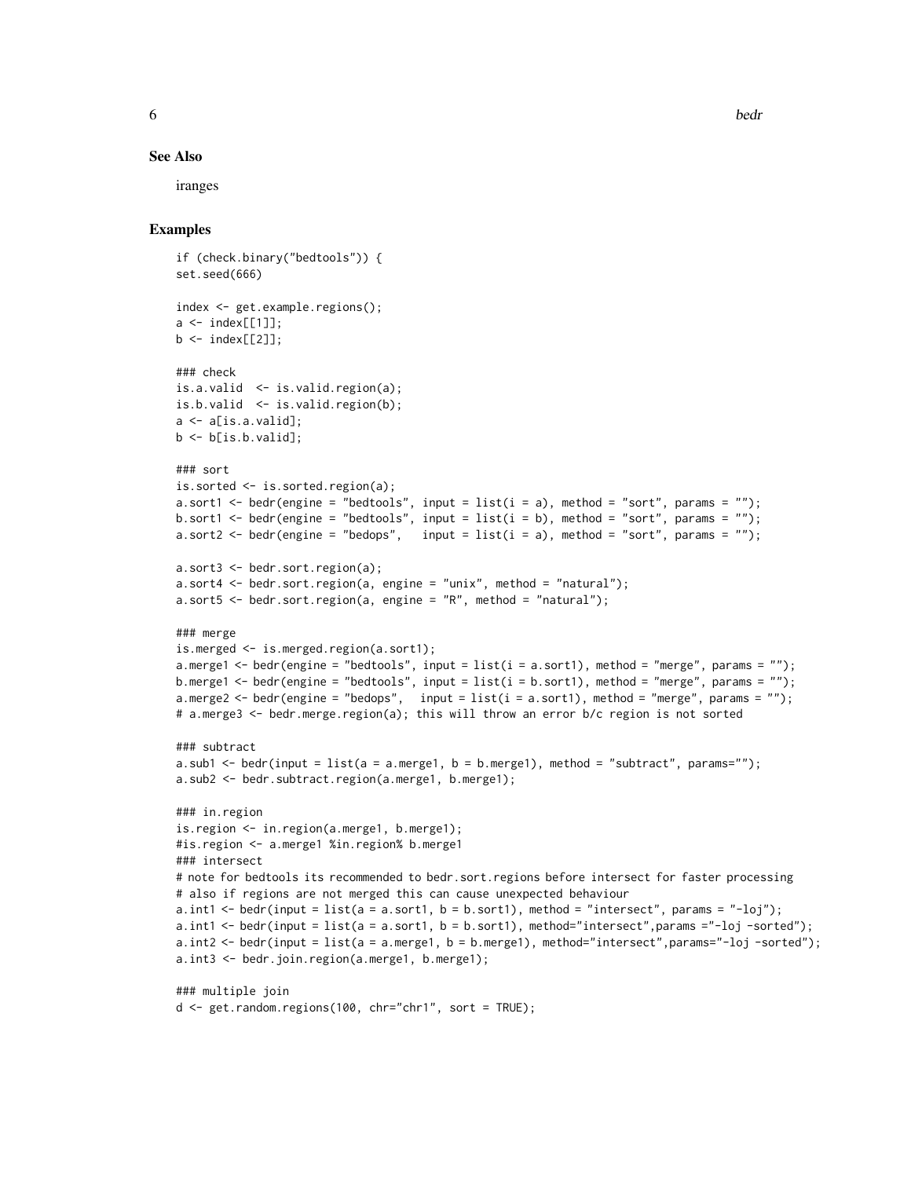## See Also

iranges

## Examples

```
if (check.binary("bedtools")) {
set.seed(666)

index <- get.example.regions();
a <- index[[1]];
b <- index[[2]];

### check
is.a.valid  <- is.valid.region(a);
is.b.valid  <- is.valid.region(b);
a <- a[is.a.valid];
b <- b[is.b.valid];

### sort
is.sorted <- is.sorted.region(a);
a.sort1 <- bedr(engine = "bedtools", input = list(i = a), method = "sort", params = "");
b.sort1 <- bedr(engine = "bedtools", input = list(i = b), method = "sort", params = "");
a.sort2 <- bedr(engine = "bedops",   input = list(i = a), method = "sort", params = "");

a.sort3 <- bedr.sort.region(a);
a.sort4 <- bedr.sort.region(a, engine = "unix", method = "natural");
a.sort5 <- bedr.sort.region(a, engine = "R", method = "natural");

### merge
is.merged <- is.merged.region(a.sort1);
a.merge1 <- bedr(engine = "bedtools", input = list(i = a.sort1), method = "merge", params = "");
b.merge1 <- bedr(engine = "bedtools", input = list(i = b.sort1), method = "merge", params = "");
a.merge2 <- bedr(engine = "bedops",  input = list(i = a.sort1), method = "merge", params = "");
# a.merge3 <- bedr.merge.region(a); this will throw an error b/c region is not sorted

### subtract
a.sub1 <- bedr(input = list(a = a.merge1, b = b.merge1), method = "subtract", params="");
a.sub2 <- bedr.subtract.region(a.merge1, b.merge1);

### in.region
is.region <- in.region(a.merge1, b.merge1);
#is.region <- a.merge1 %in.region% b.merge1
### intersect
# note for bedtools its recommended to bedr.sort.regions before intersect for faster processing
# also if regions are not merged this can cause unexpected behaviour
a.int1 <- bedr(input = list(a = a.sort1, b = b.sort1), method = "intersect", params = "-loj");
a.int1 <- bedr(input = list(a = a.sort1, b = b.sort1), method="intersect",params ="-loj -sorted");
a.int2 <- bedr(input = list(a = a.merge1, b = b.merge1), method="intersect",params="-loj -sorted");
a.int3 <- bedr.join.region(a.merge1, b.merge1);

### multiple join
d <- get.random.regions(100, chr="chr1", sort = TRUE);
```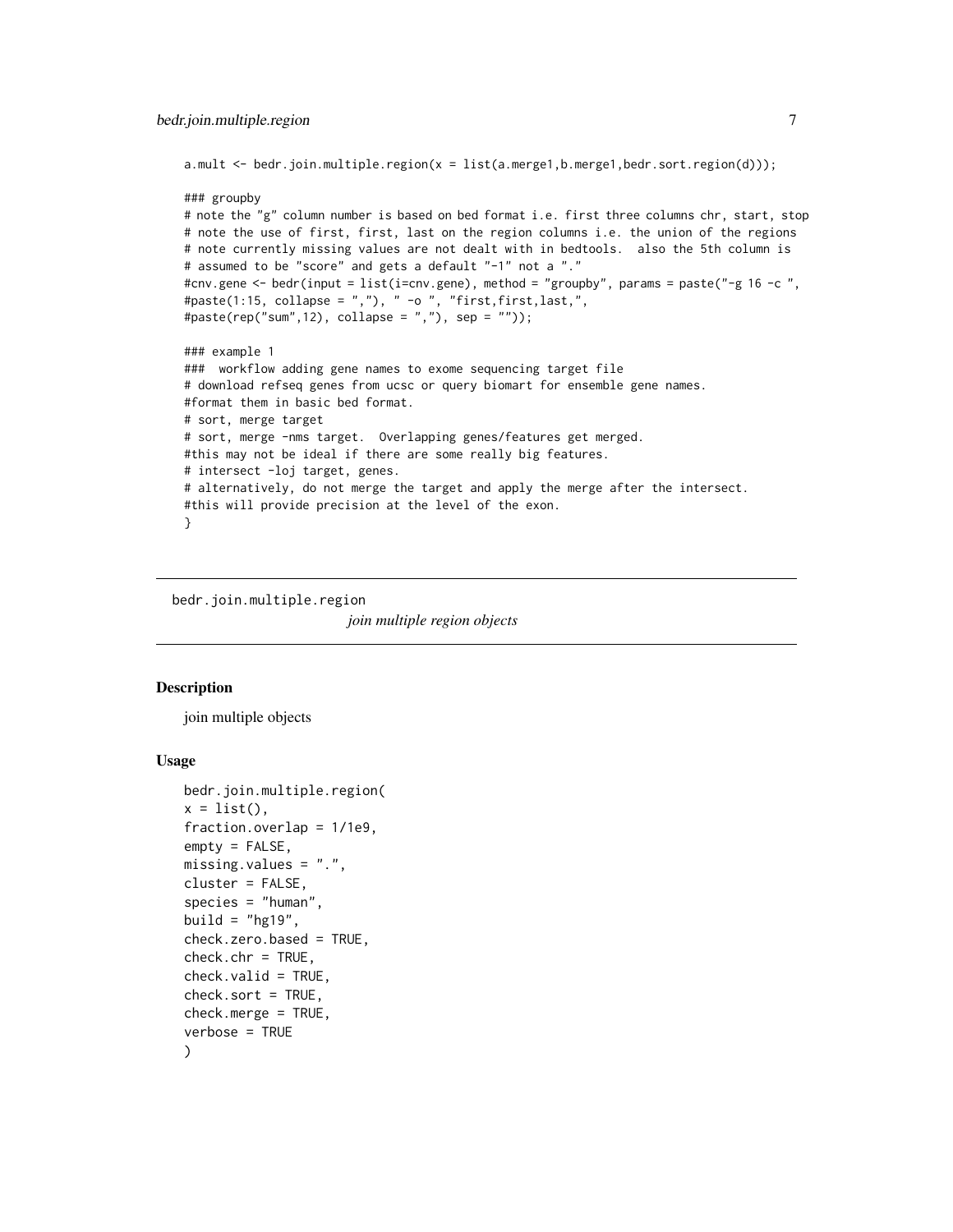```
a.mult <- bedr.join.multiple.region(x = list(a.merge1,b.merge1,bedr.sort.region(d)));

### groupby
# note the "g" column number is based on bed format i.e. first three columns chr, start, stop
# note the use of first, first, last on the region columns i.e. the union of the regions
# note currently missing values are not dealt with in bedtools.  also the 5th column is
# assumed to be "score" and gets a default "-1" not a "."
#cnv.gene <- bedr(input = list(i=cnv.gene), method = "groupby", params = paste("-g 16 -c ",
#paste(1:15, collapse = ","), " -o ", "first,first,last,",
#paste(rep("sum",12), collapse = ","), sep = ""));

### example 1
###  workflow adding gene names to exome sequencing target file
# download refseq genes from ucsc or query biomart for ensemble gene names.
#format them in basic bed format.
# sort, merge target
# sort, merge -nms target.  Overlapping genes/features get merged.
#this may not be ideal if there are some really big features.
# intersect -loj target, genes.
# alternatively, do not merge the target and apply the merge after the intersect.
#this will provide precision at the level of the exon.
}
```

---

## bedr.join.multiple.region

*join multiple region objects*

### Description

join multiple objects

### Usage

```
bedr.join.multiple.region(
x = list(),
fraction.overlap = 1/1e9,
empty = FALSE,
missing.values = ".",
cluster = FALSE,
species = "human",
build = "hg19",
check.zero.based = TRUE,
check.chr = TRUE,
check.valid = TRUE,
check.sort = TRUE,
check.merge = TRUE,
verbose = TRUE
)
```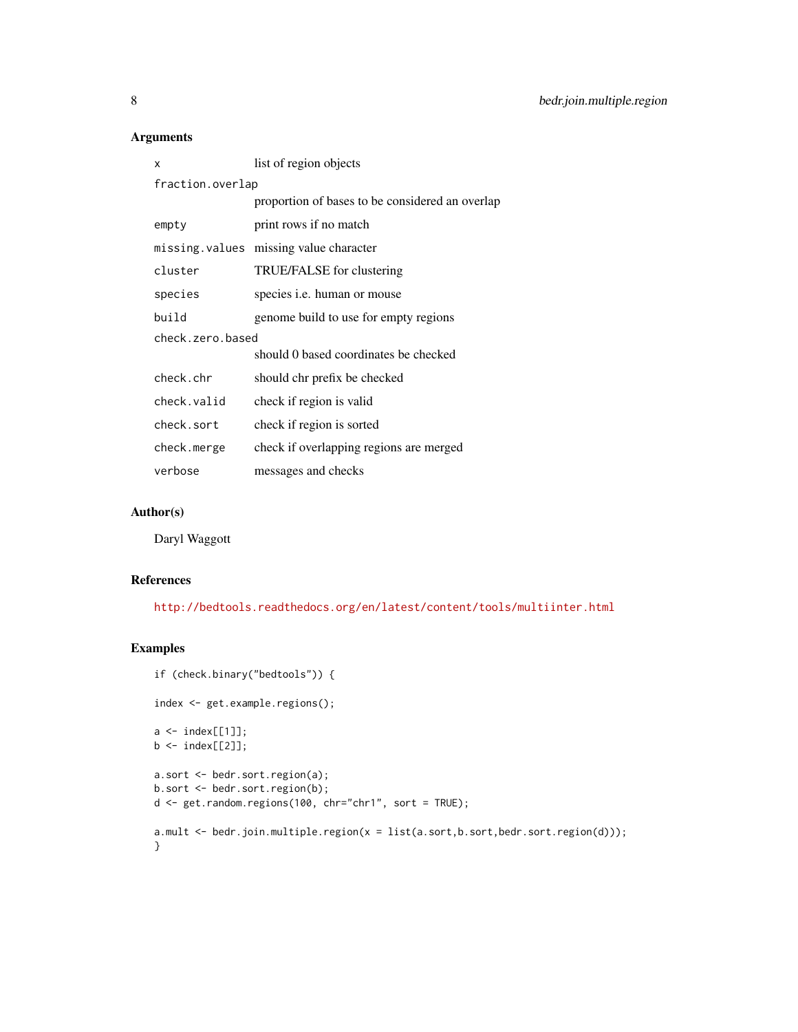## Arguments

| | |
|---|---|
| `x` | list of region objects |
| `fraction.overlap` | proportion of bases to be considered an overlap |
| `empty` | print rows if no match |
| `missing.values` | missing value character |
| `cluster` | TRUE/FALSE for clustering |
| `species` | species i.e. human or mouse |
| `build` | genome build to use for empty regions |
| `check.zero.based` | should 0 based coordinates be checked |
| `check.chr` | should chr prefix be checked |
| `check.valid` | check if region is valid |
| `check.sort` | check if region is sorted |
| `check.merge` | check if overlapping regions are merged |
| `verbose` | messages and checks |

## Author(s)

Daryl Waggott

## References

http://bedtools.readthedocs.org/en/latest/content/tools/multiinter.html

## Examples

```
if (check.binary("bedtools")) {

index <- get.example.regions();

a <- index[[1]];
b <- index[[2]];

a.sort <- bedr.sort.region(a);
b.sort <- bedr.sort.region(b);
d <- get.random.regions(100, chr="chr1", sort = TRUE);

a.mult <- bedr.join.multiple.region(x = list(a.sort,b.sort,bedr.sort.region(d)));
}
```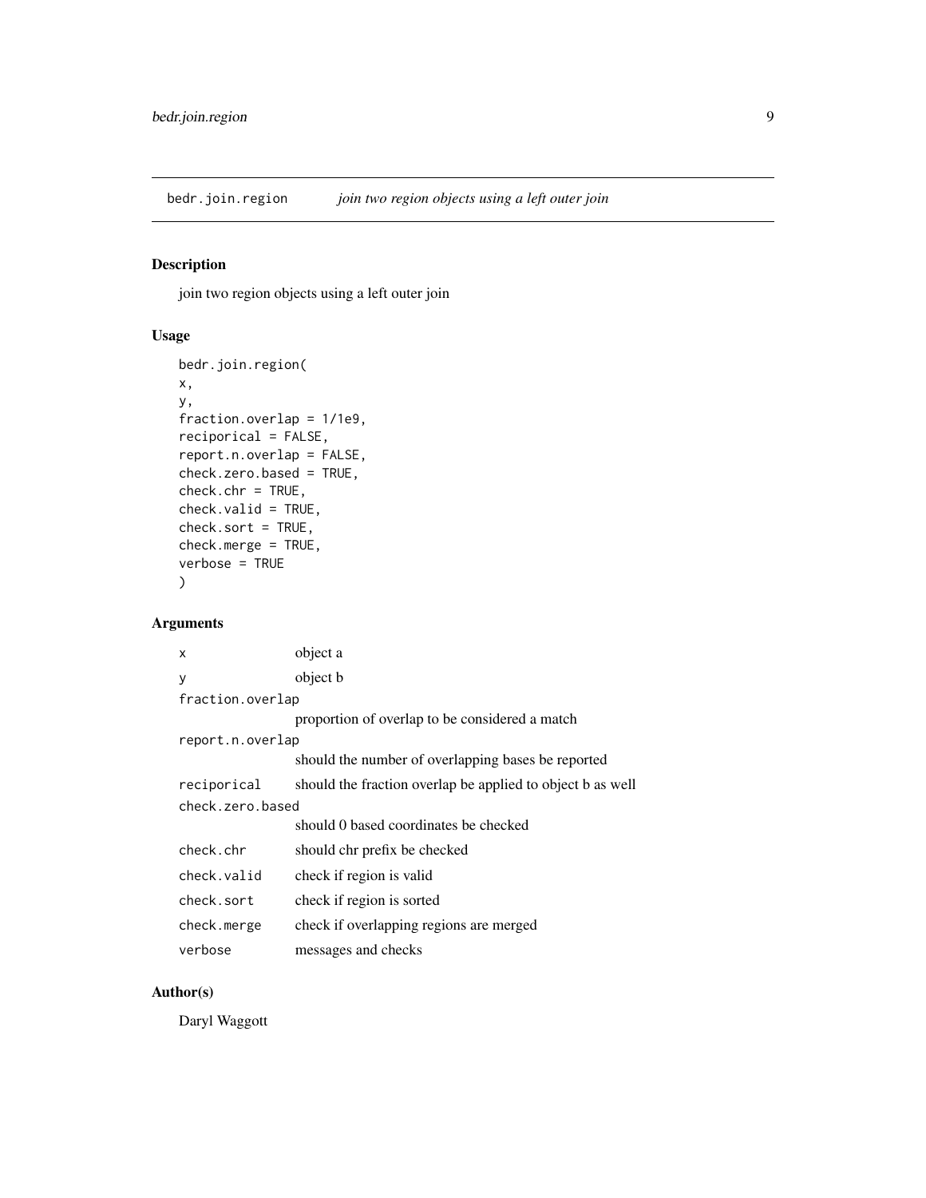## bedr.join.region — *join two region objects using a left outer join*

### Description

join two region objects using a left outer join

### Usage

```
bedr.join.region(
x,
y,
fraction.overlap = 1/1e9,
reciporical = FALSE,
report.n.overlap = FALSE,
check.zero.based = TRUE,
check.chr = TRUE,
check.valid = TRUE,
check.sort = TRUE,
check.merge = TRUE,
verbose = TRUE
)
```

### Arguments

| | |
|---|---|
| `x` | object a |
| `y` | object b |
| `fraction.overlap` | proportion of overlap to be considered a match |
| `report.n.overlap` | should the number of overlapping bases be reported |
| `reciporical` | should the fraction overlap be applied to object b as well |
| `check.zero.based` | should 0 based coordinates be checked |
| `check.chr` | should chr prefix be checked |
| `check.valid` | check if region is valid |
| `check.sort` | check if region is sorted |
| `check.merge` | check if overlapping regions are merged |
| `verbose` | messages and checks |

### Author(s)

Daryl Waggott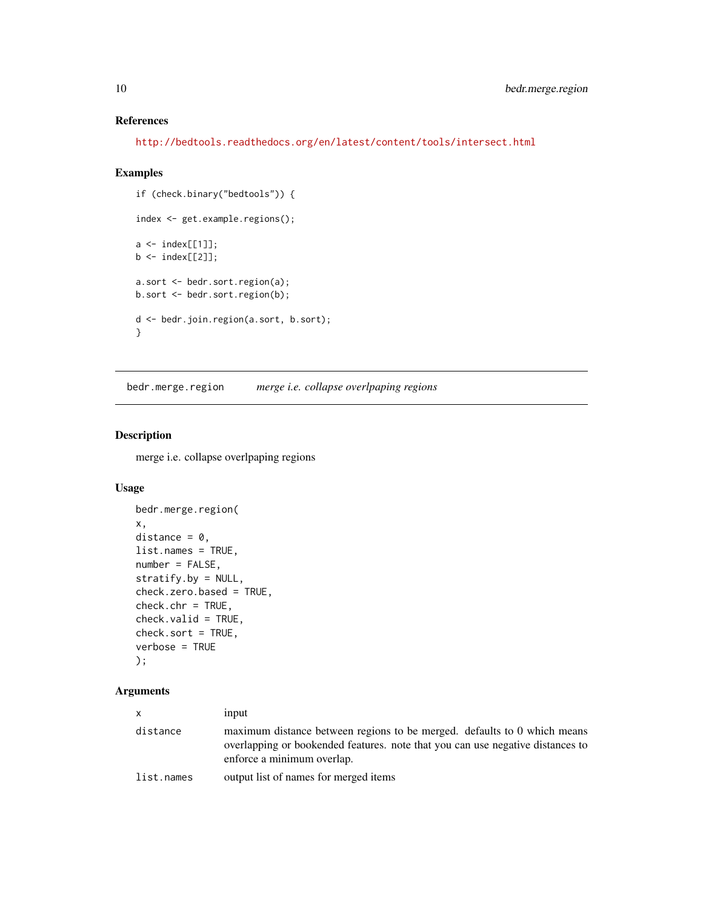### References

http://bedtools.readthedocs.org/en/latest/content/tools/intersect.html

### Examples

```
if (check.binary("bedtools")) {

index <- get.example.regions();

a <- index[[1]];
b <- index[[2]];

a.sort <- bedr.sort.region(a);
b.sort <- bedr.sort.region(b);

d <- bedr.join.region(a.sort, b.sort);
}
```

---

## bedr.merge.region *merge i.e. collapse overlpaping regions*

---

### Description

merge i.e. collapse overlpaping regions

### Usage

```
bedr.merge.region(
x,
distance = 0,
list.names = TRUE,
number = FALSE,
stratify.by = NULL,
check.zero.based = TRUE,
check.chr = TRUE,
check.valid = TRUE,
check.sort = TRUE,
verbose = TRUE
);
```

### Arguments

| | |
|---|---|
| x | input |
| distance | maximum distance between regions to be merged. defaults to 0 which means overlapping or bookended features. note that you can use negative distances to enforce a minimum overlap. |
| list.names | output list of names for merged items |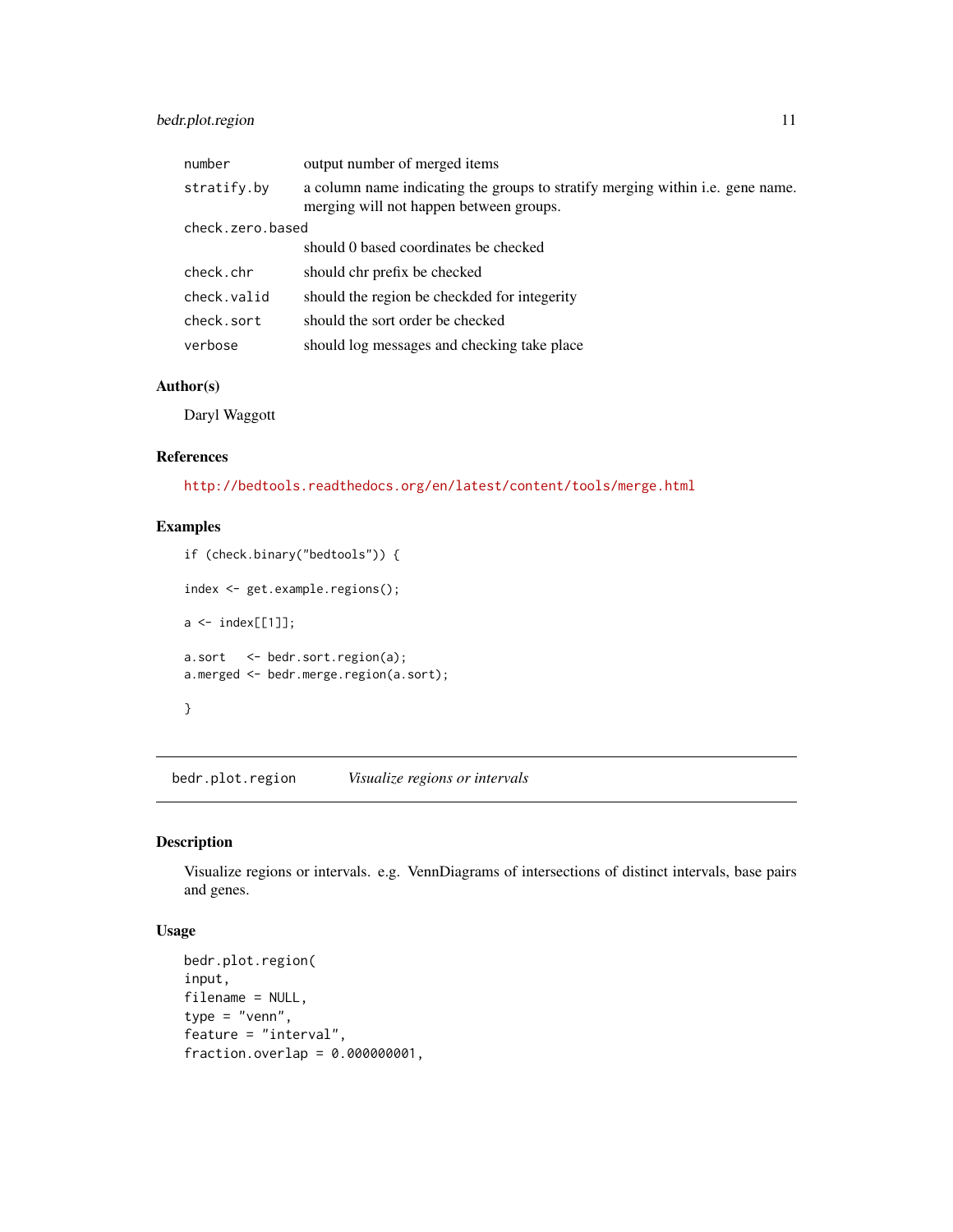| | |
|---|---|
| `number` | output number of merged items |
| `stratify.by` | a column name indicating the groups to stratify merging within i.e. gene name. merging will not happen between groups. |
| `check.zero.based` | should 0 based coordinates be checked |
| `check.chr` | should chr prefix be checked |
| `check.valid` | should the region be checkded for integerity |
| `check.sort` | should the sort order be checked |
| `verbose` | should log messages and checking take place |

### Author(s)

Daryl Waggott

### References

http://bedtools.readthedocs.org/en/latest/content/tools/merge.html

### Examples

```
if (check.binary("bedtools")) {

index <- get.example.regions();

a <- index[[1]];

a.sort   <- bedr.sort.region(a);
a.merged <- bedr.merge.region(a.sort);

}
```

---

## bedr.plot.region — *Visualize regions or intervals*

### Description

Visualize regions or intervals. e.g. VennDiagrams of intersections of distinct intervals, base pairs and genes.

### Usage

```
bedr.plot.region(
input,
filename = NULL,
type = "venn",
feature = "interval",
fraction.overlap = 0.000000001,
```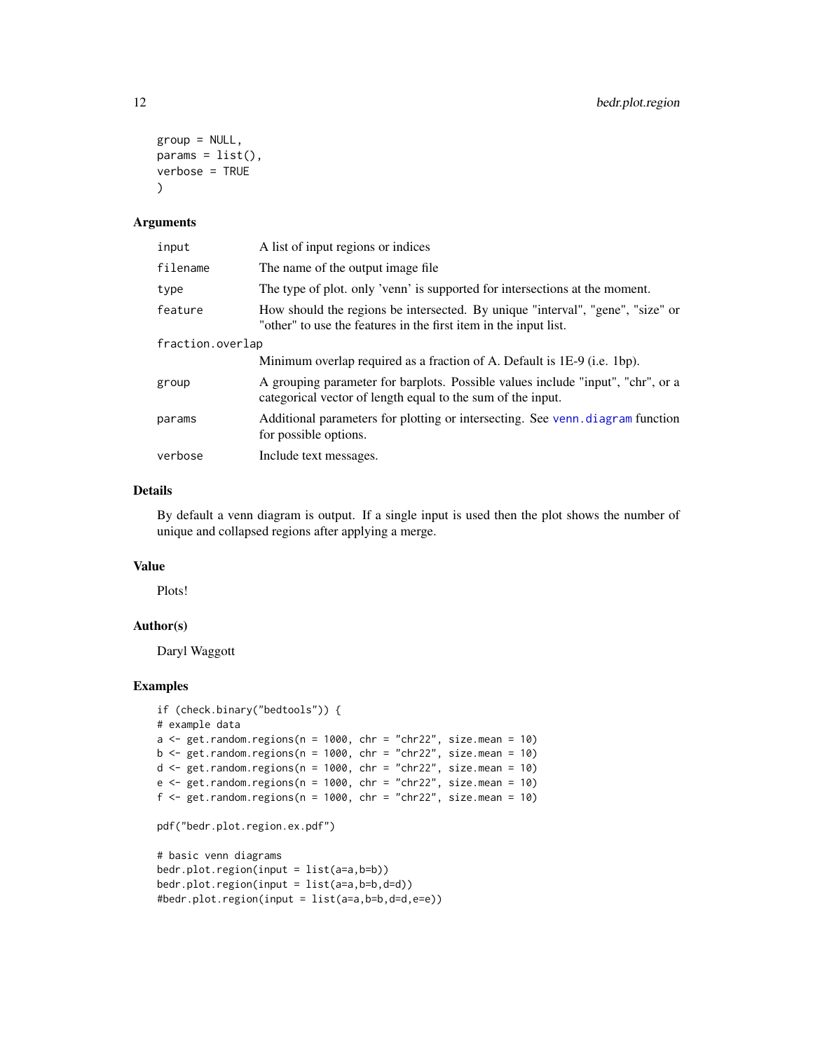```
group = NULL,
params = list(),
verbose = TRUE
)
```

## Arguments

| | |
|---|---|
| input | A list of input regions or indices |
| filename | The name of the output image file |
| type | The type of plot. only 'venn' is supported for intersections at the moment. |
| feature | How should the regions be intersected. By unique "interval", "gene", "size" or "other" to use the features in the first item in the input list. |
| fraction.overlap | Minimum overlap required as a fraction of A. Default is 1E-9 (i.e. 1bp). |
| group | A grouping parameter for barplots. Possible values include "input", "chr", or a categorical vector of length equal to the sum of the input. |
| params | Additional parameters for plotting or intersecting. See venn.diagram function for possible options. |
| verbose | Include text messages. |

## Details

By default a venn diagram is output. If a single input is used then the plot shows the number of unique and collapsed regions after applying a merge.

## Value

Plots!

## Author(s)

Daryl Waggott

## Examples

```
if (check.binary("bedtools")) {
# example data
a <- get.random.regions(n = 1000, chr = "chr22", size.mean = 10)
b <- get.random.regions(n = 1000, chr = "chr22", size.mean = 10)
d <- get.random.regions(n = 1000, chr = "chr22", size.mean = 10)
e <- get.random.regions(n = 1000, chr = "chr22", size.mean = 10)
f <- get.random.regions(n = 1000, chr = "chr22", size.mean = 10)

pdf("bedr.plot.region.ex.pdf")

# basic venn diagrams
bedr.plot.region(input = list(a=a,b=b))
bedr.plot.region(input = list(a=a,b=b,d=d))
#bedr.plot.region(input = list(a=a,b=b,d=d,e=e))
```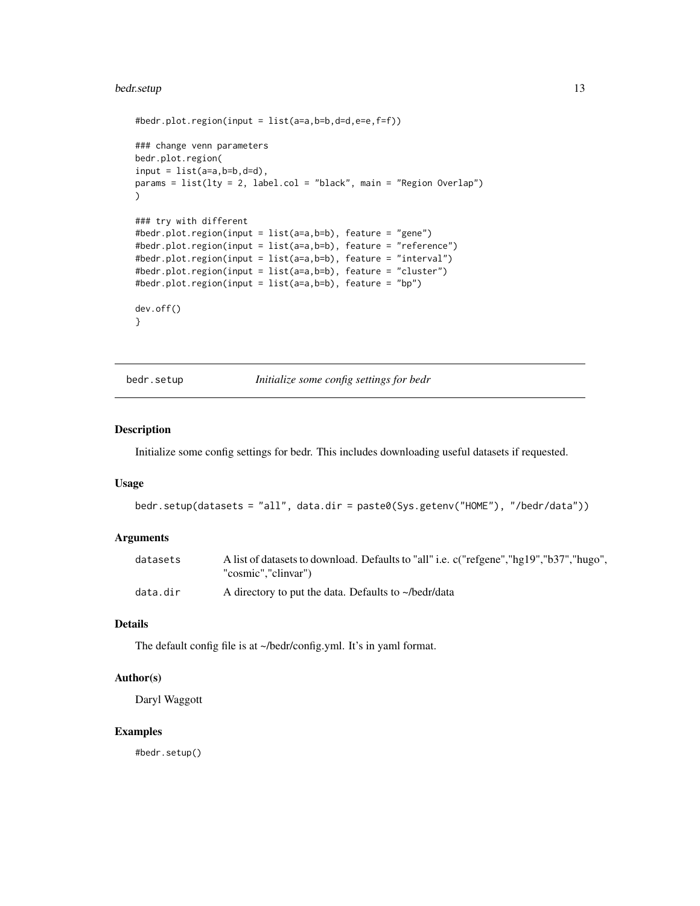```
#bedr.plot.region(input = list(a=a,b=b,d=d,e=e,f=f))

### change venn parameters
bedr.plot.region(
input = list(a=a,b=b,d=d),
params = list(lty = 2, label.col = "black", main = "Region Overlap")
)

### try with different
#bedr.plot.region(input = list(a=a,b=b), feature = "gene")
#bedr.plot.region(input = list(a=a,b=b), feature = "reference")
#bedr.plot.region(input = list(a=a,b=b), feature = "interval")
#bedr.plot.region(input = list(a=a,b=b), feature = "cluster")
#bedr.plot.region(input = list(a=a,b=b), feature = "bp")

dev.off()
}
```

---

## bedr.setup — *Initialize some config settings for bedr*

### Description

Initialize some config settings for bedr. This includes downloading useful datasets if requested.

### Usage

```
bedr.setup(datasets = "all", data.dir = paste0(Sys.getenv("HOME"), "/bedr/data"))
```

### Arguments

| | |
|---|---|
| datasets | A list of datasets to download. Defaults to "all" i.e. c("refgene","hg19","b37","hugo", "cosmic","clinvar") |
| data.dir | A directory to put the data. Defaults to ~/bedr/data |

### Details

The default config file is at ~/bedr/config.yml. It's in yaml format.

### Author(s)

Daryl Waggott

### Examples

```
#bedr.setup()
```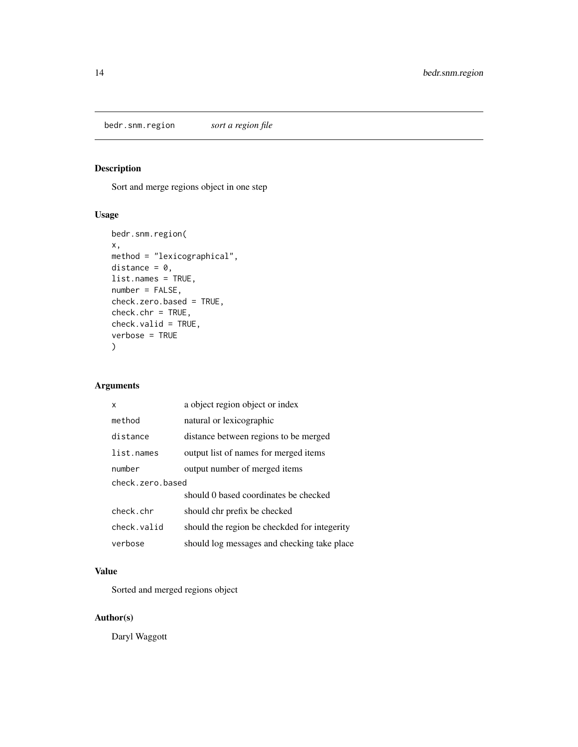# bedr.snm.region *sort a region file*

## Description

Sort and merge regions object in one step

## Usage

```
bedr.snm.region(
x,
method = "lexicographical",
distance = 0,
list.names = TRUE,
number = FALSE,
check.zero.based = TRUE,
check.chr = TRUE,
check.valid = TRUE,
verbose = TRUE
)
```

## Arguments

| | |
|---|---|
| x | a object region object or index |
| method | natural or lexicographic |
| distance | distance between regions to be merged |
| list.names | output list of names for merged items |
| number | output number of merged items |
| check.zero.based | should 0 based coordinates be checked |
| check.chr | should chr prefix be checked |
| check.valid | should the region be checkded for integerity |
| verbose | should log messages and checking take place |

## Value

Sorted and merged regions object

## Author(s)

Daryl Waggott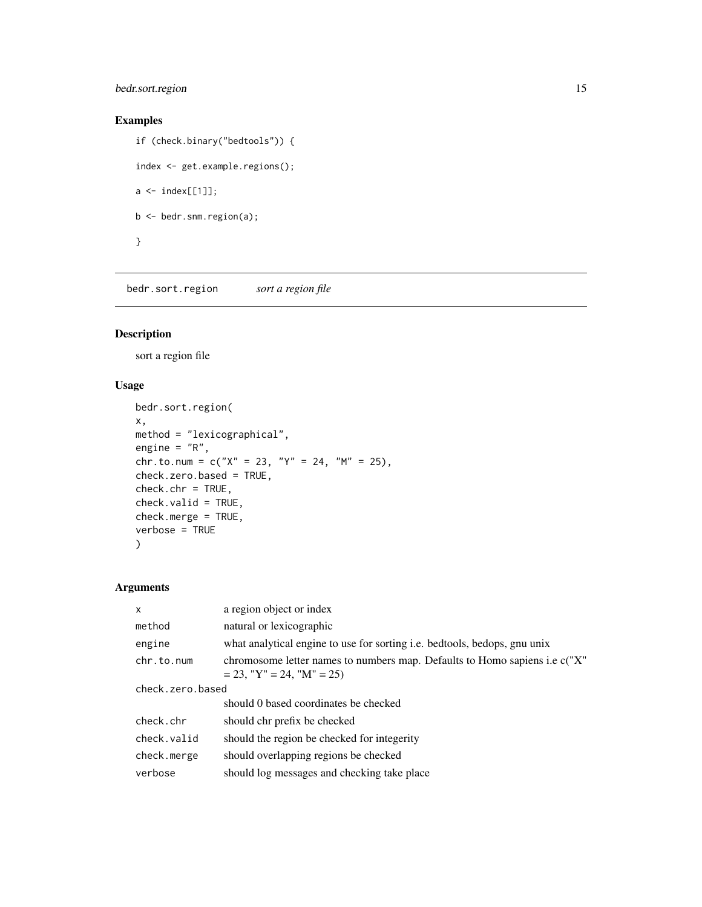## Examples

```
if (check.binary("bedtools")) {

index <- get.example.regions();

a <- index[[1]];

b <- bedr.snm.region(a);

}
```

---

`bedr.sort.region` *sort a region file*

---

## Description

sort a region file

## Usage

```
bedr.sort.region(
x,
method = "lexicographical",
engine = "R",
chr.to.num = c("X" = 23, "Y" = 24, "M" = 25),
check.zero.based = TRUE,
check.chr = TRUE,
check.valid = TRUE,
check.merge = TRUE,
verbose = TRUE
)
```

## Arguments

| | |
|---|---|
| `x` | a region object or index |
| `method` | natural or lexicographic |
| `engine` | what analytical engine to use for sorting i.e. bedtools, bedops, gnu unix |
| `chr.to.num` | chromosome letter names to numbers map. Defaults to Homo sapiens i.e c("X" = 23, "Y" = 24, "M" = 25) |
| `check.zero.based` | should 0 based coordinates be checked |
| `check.chr` | should chr prefix be checked |
| `check.valid` | should the region be checked for integerity |
| `check.merge` | should overlapping regions be checked |
| `verbose` | should log messages and checking take place |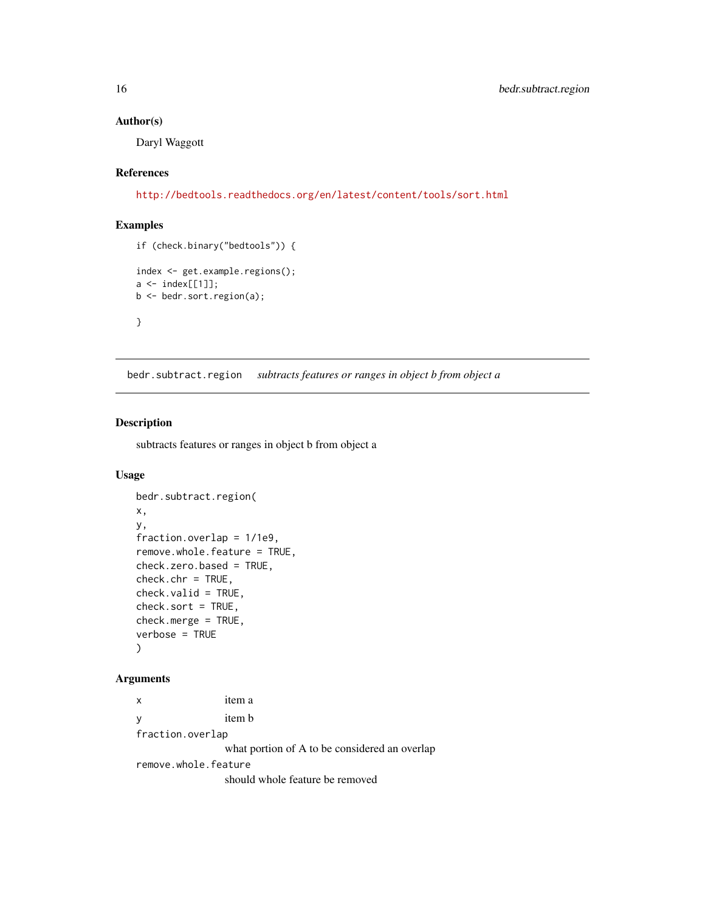### Author(s)

Daryl Waggott

### References

http://bedtools.readthedocs.org/en/latest/content/tools/sort.html

### Examples

```
if (check.binary("bedtools")) {

index <- get.example.regions();
a <- index[[1]];
b <- bedr.sort.region(a);

}
```

---

## bedr.subtract.region *subtracts features or ranges in object b from object a*

---

### Description

subtracts features or ranges in object b from object a

### Usage

```
bedr.subtract.region(
x,
y,
fraction.overlap = 1/1e9,
remove.whole.feature = TRUE,
check.zero.based = TRUE,
check.chr = TRUE,
check.valid = TRUE,
check.sort = TRUE,
check.merge = TRUE,
verbose = TRUE
)
```

### Arguments

`x` item a

`y` item b

`fraction.overlap`
what portion of A to be considered an overlap

`remove.whole.feature`
should whole feature be removed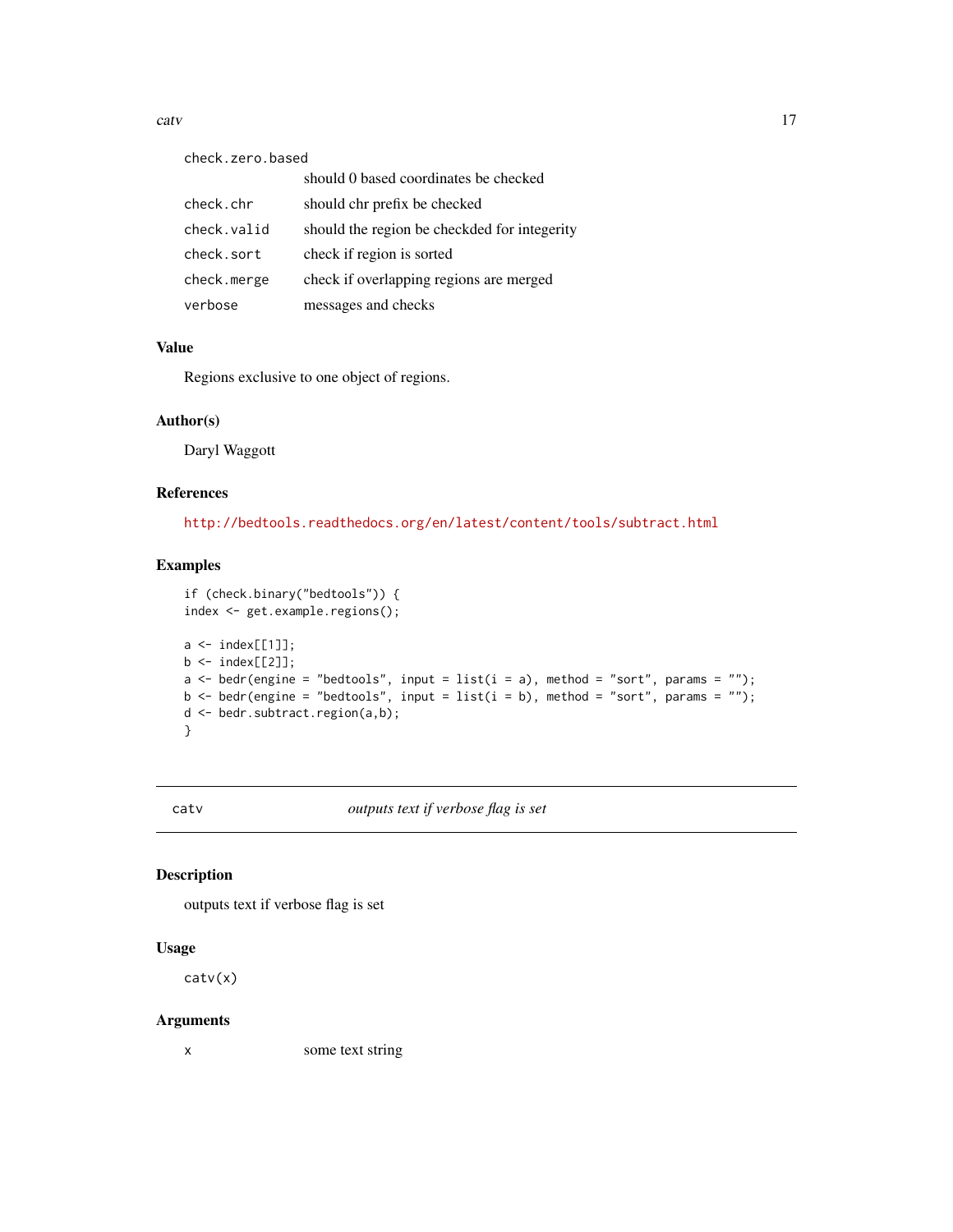| | |
|---|---|
| check.zero.based | should 0 based coordinates be checked |
| check.chr | should chr prefix be checked |
| check.valid | should the region be checkded for integerity |
| check.sort | check if region is sorted |
| check.merge | check if overlapping regions are merged |
| verbose | messages and checks |

## Value

Regions exclusive to one object of regions.

## Author(s)

Daryl Waggott

## References

http://bedtools.readthedocs.org/en/latest/content/tools/subtract.html

## Examples

```
if (check.binary("bedtools")) {
index <- get.example.regions();

a <- index[[1]];
b <- index[[2]];
a <- bedr(engine = "bedtools", input = list(i = a), method = "sort", params = "");
b <- bedr(engine = "bedtools", input = list(i = b), method = "sort", params = "");
d <- bedr.subtract.region(a,b);
}
```

---

# catv — *outputs text if verbose flag is set*

## Description

outputs text if verbose flag is set

## Usage

```
catv(x)
```

## Arguments

| | |
|---|---|
| x | some text string |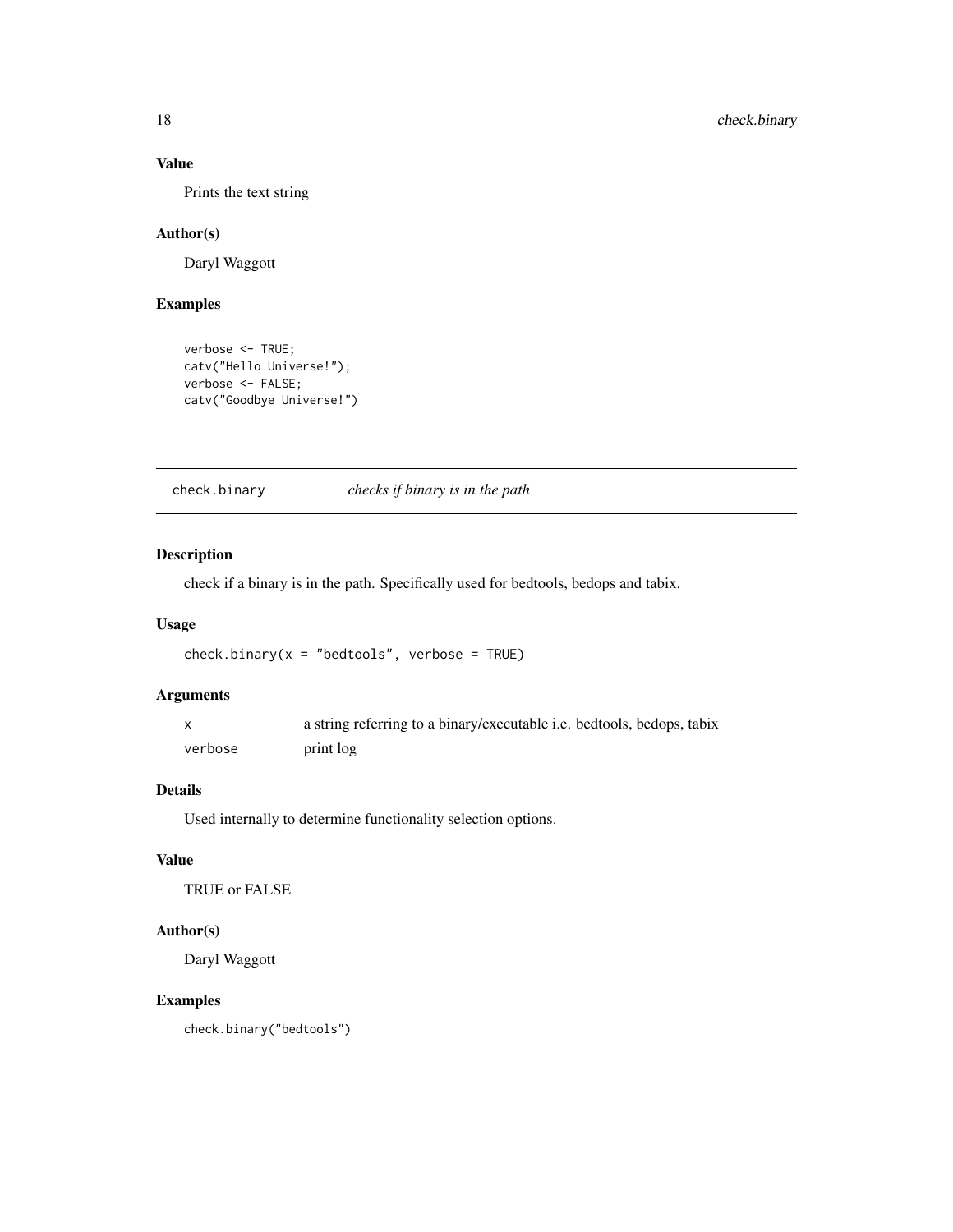### Value

Prints the text string

### Author(s)

Daryl Waggott

### Examples

```
verbose <- TRUE;
catv("Hello Universe!");
verbose <- FALSE;
catv("Goodbye Universe!")
```

---

## check.binary *checks if binary is in the path*

---

### Description

check if a binary is in the path. Specifically used for bedtools, bedops and tabix.

### Usage

```
check.binary(x = "bedtools", verbose = TRUE)
```

### Arguments

| | |
|---|---|
| x | a string referring to a binary/executable i.e. bedtools, bedops, tabix |
| verbose | print log |

### Details

Used internally to determine functionality selection options.

### Value

TRUE or FALSE

### Author(s)

Daryl Waggott

### Examples

```
check.binary("bedtools")
```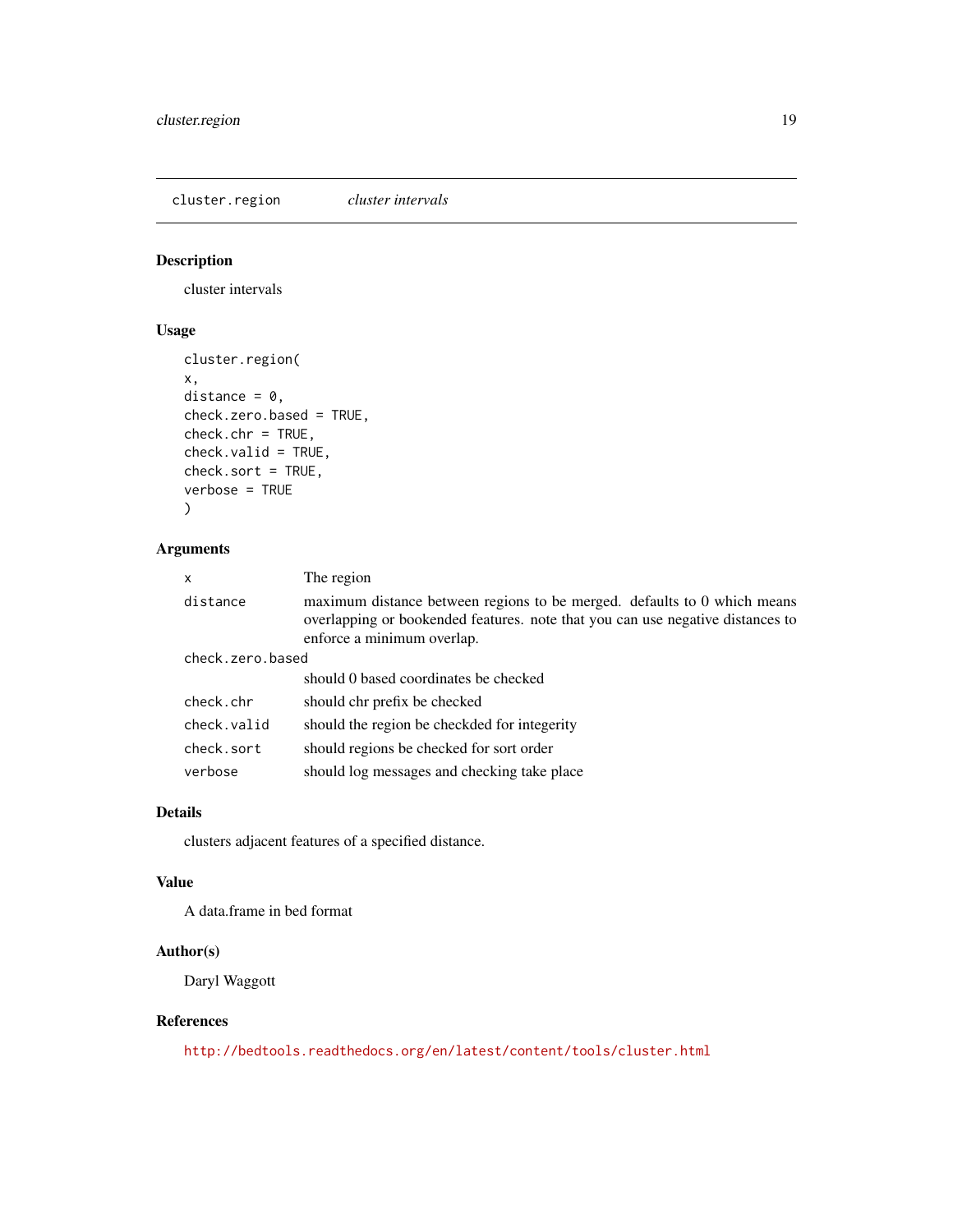# cluster.region *cluster intervals*

## Description

cluster intervals

## Usage

```
cluster.region(
x,
distance = 0,
check.zero.based = TRUE,
check.chr = TRUE,
check.valid = TRUE,
check.sort = TRUE,
verbose = TRUE
)
```

## Arguments

| | |
|---|---|
| `x` | The region |
| `distance` | maximum distance between regions to be merged. defaults to 0 which means overlapping or bookended features. note that you can use negative distances to enforce a minimum overlap. |
| `check.zero.based` | should 0 based coordinates be checked |
| `check.chr` | should chr prefix be checked |
| `check.valid` | should the region be checkded for integerity |
| `check.sort` | should regions be checked for sort order |
| `verbose` | should log messages and checking take place |

## Details

clusters adjacent features of a specified distance.

## Value

A data.frame in bed format

## Author(s)

Daryl Waggott

## References

http://bedtools.readthedocs.org/en/latest/content/tools/cluster.html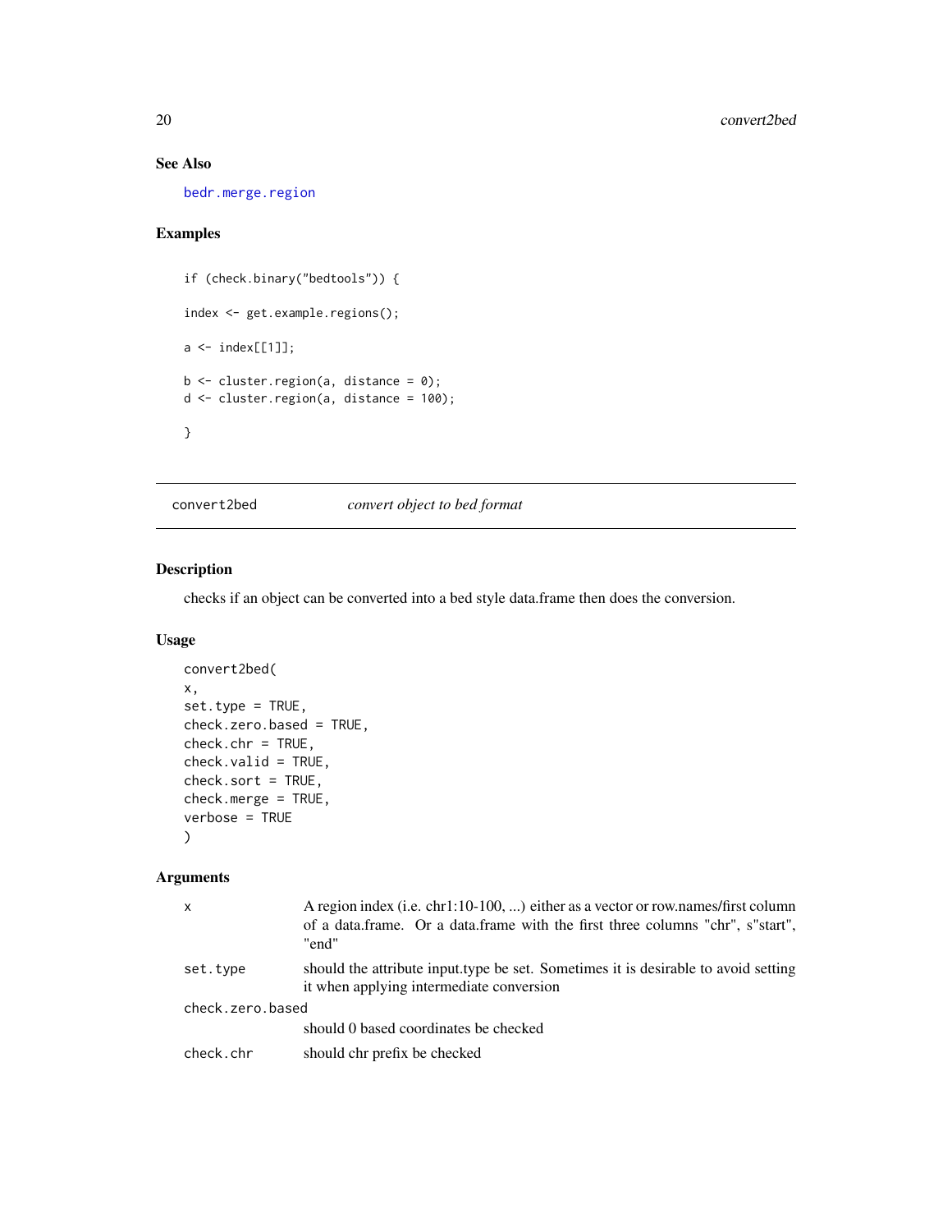### See Also

bedr.merge.region

### Examples

```
if (check.binary("bedtools")) {

index <- get.example.regions();

a <- index[[1]];

b <- cluster.region(a, distance = 0);
d <- cluster.region(a, distance = 100);

}
```

---

## convert2bed *convert object to bed format*

### Description

checks if an object can be converted into a bed style data.frame then does the conversion.

### Usage

```
convert2bed(
x,
set.type = TRUE,
check.zero.based = TRUE,
check.chr = TRUE,
check.valid = TRUE,
check.sort = TRUE,
check.merge = TRUE,
verbose = TRUE
)
```

### Arguments

| | |
|---|---|
| x | A region index (i.e. chr1:10-100, ...) either as a vector or row.names/first column of a data.frame. Or a data.frame with the first three columns "chr", s"start", "end" |
| set.type | should the attribute input.type be set. Sometimes it is desirable to avoid setting it when applying intermediate conversion |
| check.zero.based | should 0 based coordinates be checked |
| check.chr | should chr prefix be checked |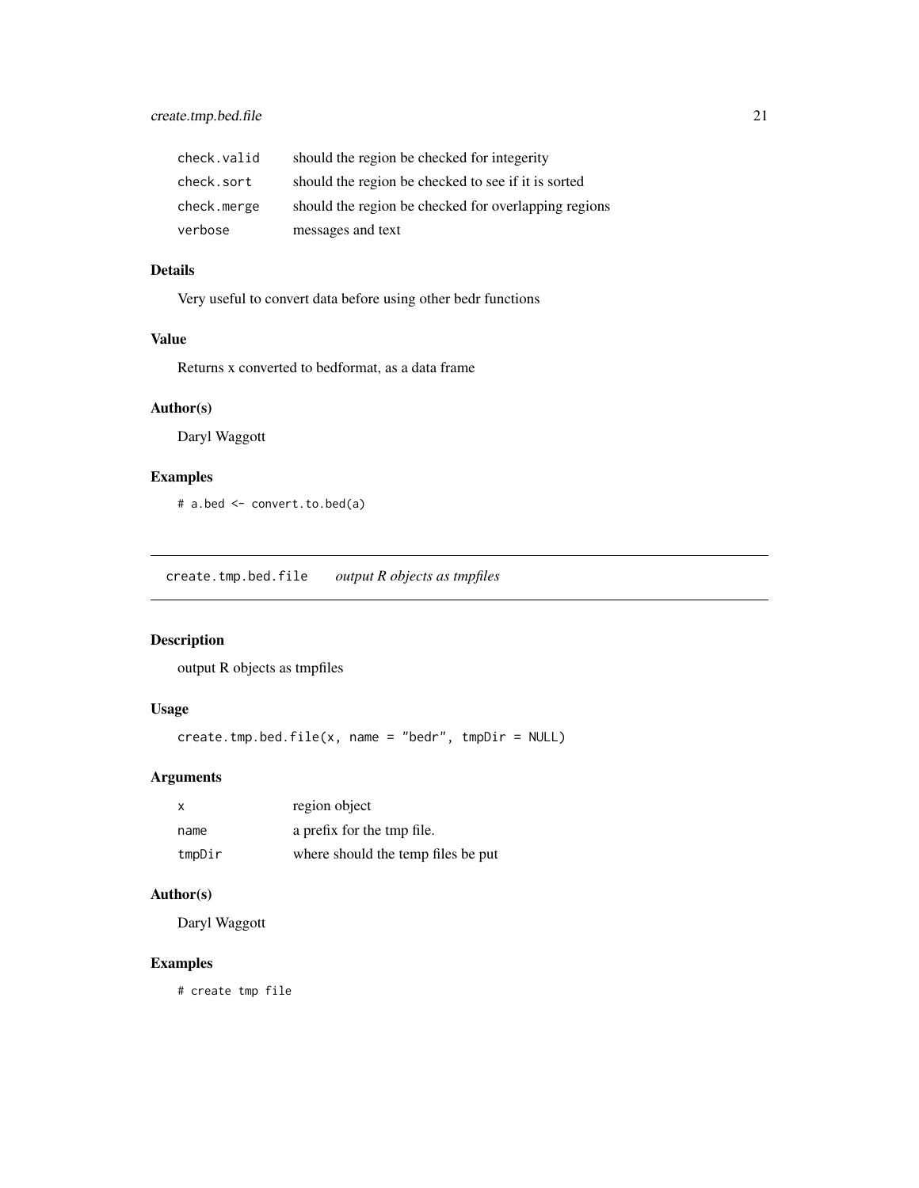| | |
|---|---|
| check.valid | should the region be checked for integerity |
| check.sort | should the region be checked to see if it is sorted |
| check.merge | should the region be checked for overlapping regions |
| verbose | messages and text |

### Details

Very useful to convert data before using other bedr functions

### Value

Returns x converted to bedformat, as a data frame

### Author(s)

Daryl Waggott

### Examples

```
# a.bed <- convert.to.bed(a)
```

---

## create.tmp.bed.file *output R objects as tmpfiles*

---

### Description

output R objects as tmpfiles

### Usage

```
create.tmp.bed.file(x, name = "bedr", tmpDir = NULL)
```

### Arguments

| | |
|---|---|
| x | region object |
| name | a prefix for the tmp file. |
| tmpDir | where should the temp files be put |

### Author(s)

Daryl Waggott

### Examples

```
# create tmp file
```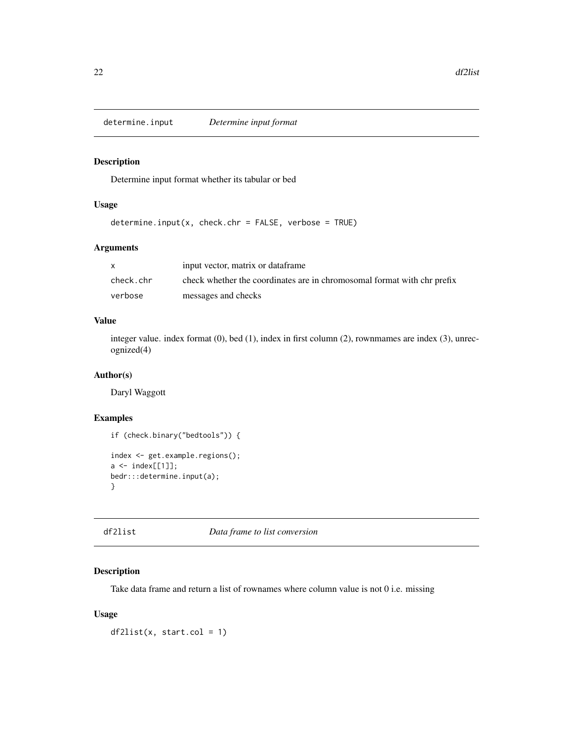## determine.input *Determine input format*

### Description

Determine input format whether its tabular or bed

### Usage

```
determine.input(x, check.chr = FALSE, verbose = TRUE)
```

### Arguments

| | |
|---|---|
| x | input vector, matrix or dataframe |
| check.chr | check whether the coordinates are in chromosomal format with chr prefix |
| verbose | messages and checks |

### Value

integer value. index format (0), bed (1), index in first column (2), rownmames are index (3), unrecognized(4)

### Author(s)

Daryl Waggott

### Examples

```
if (check.binary("bedtools")) {

index <- get.example.regions();
a <- index[[1]];
bedr:::determine.input(a);
}
```

## df2list *Data frame to list conversion*

### Description

Take data frame and return a list of rownames where column value is not 0 i.e. missing

### Usage

```
df2list(x, start.col = 1)
```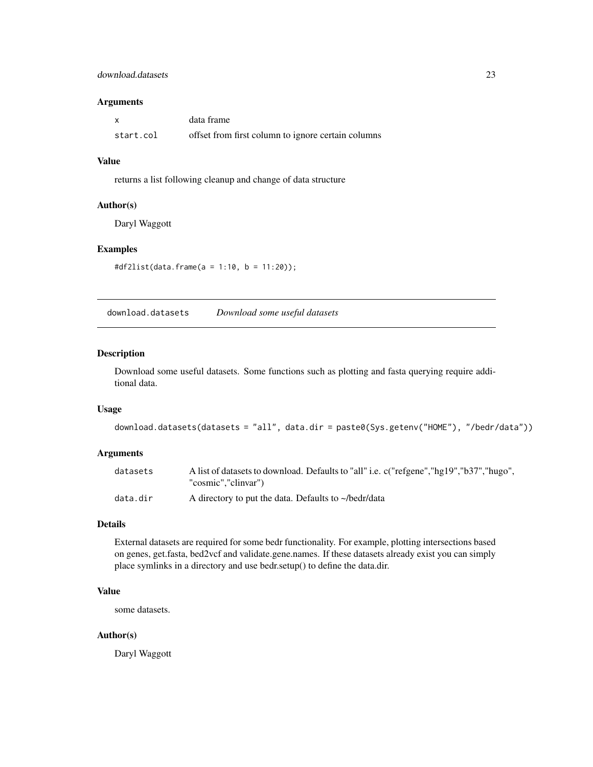### Arguments

| | |
|---|---|
| `x` | data frame |
| `start.col` | offset from first column to ignore certain columns |

### Value

returns a list following cleanup and change of data structure

### Author(s)

Daryl Waggott

### Examples

```
#df2list(data.frame(a = 1:10, b = 11:20));
```

---

## download.datasets *Download some useful datasets*

### Description

Download some useful datasets. Some functions such as plotting and fasta querying require additional data.

### Usage

```
download.datasets(datasets = "all", data.dir = paste0(Sys.getenv("HOME"), "/bedr/data"))
```

### Arguments

| | |
|---|---|
| `datasets` | A list of datasets to download. Defaults to "all" i.e. c("refgene","hg19","b37","hugo", "cosmic","clinvar") |
| `data.dir` | A directory to put the data. Defaults to ~/bedr/data |

### Details

External datasets are required for some bedr functionality. For example, plotting intersections based on genes, get.fasta, bed2vcf and validate.gene.names. If these datasets already exist you can simply place symlinks in a directory and use bedr.setup() to define the data.dir.

### Value

some datasets.

### Author(s)

Daryl Waggott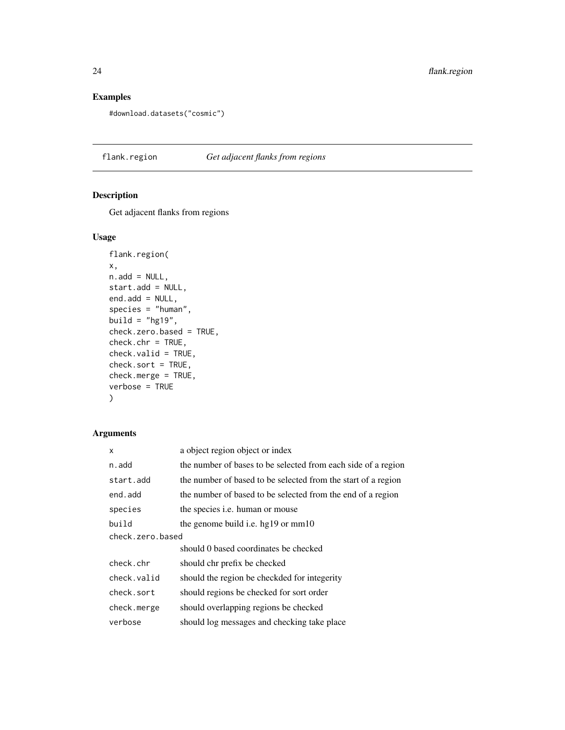## Examples

```
#download.datasets("cosmic")
```

---

# flank.region — *Get adjacent flanks from regions*

## Description

Get adjacent flanks from regions

## Usage

```
flank.region(
x,
n.add = NULL,
start.add = NULL,
end.add = NULL,
species = "human",
build = "hg19",
check.zero.based = TRUE,
check.chr = TRUE,
check.valid = TRUE,
check.sort = TRUE,
check.merge = TRUE,
verbose = TRUE
)
```

## Arguments

| Argument | Description |
|---|---|
| x | a object region object or index |
| n.add | the number of bases to be selected from each side of a region |
| start.add | the number of based to be selected from the start of a region |
| end.add | the number of based to be selected from the end of a region |
| species | the species i.e. human or mouse |
| build | the genome build i.e. hg19 or mm10 |
| check.zero.based | should 0 based coordinates be checked |
| check.chr | should chr prefix be checked |
| check.valid | should the region be checkded for integerity |
| check.sort | should regions be checked for sort order |
| check.merge | should overlapping regions be checked |
| verbose | should log messages and checking take place |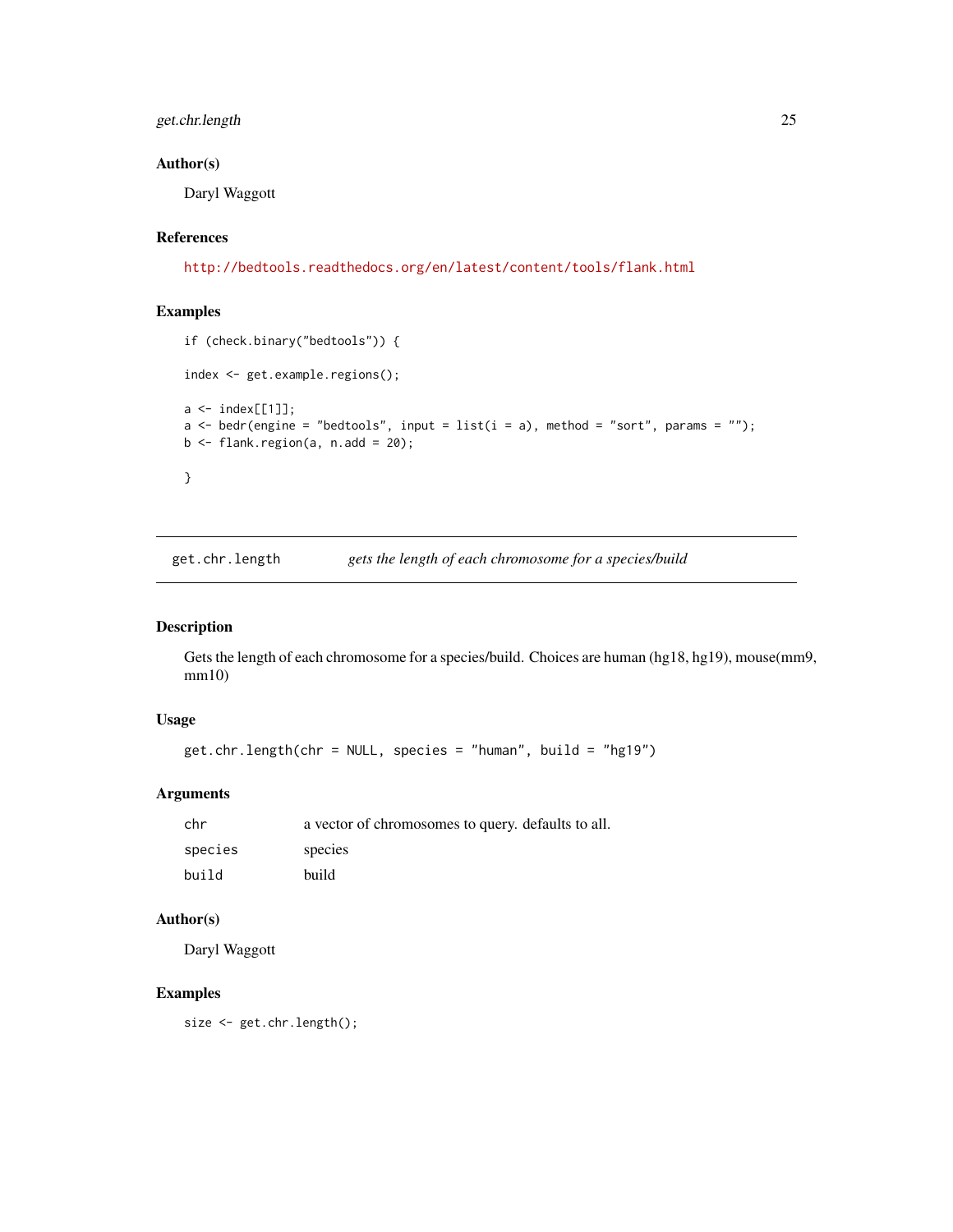## Author(s)

Daryl Waggott

## References

http://bedtools.readthedocs.org/en/latest/content/tools/flank.html

## Examples

```
if (check.binary("bedtools")) {

index <- get.example.regions();

a <- index[[1]];
a <- bedr(engine = "bedtools", input = list(i = a), method = "sort", params = "");
b <- flank.region(a, n.add = 20);

}
```

---

# get.chr.length — *gets the length of each chromosome for a species/build*

## Description

Gets the length of each chromosome for a species/build. Choices are human (hg18, hg19), mouse(mm9, mm10)

## Usage

```
get.chr.length(chr = NULL, species = "human", build = "hg19")
```

## Arguments

| | |
|---|---|
| chr | a vector of chromosomes to query. defaults to all. |
| species | species |
| build | build |

## Author(s)

Daryl Waggott

## Examples

```
size <- get.chr.length();
```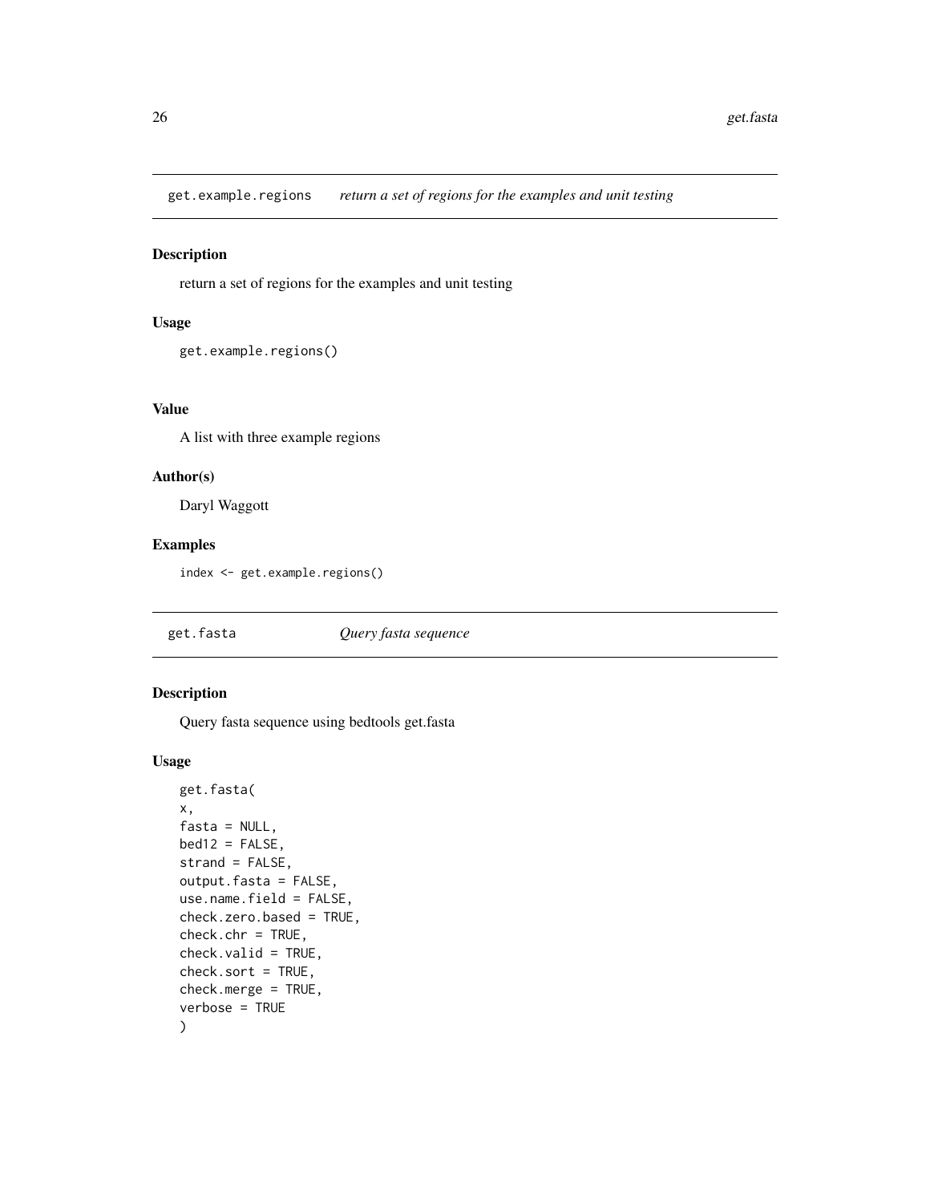## get.example.regions *return a set of regions for the examples and unit testing*

### Description

return a set of regions for the examples and unit testing

### Usage

```
get.example.regions()
```

### Value

A list with three example regions

### Author(s)

Daryl Waggott

### Examples

```
index <- get.example.regions()
```

## get.fasta *Query fasta sequence*

### Description

Query fasta sequence using bedtools get.fasta

### Usage

```
get.fasta(
x,
fasta = NULL,
bed12 = FALSE,
strand = FALSE,
output.fasta = FALSE,
use.name.field = FALSE,
check.zero.based = TRUE,
check.chr = TRUE,
check.valid = TRUE,
check.sort = TRUE,
check.merge = TRUE,
verbose = TRUE
)
```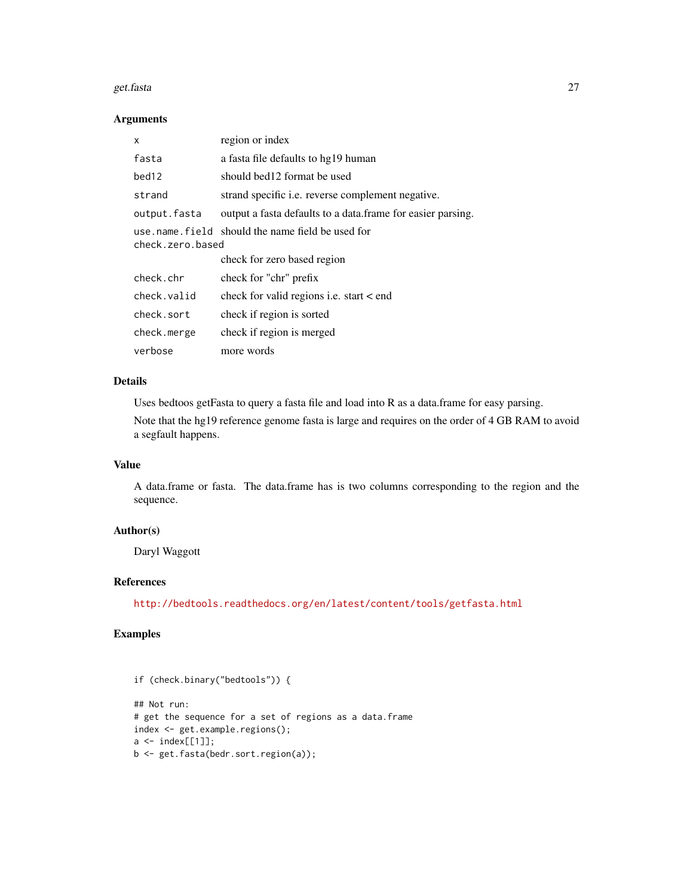## Arguments

| | |
|---|---|
| `x` | region or index |
| `fasta` | a fasta file defaults to hg19 human |
| `bed12` | should bed12 format be used |
| `strand` | strand specific i.e. reverse complement negative. |
| `output.fasta` | output a fasta defaults to a data.frame for easier parsing. |
| `use.name.field` | should the name field be used for |
| `check.zero.based` | check for zero based region |
| `check.chr` | check for "chr" prefix |
| `check.valid` | check for valid regions i.e. start < end |
| `check.sort` | check if region is sorted |
| `check.merge` | check if region is merged |
| `verbose` | more words |

## Details

Uses bedtoos getFasta to query a fasta file and load into R as a data.frame for easy parsing.

Note that the hg19 reference genome fasta is large and requires on the order of 4 GB RAM to avoid a segfault happens.

## Value

A data.frame or fasta. The data.frame has is two columns corresponding to the region and the sequence.

## Author(s)

Daryl Waggott

## References

http://bedtools.readthedocs.org/en/latest/content/tools/getfasta.html

## Examples

```
if (check.binary("bedtools")) {

## Not run:
# get the sequence for a set of regions as a data.frame
index <- get.example.regions();
a <- index[[1]];
b <- get.fasta(bedr.sort.region(a));
```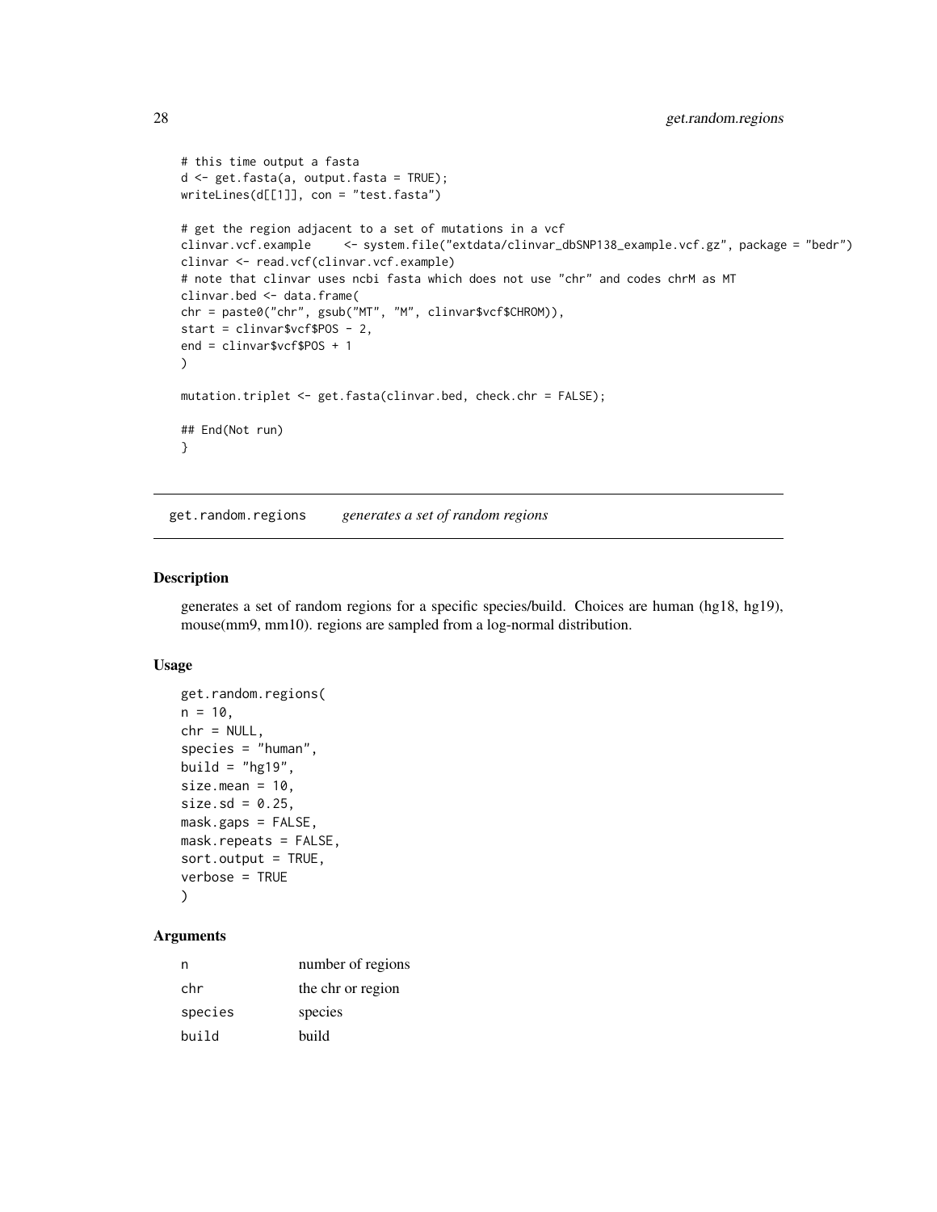```
# this time output a fasta
d <- get.fasta(a, output.fasta = TRUE);
writeLines(d[[1]], con = "test.fasta")

# get the region adjacent to a set of mutations in a vcf
clinvar.vcf.example     <- system.file("extdata/clinvar_dbSNP138_example.vcf.gz", package = "bedr")
clinvar <- read.vcf(clinvar.vcf.example)
# note that clinvar uses ncbi fasta which does not use "chr" and codes chrM as MT
clinvar.bed <- data.frame(
chr = paste0("chr", gsub("MT", "M", clinvar$vcf$CHROM)),
start = clinvar$vcf$POS - 2,
end = clinvar$vcf$POS + 1
)

mutation.triplet <- get.fasta(clinvar.bed, check.chr = FALSE);

## End(Not run)
}
```

## get.random.regions *generates a set of random regions*

### Description

generates a set of random regions for a specific species/build. Choices are human (hg18, hg19), mouse(mm9, mm10). regions are sampled from a log-normal distribution.

### Usage

```
get.random.regions(
n = 10,
chr = NULL,
species = "human",
build = "hg19",
size.mean = 10,
size.sd = 0.25,
mask.gaps = FALSE,
mask.repeats = FALSE,
sort.output = TRUE,
verbose = TRUE
)
```

### Arguments

| | |
|---|---|
| n | number of regions |
| chr | the chr or region |
| species | species |
| build | build |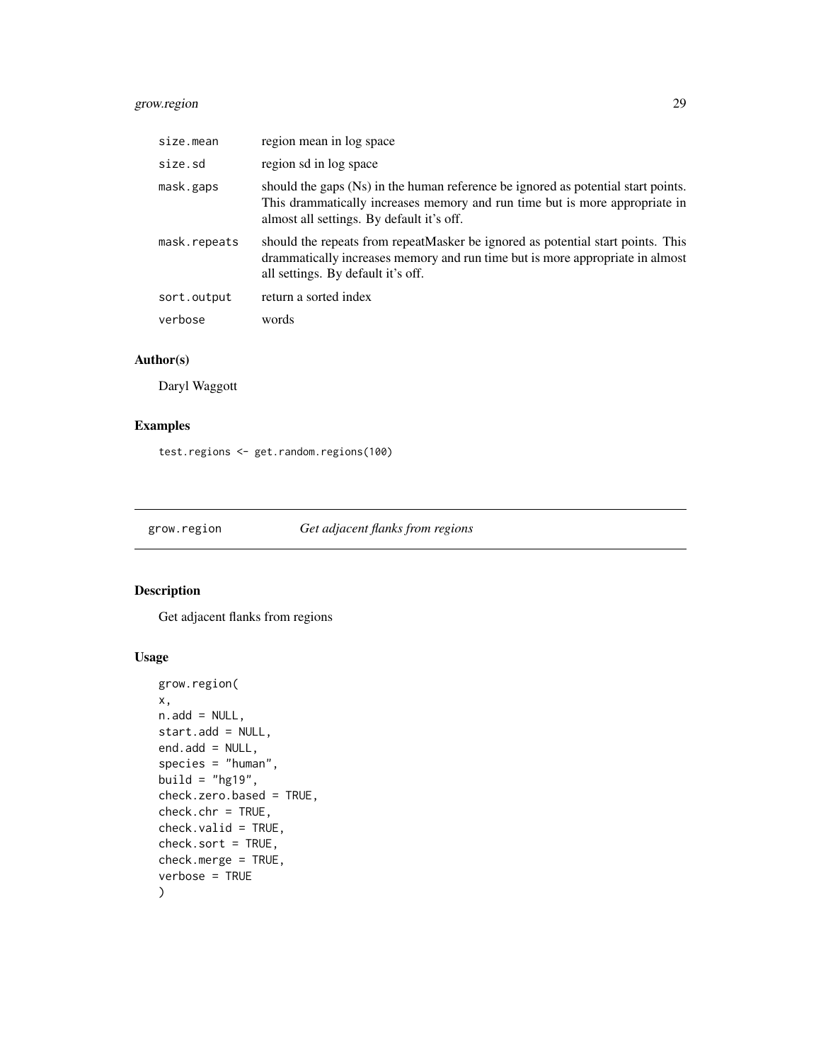| | |
|---|---|
| size.mean | region mean in log space |
| size.sd | region sd in log space |
| mask.gaps | should the gaps (Ns) in the human reference be ignored as potential start points. This drammatically increases memory and run time but is more appropriate in almost all settings. By default it's off. |
| mask.repeats | should the repeats from repeatMasker be ignored as potential start points. This drammatically increases memory and run time but is more appropriate in almost all settings. By default it's off. |
| sort.output | return a sorted index |
| verbose | words |

### Author(s)

Daryl Waggott

### Examples

```
test.regions <- get.random.regions(100)
```

---

## grow.region — *Get adjacent flanks from regions*

---

### Description

Get adjacent flanks from regions

### Usage

```
grow.region(
x,
n.add = NULL,
start.add = NULL,
end.add = NULL,
species = "human",
build = "hg19",
check.zero.based = TRUE,
check.chr = TRUE,
check.valid = TRUE,
check.sort = TRUE,
check.merge = TRUE,
verbose = TRUE
)
```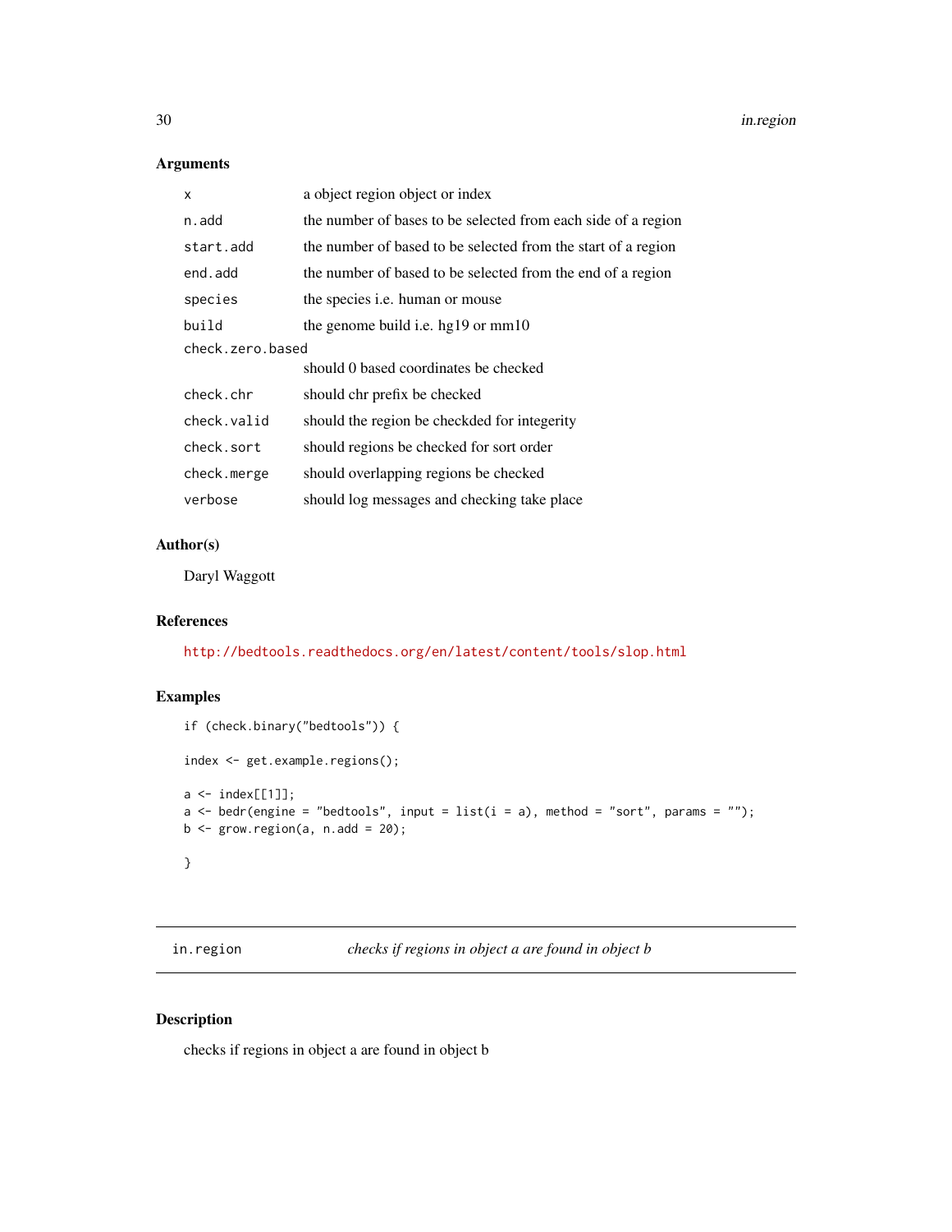## Arguments

| | |
|---|---|
| `x` | a object region object or index |
| `n.add` | the number of bases to be selected from each side of a region |
| `start.add` | the number of based to be selected from the start of a region |
| `end.add` | the number of based to be selected from the end of a region |
| `species` | the species i.e. human or mouse |
| `build` | the genome build i.e. hg19 or mm10 |
| `check.zero.based` | should 0 based coordinates be checked |
| `check.chr` | should chr prefix be checked |
| `check.valid` | should the region be checkded for integerity |
| `check.sort` | should regions be checked for sort order |
| `check.merge` | should overlapping regions be checked |
| `verbose` | should log messages and checking take place |

## Author(s)

Daryl Waggott

## References

http://bedtools.readthedocs.org/en/latest/content/tools/slop.html

## Examples

```
if (check.binary("bedtools")) {

index <- get.example.regions();

a <- index[[1]];
a <- bedr(engine = "bedtools", input = list(i = a), method = "sort", params = "");
b <- grow.region(a, n.add = 20);

}
```

---

# in.region — *checks if regions in object a are found in object b*

## Description

checks if regions in object a are found in object b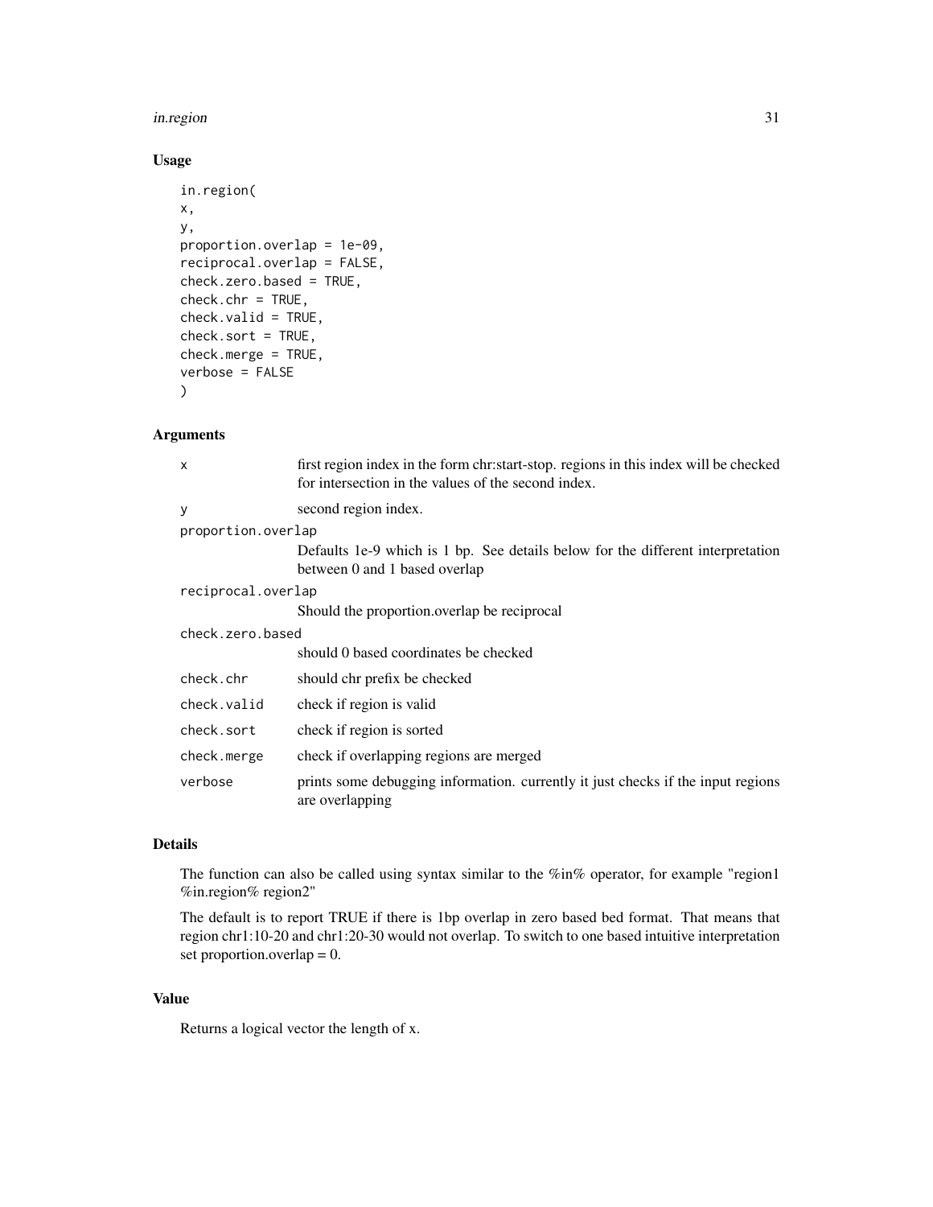## Usage

```
in.region(
x,
y,
proportion.overlap = 1e-09,
reciprocal.overlap = FALSE,
check.zero.based = TRUE,
check.chr = TRUE,
check.valid = TRUE,
check.sort = TRUE,
check.merge = TRUE,
verbose = FALSE
)
```

## Arguments

| | |
|---|---|
| x | first region index in the form chr:start-stop. regions in this index will be checked for intersection in the values of the second index. |
| y | second region index. |
| proportion.overlap | Defaults 1e-9 which is 1 bp. See details below for the different interpretation between 0 and 1 based overlap |
| reciprocal.overlap | Should the proportion.overlap be reciprocal |
| check.zero.based | should 0 based coordinates be checked |
| check.chr | should chr prefix be checked |
| check.valid | check if region is valid |
| check.sort | check if region is sorted |
| check.merge | check if overlapping regions are merged |
| verbose | prints some debugging information. currently it just checks if the input regions are overlapping |

## Details

The function can also be called using syntax similar to the %in% operator, for example "region1 %in.region% region2"

The default is to report TRUE if there is 1bp overlap in zero based bed format. That means that region chr1:10-20 and chr1:20-30 would not overlap. To switch to one based intuitive interpretation set proportion.overlap = 0.

## Value

Returns a logical vector the length of x.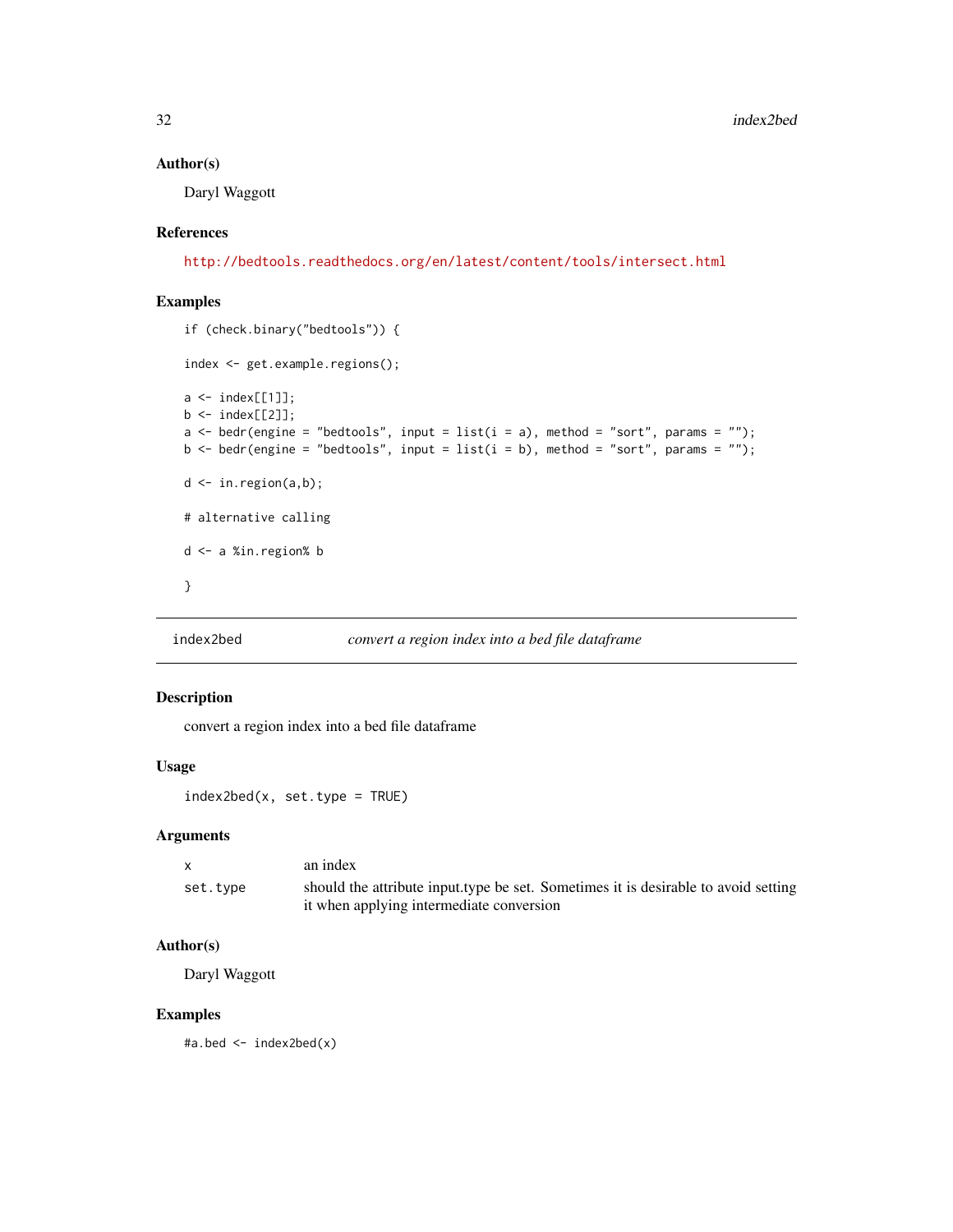### Author(s)

Daryl Waggott

### References

http://bedtools.readthedocs.org/en/latest/content/tools/intersect.html

### Examples

```
if (check.binary("bedtools")) {

index <- get.example.regions();

a <- index[[1]];
b <- index[[2]];
a <- bedr(engine = "bedtools", input = list(i = a), method = "sort", params = "");
b <- bedr(engine = "bedtools", input = list(i = b), method = "sort", params = "");

d <- in.region(a,b);

# alternative calling

d <- a %in.region% b

}
```

---

## index2bed — *convert a region index into a bed file dataframe*

### Description

convert a region index into a bed file dataframe

### Usage

```
index2bed(x, set.type = TRUE)
```

### Arguments

| | |
|---|---|
| x | an index |
| set.type | should the attribute input.type be set. Sometimes it is desirable to avoid setting it when applying intermediate conversion |

### Author(s)

Daryl Waggott

### Examples

```
#a.bed <- index2bed(x)
```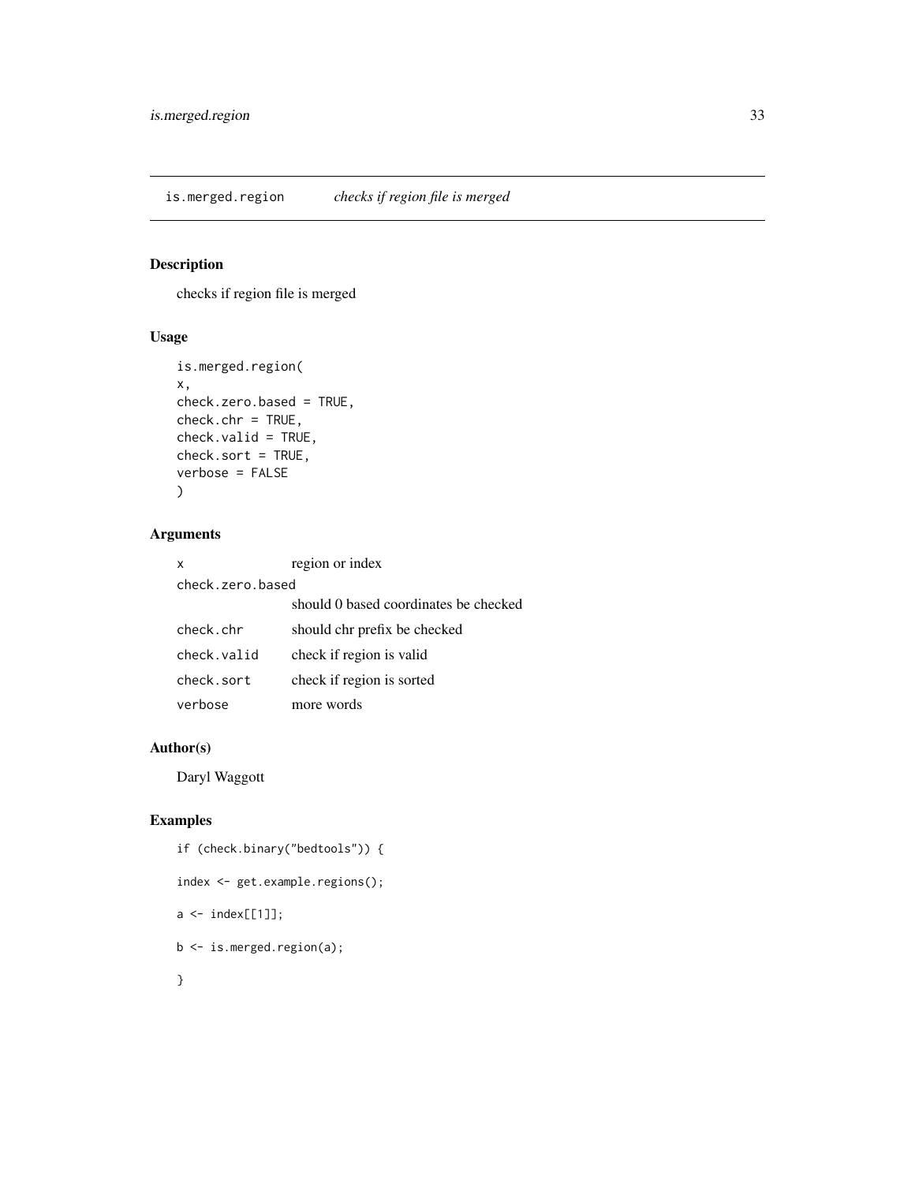## is.merged.region *checks if region file is merged*

### Description

checks if region file is merged

### Usage

```
is.merged.region(
x,
check.zero.based = TRUE,
check.chr = TRUE,
check.valid = TRUE,
check.sort = TRUE,
verbose = FALSE
)
```

### Arguments

| | |
|---|---|
| x | region or index |
| check.zero.based | should 0 based coordinates be checked |
| check.chr | should chr prefix be checked |
| check.valid | check if region is valid |
| check.sort | check if region is sorted |
| verbose | more words |

### Author(s)

Daryl Waggott

### Examples

```
if (check.binary("bedtools")) {

index <- get.example.regions();

a <- index[[1]];

b <- is.merged.region(a);

}
```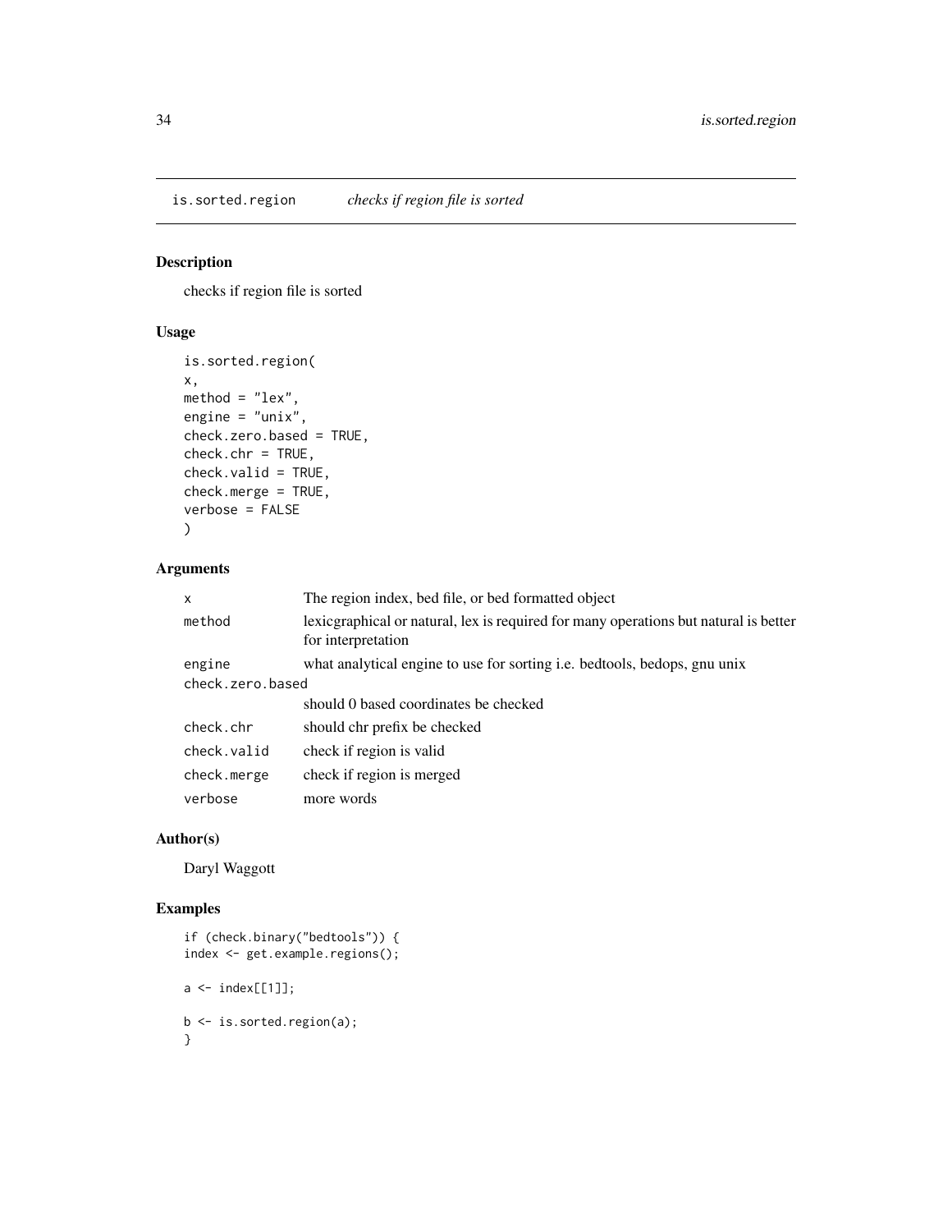## is.sorted.region *checks if region file is sorted*

### Description

checks if region file is sorted

### Usage

```
is.sorted.region(
x,
method = "lex",
engine = "unix",
check.zero.based = TRUE,
check.chr = TRUE,
check.valid = TRUE,
check.merge = TRUE,
verbose = FALSE
)
```

### Arguments

| | |
|---|---|
| `x` | The region index, bed file, or bed formatted object |
| `method` | lexicgraphical or natural, lex is required for many operations but natural is better for interpretation |
| `engine` | what analytical engine to use for sorting i.e. bedtools, bedops, gnu unix |
| `check.zero.based` | should 0 based coordinates be checked |
| `check.chr` | should chr prefix be checked |
| `check.valid` | check if region is valid |
| `check.merge` | check if region is merged |
| `verbose` | more words |

### Author(s)

Daryl Waggott

### Examples

```
if (check.binary("bedtools")) {
index <- get.example.regions();

a <- index[[1]];

b <- is.sorted.region(a);
}
```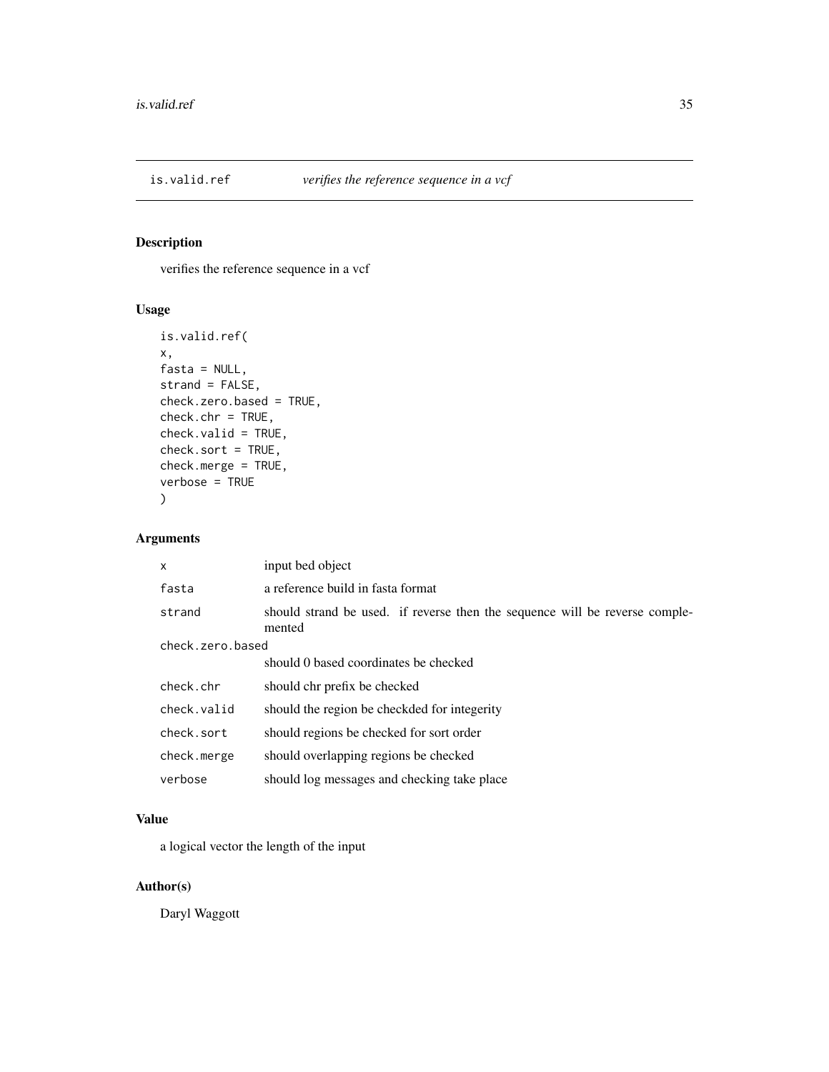## is.valid.ref — *verifies the reference sequence in a vcf*

### Description

verifies the reference sequence in a vcf

### Usage

```
is.valid.ref(
x,
fasta = NULL,
strand = FALSE,
check.zero.based = TRUE,
check.chr = TRUE,
check.valid = TRUE,
check.sort = TRUE,
check.merge = TRUE,
verbose = TRUE
)
```

### Arguments

| | |
|---|---|
| `x` | input bed object |
| `fasta` | a reference build in fasta format |
| `strand` | should strand be used. if reverse then the sequence will be reverse complemented |
| `check.zero.based` | should 0 based coordinates be checked |
| `check.chr` | should chr prefix be checked |
| `check.valid` | should the region be checkded for integerity |
| `check.sort` | should regions be checked for sort order |
| `check.merge` | should overlapping regions be checked |
| `verbose` | should log messages and checking take place |

### Value

a logical vector the length of the input

### Author(s)

Daryl Waggott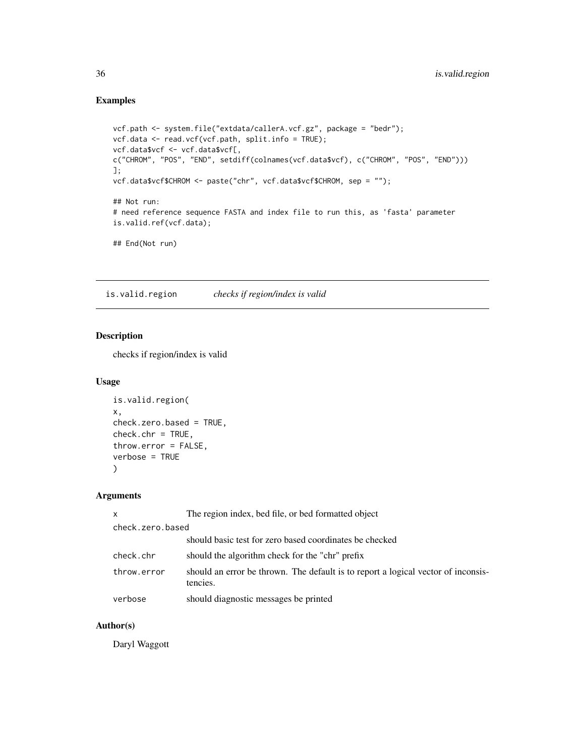## Examples

```
vcf.path <- system.file("extdata/callerA.vcf.gz", package = "bedr");
vcf.data <- read.vcf(vcf.path, split.info = TRUE);
vcf.data$vcf <- vcf.data$vcf[,
c("CHROM", "POS", "END", setdiff(colnames(vcf.data$vcf), c("CHROM", "POS", "END")))
];
vcf.data$vcf$CHROM <- paste("chr", vcf.data$vcf$CHROM, sep = "");

## Not run:
# need reference sequence FASTA and index file to run this, as 'fasta' parameter
is.valid.ref(vcf.data);

## End(Not run)
```

---

# is.valid.region *checks if region/index is valid*

---

## Description

checks if region/index is valid

## Usage

```
is.valid.region(
x,
check.zero.based = TRUE,
check.chr = TRUE,
throw.error = FALSE,
verbose = TRUE
)
```

## Arguments

| | |
|---|---|
| x | The region index, bed file, or bed formatted object |
| check.zero.based | should basic test for zero based coordinates be checked |
| check.chr | should the algorithm check for the "chr" prefix |
| throw.error | should an error be thrown. The default is to report a logical vector of inconsistencies. |
| verbose | should diagnostic messages be printed |

## Author(s)

Daryl Waggott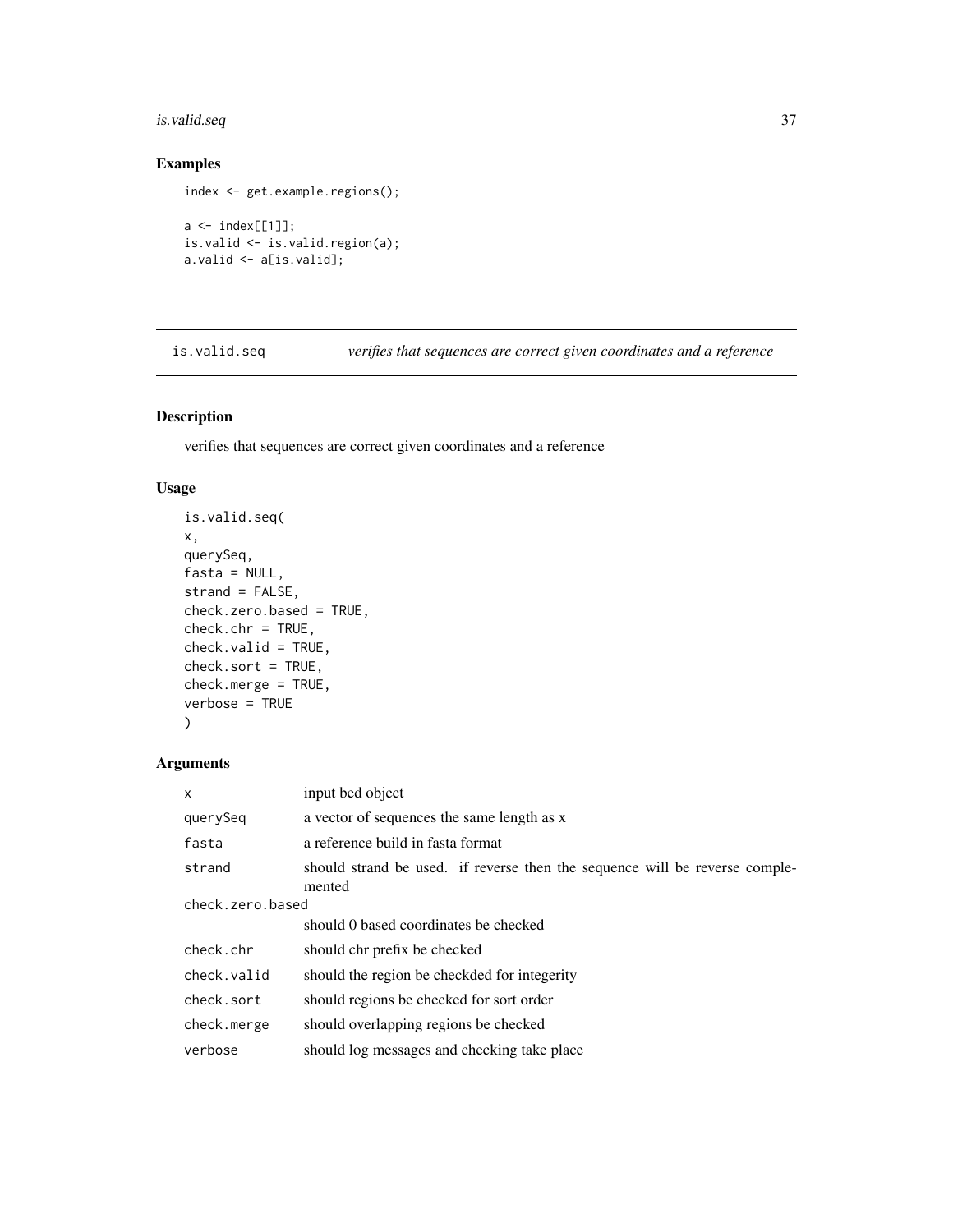## Examples

```
index <- get.example.regions();

a <- index[[1]];
is.valid <- is.valid.region(a);
a.valid <- a[is.valid];
```

---

# is.valid.seq *verifies that sequences are correct given coordinates and a reference*

---

## Description

verifies that sequences are correct given coordinates and a reference

## Usage

```
is.valid.seq(
x,
querySeq,
fasta = NULL,
strand = FALSE,
check.zero.based = TRUE,
check.chr = TRUE,
check.valid = TRUE,
check.sort = TRUE,
check.merge = TRUE,
verbose = TRUE
)
```

## Arguments

| | |
|---|---|
| x | input bed object |
| querySeq | a vector of sequences the same length as x |
| fasta | a reference build in fasta format |
| strand | should strand be used. if reverse then the sequence will be reverse complemented |
| check.zero.based | should 0 based coordinates be checked |
| check.chr | should chr prefix be checked |
| check.valid | should the region be checkded for integerity |
| check.sort | should regions be checked for sort order |
| check.merge | should overlapping regions be checked |
| verbose | should log messages and checking take place |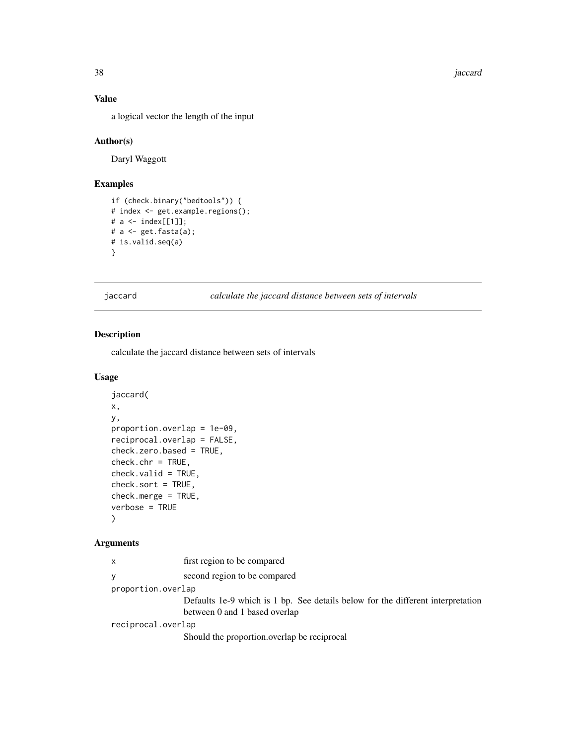## Value

a logical vector the length of the input

## Author(s)

Daryl Waggott

## Examples

```
if (check.binary("bedtools")) {
# index <- get.example.regions();
# a <- index[[1]];
# a <- get.fasta(a);
# is.valid.seq(a)
}
```

---

# jaccard *calculate the jaccard distance between sets of intervals*

## Description

calculate the jaccard distance between sets of intervals

## Usage

```
jaccard(
x,
y,
proportion.overlap = 1e-09,
reciprocal.overlap = FALSE,
check.zero.based = TRUE,
check.chr = TRUE,
check.valid = TRUE,
check.sort = TRUE,
check.merge = TRUE,
verbose = TRUE
)
```

## Arguments

| | |
|---|---|
| x | first region to be compared |
| y | second region to be compared |
| proportion.overlap | Defaults 1e-9 which is 1 bp. See details below for the different interpretation between 0 and 1 based overlap |
| reciprocal.overlap | Should the proportion.overlap be reciprocal |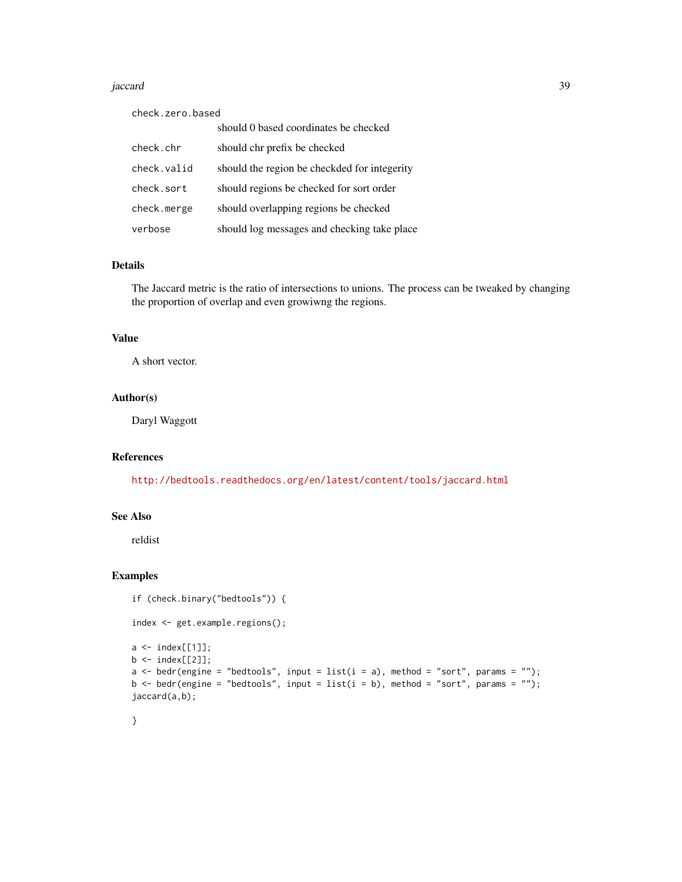| | |
|---|---|
| check.zero.based | should 0 based coordinates be checked |
| check.chr | should chr prefix be checked |
| check.valid | should the region be checkded for integerity |
| check.sort | should regions be checked for sort order |
| check.merge | should overlapping regions be checked |
| verbose | should log messages and checking take place |

### Details

The Jaccard metric is the ratio of intersections to unions. The process can be tweaked by changing the proportion of overlap and even growiwng the regions.

### Value

A short vector.

### Author(s)

Daryl Waggott

### References

http://bedtools.readthedocs.org/en/latest/content/tools/jaccard.html

### See Also

reldist

### Examples

```
if (check.binary("bedtools")) {

index <- get.example.regions();

a <- index[[1]];
b <- index[[2]];
a <- bedr(engine = "bedtools", input = list(i = a), method = "sort", params = "");
b <- bedr(engine = "bedtools", input = list(i = b), method = "sort", params = "");
jaccard(a,b);

}
```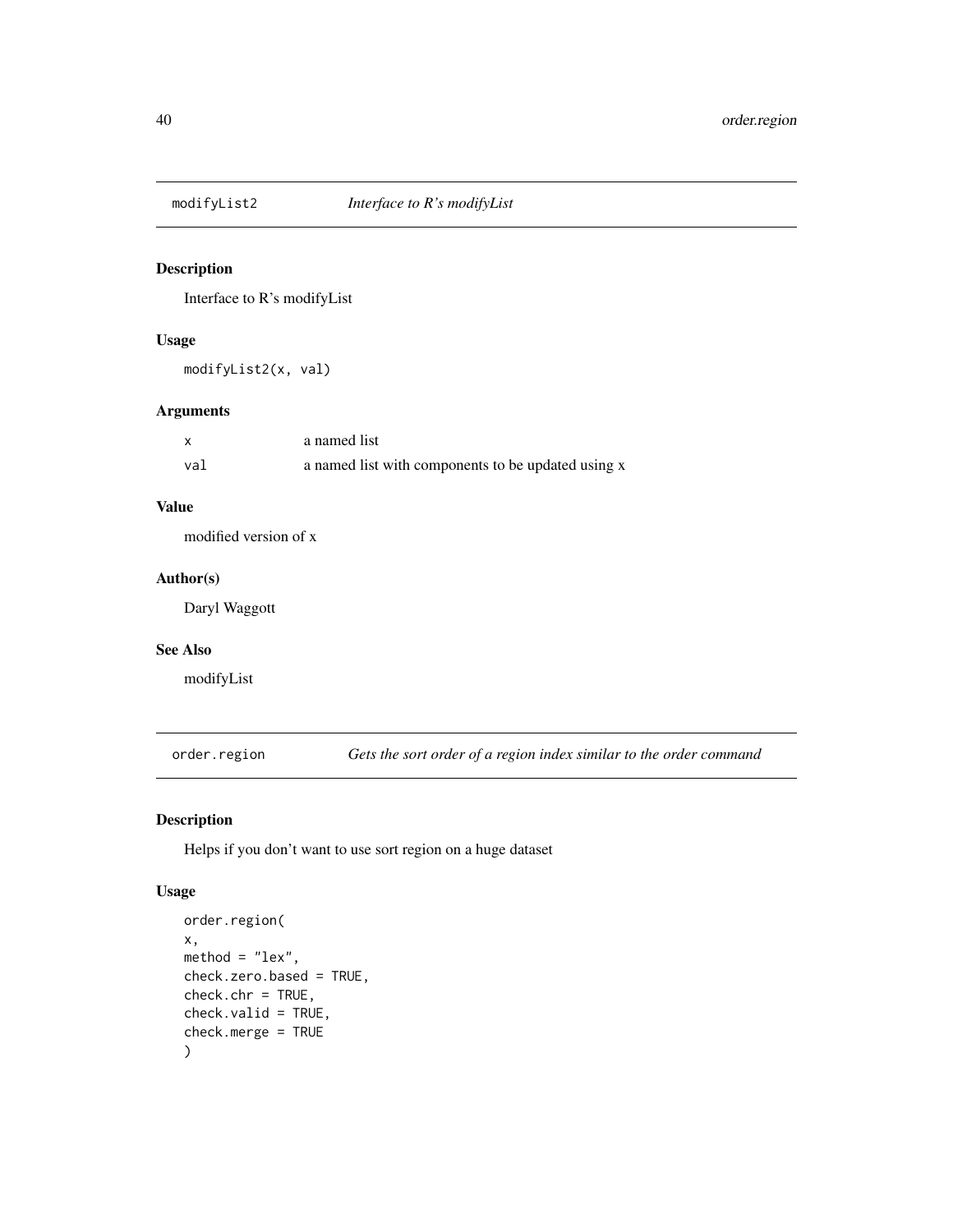## modifyList2 — *Interface to R's modifyList*

### Description

Interface to R's modifyList

### Usage

```
modifyList2(x, val)
```

### Arguments

| | |
|---|---|
| x | a named list |
| val | a named list with components to be updated using x |

### Value

modified version of x

### Author(s)

Daryl Waggott

### See Also

modifyList

## order.region — *Gets the sort order of a region index similar to the order command*

### Description

Helps if you don't want to use sort region on a huge dataset

### Usage

```
order.region(
x,
method = "lex",
check.zero.based = TRUE,
check.chr = TRUE,
check.valid = TRUE,
check.merge = TRUE
)
```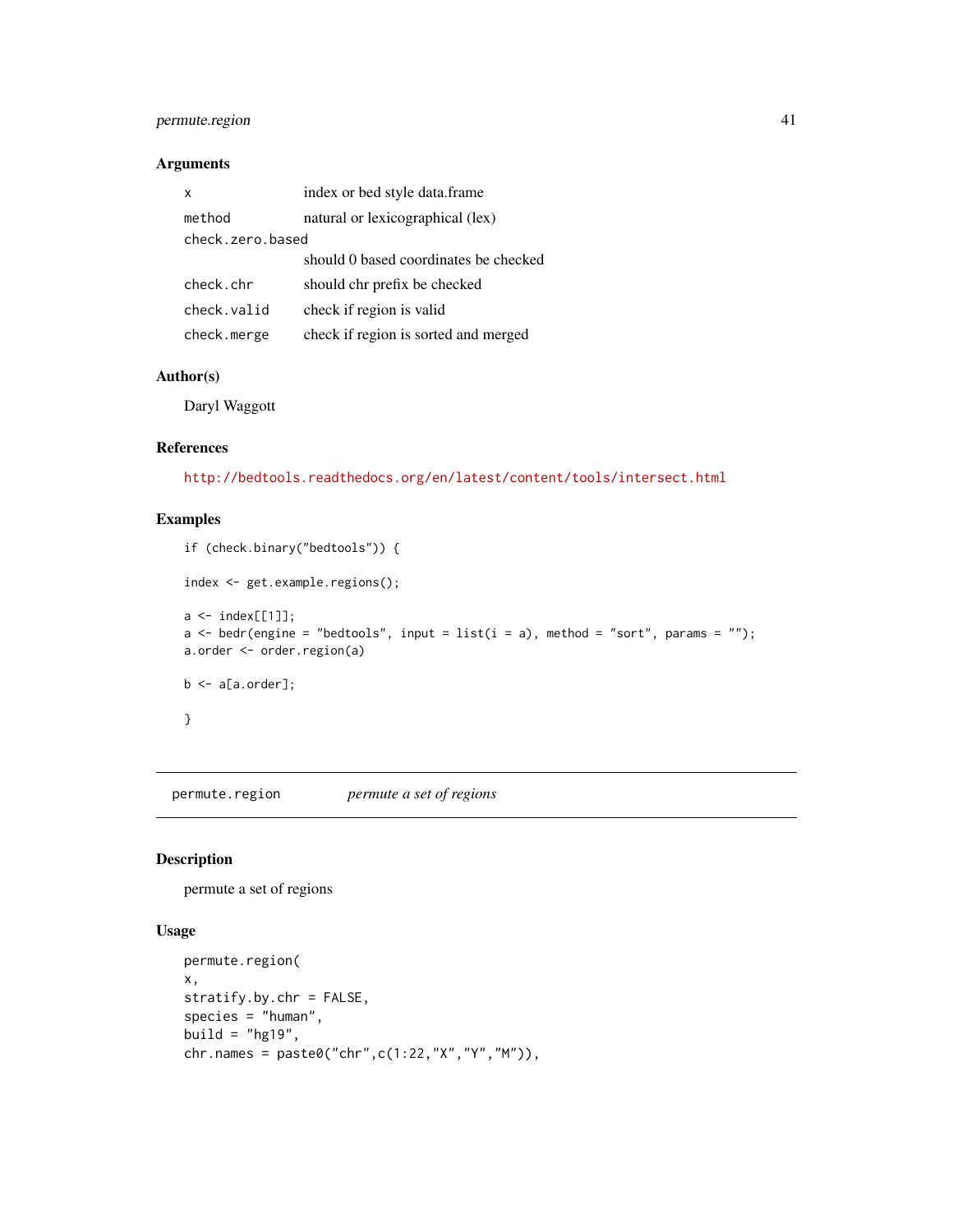## Arguments

| | |
|---|---|
| `x` | index or bed style data.frame |
| `method` | natural or lexicographical (lex) |
| `check.zero.based` | should 0 based coordinates be checked |
| `check.chr` | should chr prefix be checked |
| `check.valid` | check if region is valid |
| `check.merge` | check if region is sorted and merged |

## Author(s)

Daryl Waggott

## References

http://bedtools.readthedocs.org/en/latest/content/tools/intersect.html

## Examples

```
if (check.binary("bedtools")) {

index <- get.example.regions();

a <- index[[1]];
a <- bedr(engine = "bedtools", input = list(i = a), method = "sort", params = "");
a.order <- order.region(a)

b <- a[a.order];

}
```

---

# permute.region — *permute a set of regions*

## Description

permute a set of regions

## Usage

```
permute.region(
x,
stratify.by.chr = FALSE,
species = "human",
build = "hg19",
chr.names = paste0("chr",c(1:22,"X","Y","M")),
```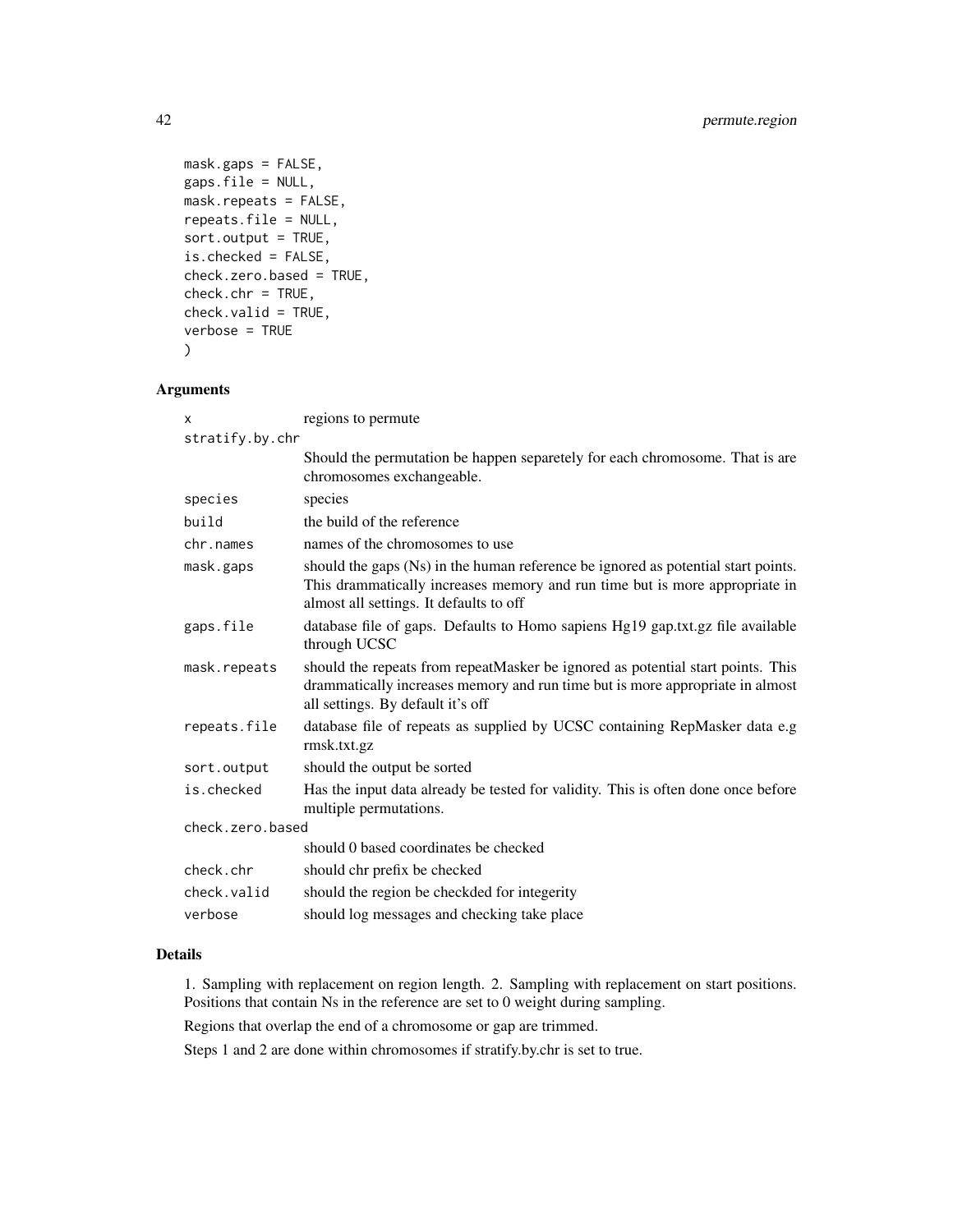```
mask.gaps = FALSE,
gaps.file = NULL,
mask.repeats = FALSE,
repeats.file = NULL,
sort.output = TRUE,
is.checked = FALSE,
check.zero.based = TRUE,
check.chr = TRUE,
check.valid = TRUE,
verbose = TRUE
)
```

## Arguments

| | |
|---|---|
| x | regions to permute |
| stratify.by.chr | Should the permutation be happen separetely for each chromosome. That is are chromosomes exchangeable. |
| species | species |
| build | the build of the reference |
| chr.names | names of the chromosomes to use |
| mask.gaps | should the gaps (Ns) in the human reference be ignored as potential start points. This drammatically increases memory and run time but is more appropriate in almost all settings. It defaults to off |
| gaps.file | database file of gaps. Defaults to Homo sapiens Hg19 gap.txt.gz file available through UCSC |
| mask.repeats | should the repeats from repeatMasker be ignored as potential start points. This drammatically increases memory and run time but is more appropriate in almost all settings. By default it's off |
| repeats.file | database file of repeats as supplied by UCSC containing RepMasker data e.g rmsk.txt.gz |
| sort.output | should the output be sorted |
| is.checked | Has the input data already be tested for validity. This is often done once before multiple permutations. |
| check.zero.based | should 0 based coordinates be checked |
| check.chr | should chr prefix be checked |
| check.valid | should the region be checkded for integerity |
| verbose | should log messages and checking take place |

## Details

1. Sampling with replacement on region length. 2. Sampling with replacement on start positions. Positions that contain Ns in the reference are set to 0 weight during sampling.

Regions that overlap the end of a chromosome or gap are trimmed.

Steps 1 and 2 are done within chromosomes if stratify.by.chr is set to true.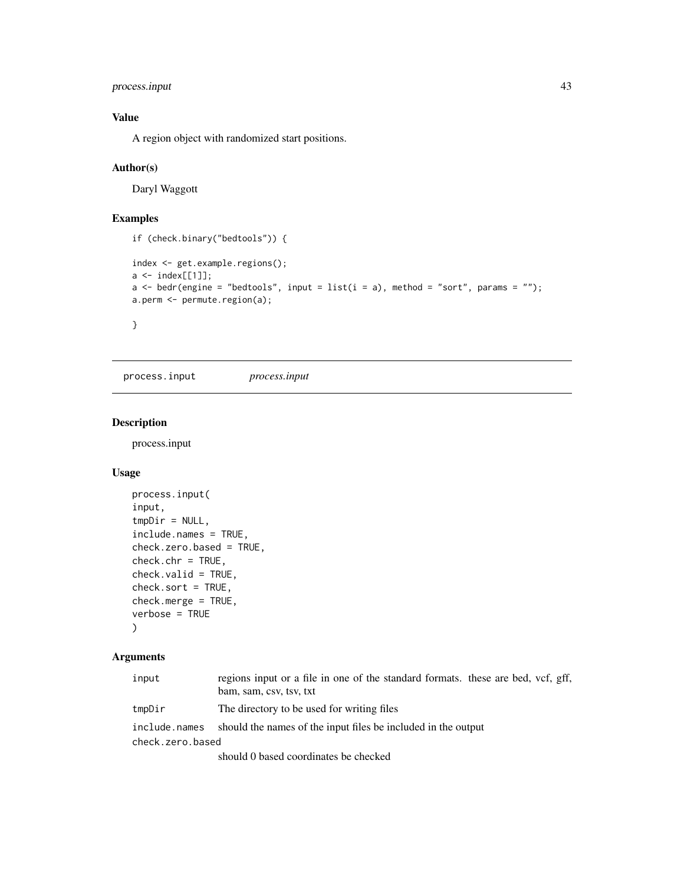## Value

A region object with randomized start positions.

## Author(s)

Daryl Waggott

## Examples

```
if (check.binary("bedtools")) {

index <- get.example.regions();
a <- index[[1]];
a <- bedr(engine = "bedtools", input = list(i = a), method = "sort", params = "");
a.perm <- permute.region(a);

}
```

---

# process.input *process.input*

## Description

process.input

## Usage

```
process.input(
input,
tmpDir = NULL,
include.names = TRUE,
check.zero.based = TRUE,
check.chr = TRUE,
check.valid = TRUE,
check.sort = TRUE,
check.merge = TRUE,
verbose = TRUE
)
```

## Arguments

| | |
|---|---|
| input | regions input or a file in one of the standard formats. these are bed, vcf, gff, bam, sam, csv, tsv, txt |
| tmpDir | The directory to be used for writing files |
| include.names | should the names of the input files be included in the output |
| check.zero.based | should 0 based coordinates be checked |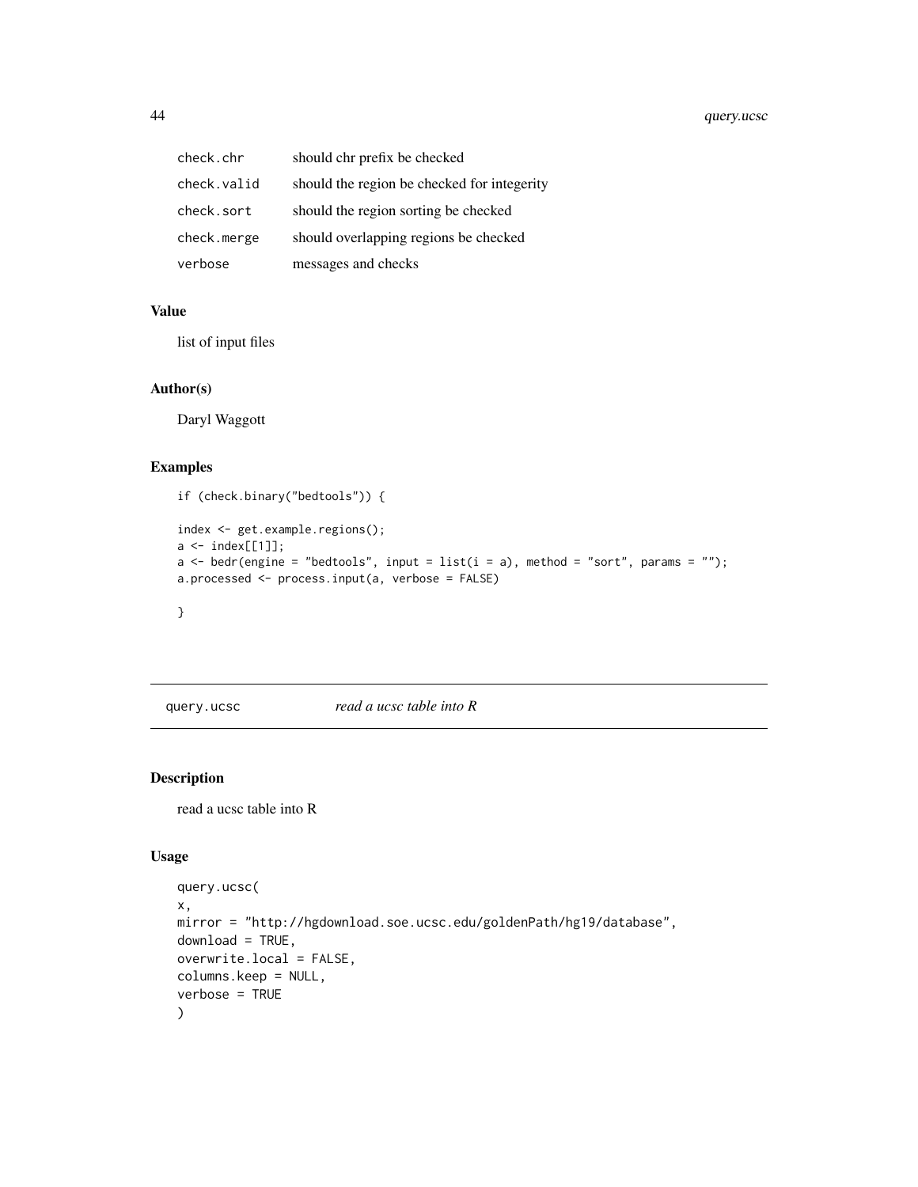| | |
|---|---|
| check.chr | should chr prefix be checked |
| check.valid | should the region be checked for integerity |
| check.sort | should the region sorting be checked |
| check.merge | should overlapping regions be checked |
| verbose | messages and checks |

### Value

list of input files

### Author(s)

Daryl Waggott

### Examples

```
if (check.binary("bedtools")) {

index <- get.example.regions();
a <- index[[1]];
a <- bedr(engine = "bedtools", input = list(i = a), method = "sort", params = "");
a.processed <- process.input(a, verbose = FALSE)

}
```

---

## query.ucsc *read a ucsc table into R*

---

### Description

read a ucsc table into R

### Usage

```
query.ucsc(
x,
mirror = "http://hgdownload.soe.ucsc.edu/goldenPath/hg19/database",
download = TRUE,
overwrite.local = FALSE,
columns.keep = NULL,
verbose = TRUE
)
```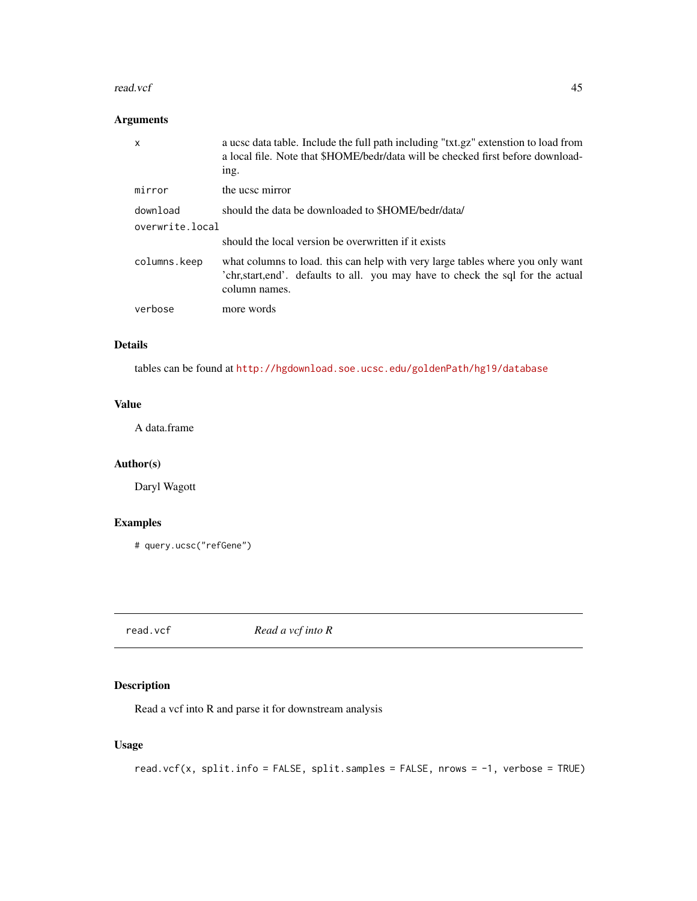### Arguments

| | |
|---|---|
| x | a ucsc data table. Include the full path including "txt.gz" extenstion to load from a local file. Note that $HOME/bedr/data will be checked first before downloading. |
| mirror | the ucsc mirror |
| download | should the data be downloaded to $HOME/bedr/data/ |
| overwrite.local | should the local version be overwritten if it exists |
| columns.keep | what columns to load. this can help with very large tables where you only want 'chr,start,end'. defaults to all. you may have to check the sql for the actual column names. |
| verbose | more words |

### Details

tables can be found at http://hgdownload.soe.ucsc.edu/goldenPath/hg19/database

### Value

A data.frame

### Author(s)

Daryl Wagott

### Examples

```
# query.ucsc("refGene")
```

---

## read.vcf — *Read a vcf into R*

### Description

Read a vcf into R and parse it for downstream analysis

### Usage

```
read.vcf(x, split.info = FALSE, split.samples = FALSE, nrows = -1, verbose = TRUE)
```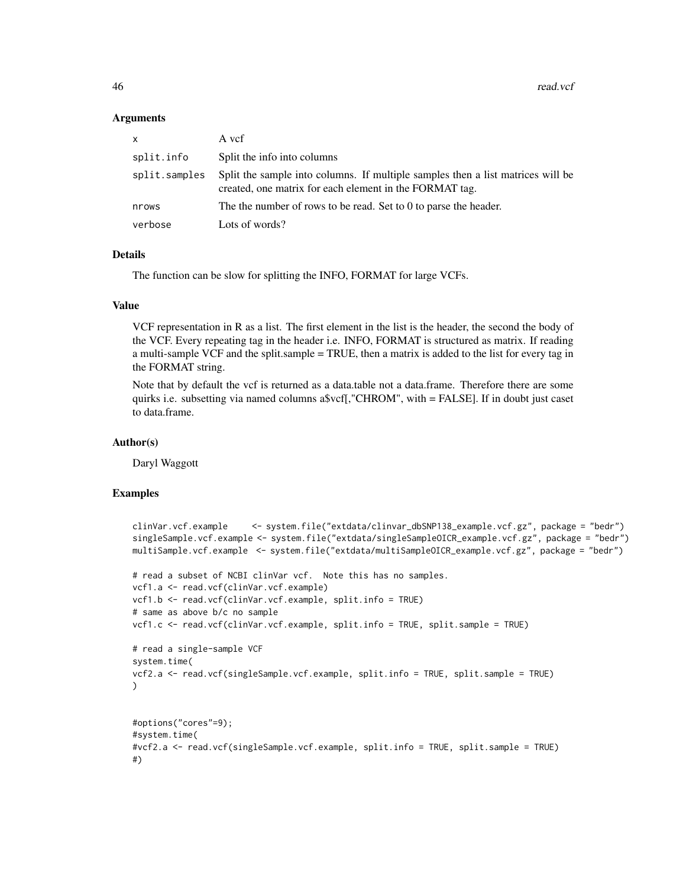### Arguments

| | |
|---|---|
| x | A vcf |
| split.info | Split the info into columns |
| split.samples | Split the sample into columns. If multiple samples then a list matrices will be created, one matrix for each element in the FORMAT tag. |
| nrows | The the number of rows to be read. Set to 0 to parse the header. |
| verbose | Lots of words? |

### Details

The function can be slow for splitting the INFO, FORMAT for large VCFs.

### Value

VCF representation in R as a list. The first element in the list is the header, the second the body of the VCF. Every repeating tag in the header i.e. INFO, FORMAT is structured as matrix. If reading a multi-sample VCF and the split.sample = TRUE, then a matrix is added to the list for every tag in the FORMAT string.

Note that by default the vcf is returned as a data.table not a data.frame. Therefore there are some quirks i.e. subsetting via named columns a$vcf[,"CHROM", with = FALSE]. If in doubt just caset to data.frame.

### Author(s)

Daryl Waggott

### Examples

```
clinVar.vcf.example     <- system.file("extdata/clinvar_dbSNP138_example.vcf.gz", package = "bedr")
singleSample.vcf.example <- system.file("extdata/singleSampleOICR_example.vcf.gz", package = "bedr")
multiSample.vcf.example  <- system.file("extdata/multiSampleOICR_example.vcf.gz", package = "bedr")

# read a subset of NCBI clinVar vcf.  Note this has no samples.
vcf1.a <- read.vcf(clinVar.vcf.example)
vcf1.b <- read.vcf(clinVar.vcf.example, split.info = TRUE)
# same as above b/c no sample
vcf1.c <- read.vcf(clinVar.vcf.example, split.info = TRUE, split.sample = TRUE)

# read a single-sample VCF
system.time(
vcf2.a <- read.vcf(singleSample.vcf.example, split.info = TRUE, split.sample = TRUE)
)


#options("cores"=9);
#system.time(
#vcf2.a <- read.vcf(singleSample.vcf.example, split.info = TRUE, split.sample = TRUE)
#)
```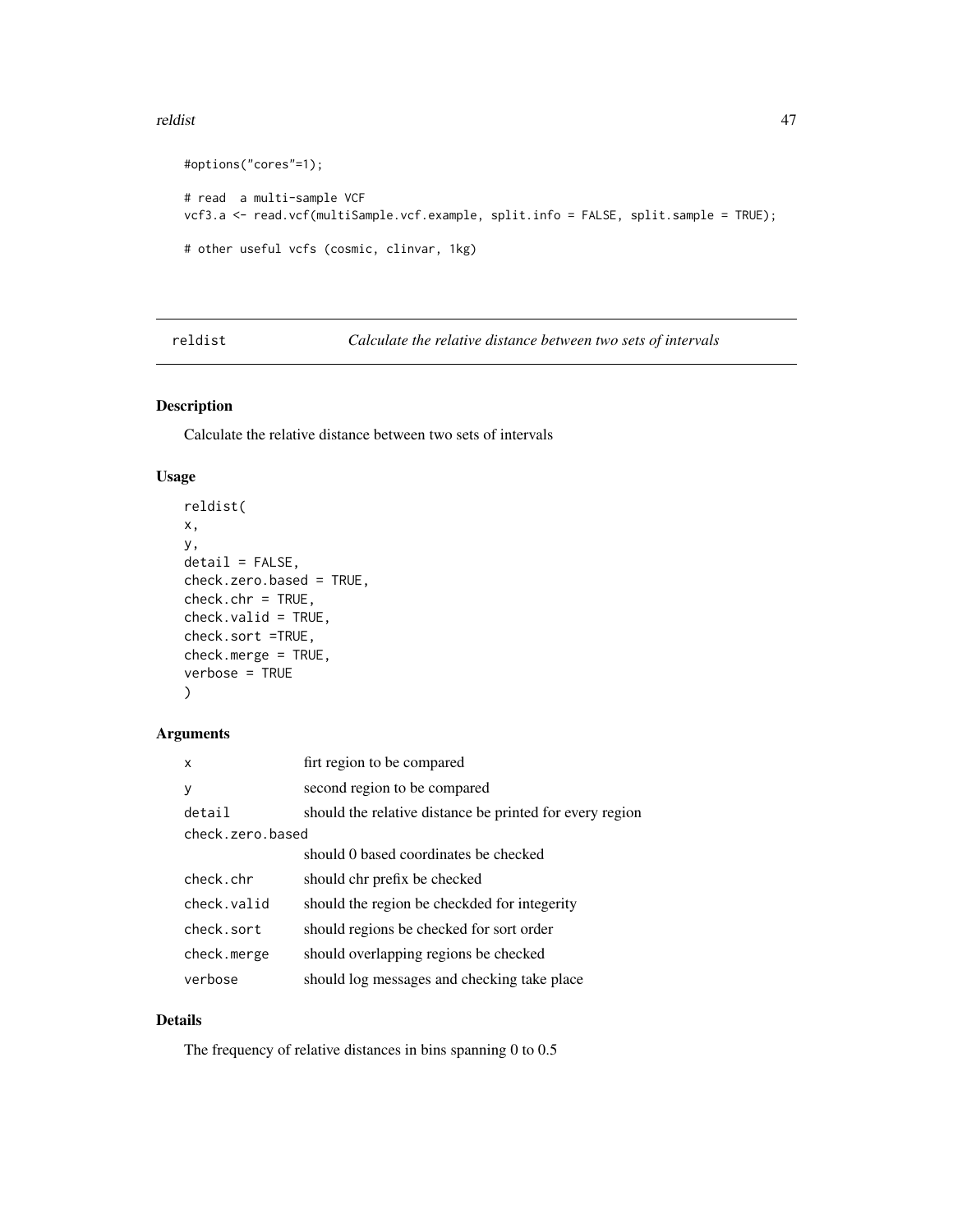```
#options("cores"=1);

# read  a multi-sample VCF
vcf3.a <- read.vcf(multiSample.vcf.example, split.info = FALSE, split.sample = TRUE);

# other useful vcfs (cosmic, clinvar, 1kg)
```

---

## reldist — *Calculate the relative distance between two sets of intervals*

### Description

Calculate the relative distance between two sets of intervals

### Usage

```
reldist(
x,
y,
detail = FALSE,
check.zero.based = TRUE,
check.chr = TRUE,
check.valid = TRUE,
check.sort =TRUE,
check.merge = TRUE,
verbose = TRUE
)
```

### Arguments

| | |
|---|---|
| `x` | firt region to be compared |
| `y` | second region to be compared |
| `detail` | should the relative distance be printed for every region |
| `check.zero.based` | should 0 based coordinates be checked |
| `check.chr` | should chr prefix be checked |
| `check.valid` | should the region be checkded for integerity |
| `check.sort` | should regions be checked for sort order |
| `check.merge` | should overlapping regions be checked |
| `verbose` | should log messages and checking take place |

### Details

The frequency of relative distances in bins spanning 0 to 0.5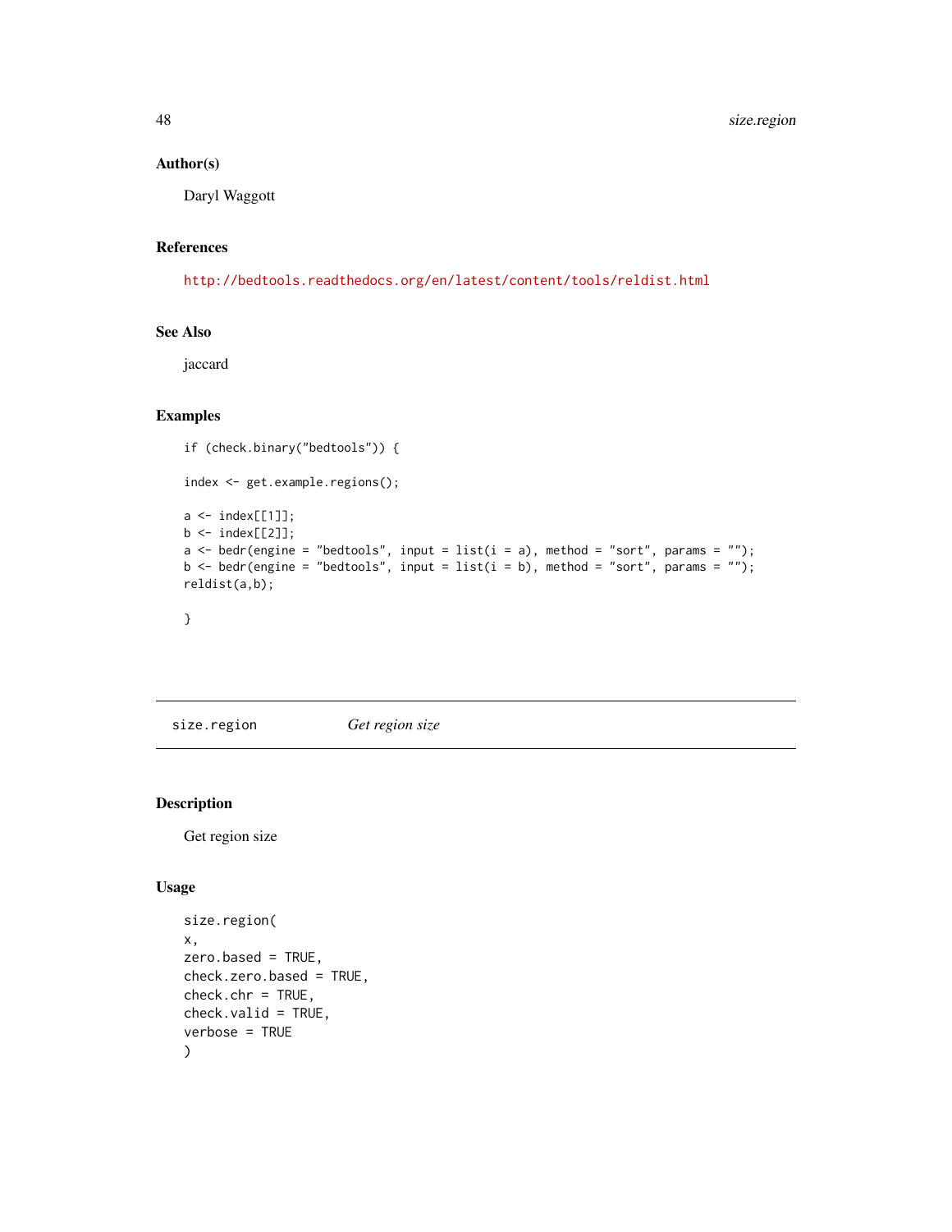### Author(s)

Daryl Waggott

### References

http://bedtools.readthedocs.org/en/latest/content/tools/reldist.html

### See Also

jaccard

### Examples

```
if (check.binary("bedtools")) {

index <- get.example.regions();

a <- index[[1]];
b <- index[[2]];
a <- bedr(engine = "bedtools", input = list(i = a), method = "sort", params = "");
b <- bedr(engine = "bedtools", input = list(i = b), method = "sort", params = "");
reldist(a,b);

}
```

---

## size.region *Get region size*

### Description

Get region size

### Usage

```
size.region(
x,
zero.based = TRUE,
check.zero.based = TRUE,
check.chr = TRUE,
check.valid = TRUE,
verbose = TRUE
)
```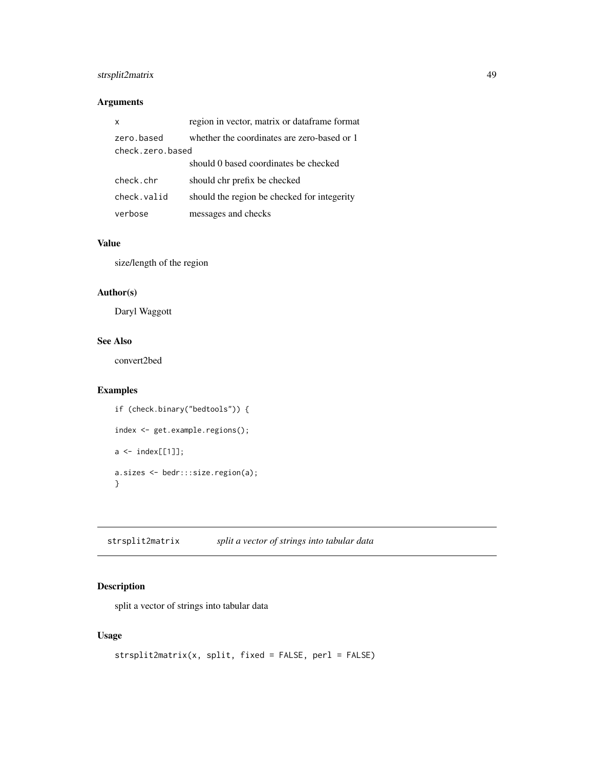### Arguments

| | |
|---|---|
| x | region in vector, matrix or dataframe format |
| zero.based | whether the coordinates are zero-based or 1 |
| check.zero.based | should 0 based coordinates be checked |
| check.chr | should chr prefix be checked |
| check.valid | should the region be checked for integerity |
| verbose | messages and checks |

### Value

size/length of the region

### Author(s)

Daryl Waggott

### See Also

convert2bed

### Examples

```
if (check.binary("bedtools")) {

index <- get.example.regions();

a <- index[[1]];

a.sizes <- bedr:::size.region(a);
}
```

---

## strsplit2matrix    *split a vector of strings into tabular data*

---

### Description

split a vector of strings into tabular data

### Usage

```
strsplit2matrix(x, split, fixed = FALSE, perl = FALSE)
```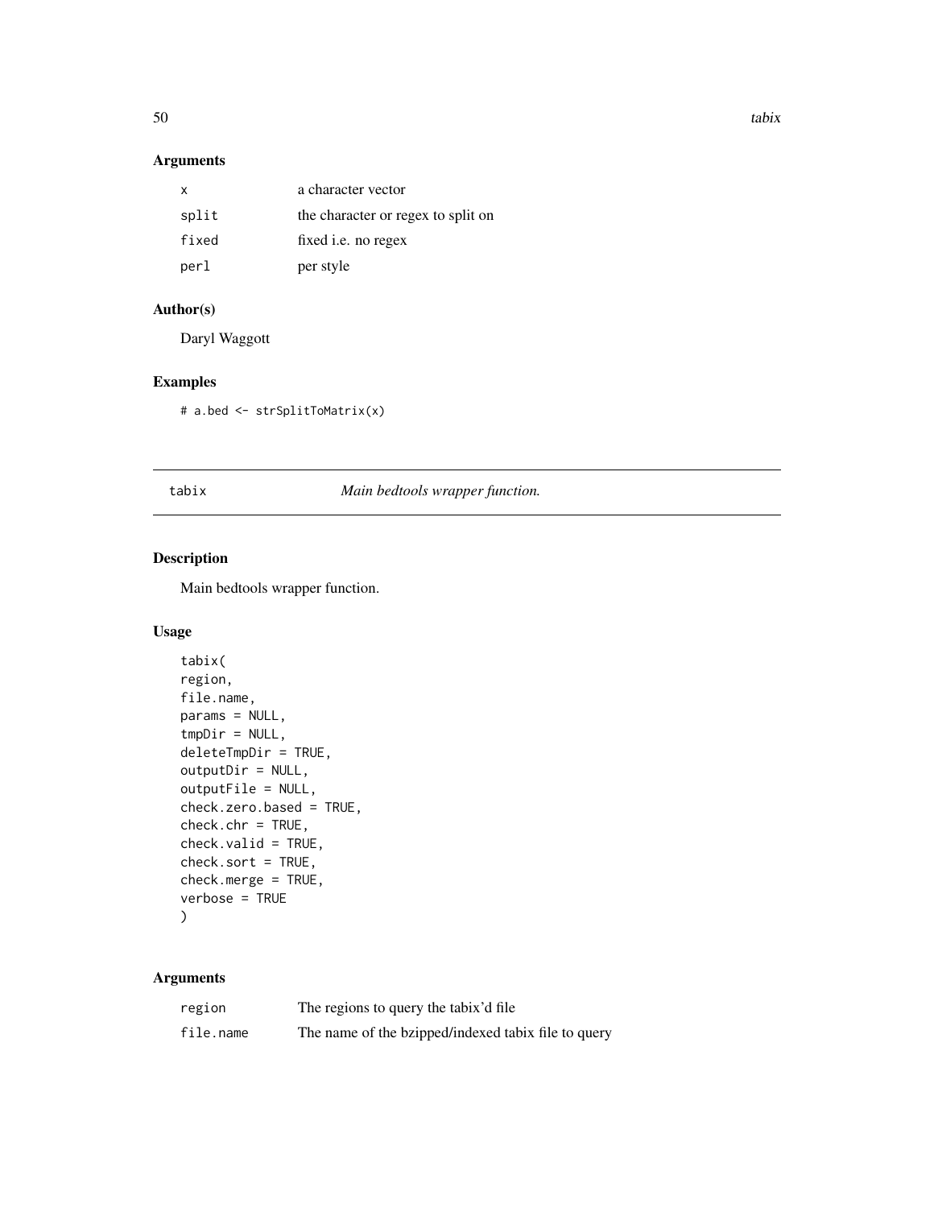## Arguments

| | |
|---|---|
| x | a character vector |
| split | the character or regex to split on |
| fixed | fixed i.e. no regex |
| perl | per style |

## Author(s)

Daryl Waggott

## Examples

```
# a.bed <- strSplitToMatrix(x)
```

---

# tabix *Main bedtools wrapper function.*

## Description

Main bedtools wrapper function.

## Usage

```
tabix(
region,
file.name,
params = NULL,
tmpDir = NULL,
deleteTmpDir = TRUE,
outputDir = NULL,
outputFile = NULL,
check.zero.based = TRUE,
check.chr = TRUE,
check.valid = TRUE,
check.sort = TRUE,
check.merge = TRUE,
verbose = TRUE
)
```

## Arguments

| | |
|---|---|
| region | The regions to query the tabix'd file |
| file.name | The name of the bzipped/indexed tabix file to query |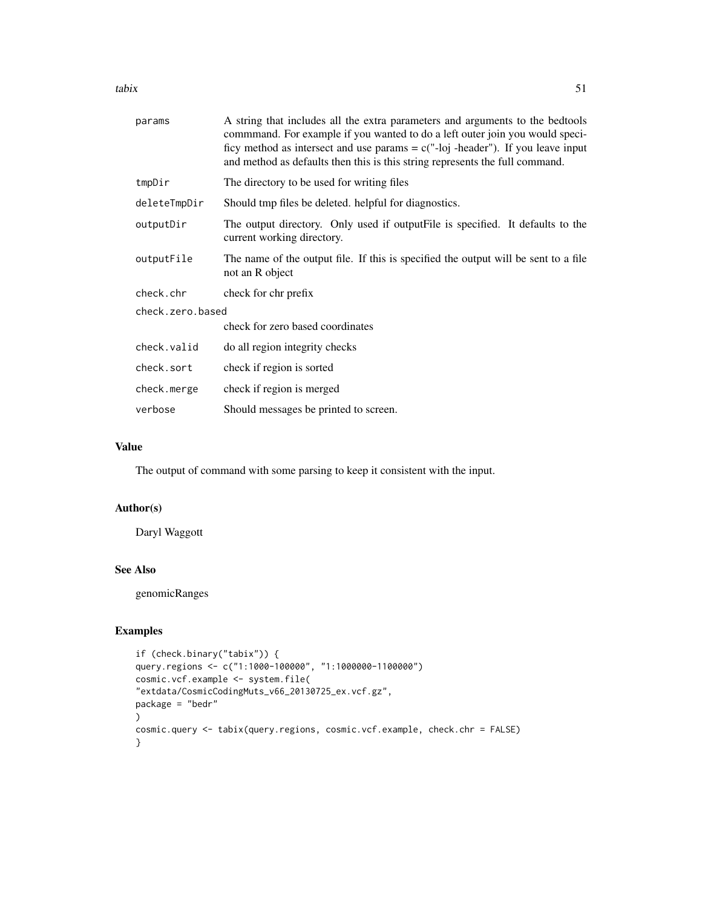| | |
|---|---|
| params | A string that includes all the extra parameters and arguments to the bedtools commmand. For example if you wanted to do a left outer join you would specificy method as intersect and use params = c("-loj -header"). If you leave input and method as defaults then this is this string represents the full command. |
| tmpDir | The directory to be used for writing files |
| deleteTmpDir | Should tmp files be deleted. helpful for diagnostics. |
| outputDir | The output directory. Only used if outputFile is specified. It defaults to the current working directory. |
| outputFile | The name of the output file. If this is specified the output will be sent to a file not an R object |
| check.chr | check for chr prefix |
| check.zero.based | check for zero based coordinates |
| check.valid | do all region integrity checks |
| check.sort | check if region is sorted |
| check.merge | check if region is merged |
| verbose | Should messages be printed to screen. |

## Value

The output of command with some parsing to keep it consistent with the input.

## Author(s)

Daryl Waggott

## See Also

genomicRanges

## Examples

```
if (check.binary("tabix")) {
query.regions <- c("1:1000-100000", "1:1000000-1100000")
cosmic.vcf.example <- system.file(
"extdata/CosmicCodingMuts_v66_20130725_ex.vcf.gz",
package = "bedr"
)
cosmic.query <- tabix(query.regions, cosmic.vcf.example, check.chr = FALSE)
}
```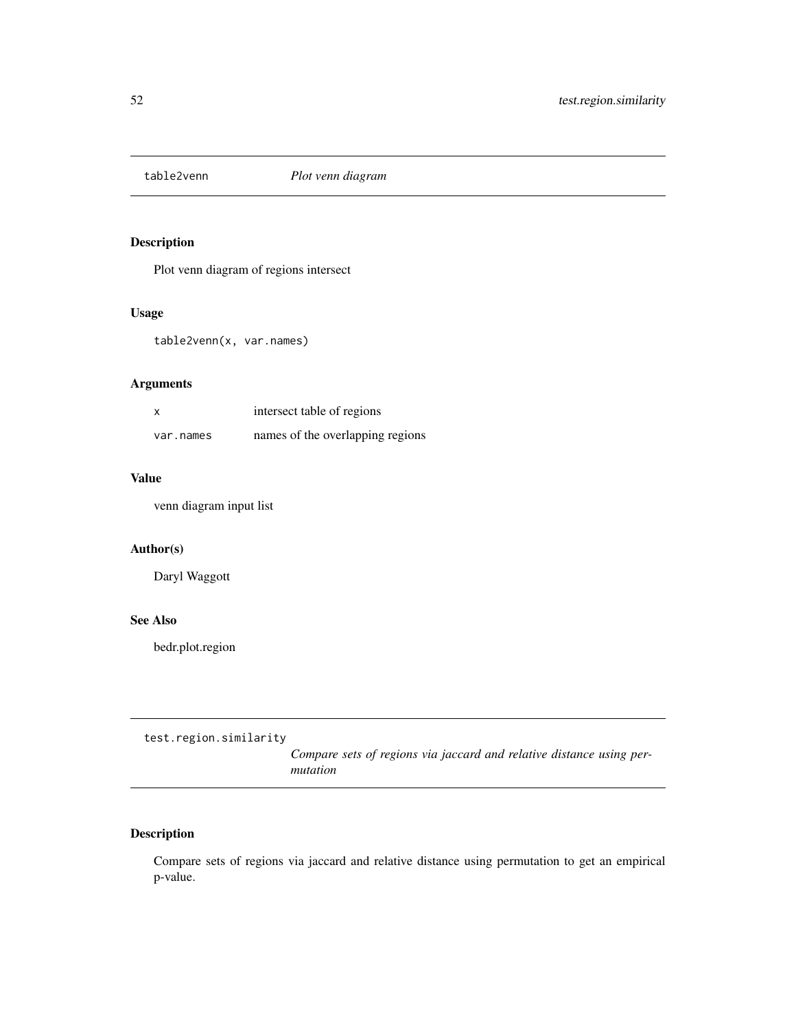## table2venn *Plot venn diagram*

### Description

Plot venn diagram of regions intersect

### Usage

```
table2venn(x, var.names)
```

### Arguments

| | |
|---|---|
| `x` | intersect table of regions |
| `var.names` | names of the overlapping regions |

### Value

venn diagram input list

### Author(s)

Daryl Waggott

### See Also

bedr.plot.region

## test.region.similarity *Compare sets of regions via jaccard and relative distance using permutation*

### Description

Compare sets of regions via jaccard and relative distance using permutation to get an empirical p-value.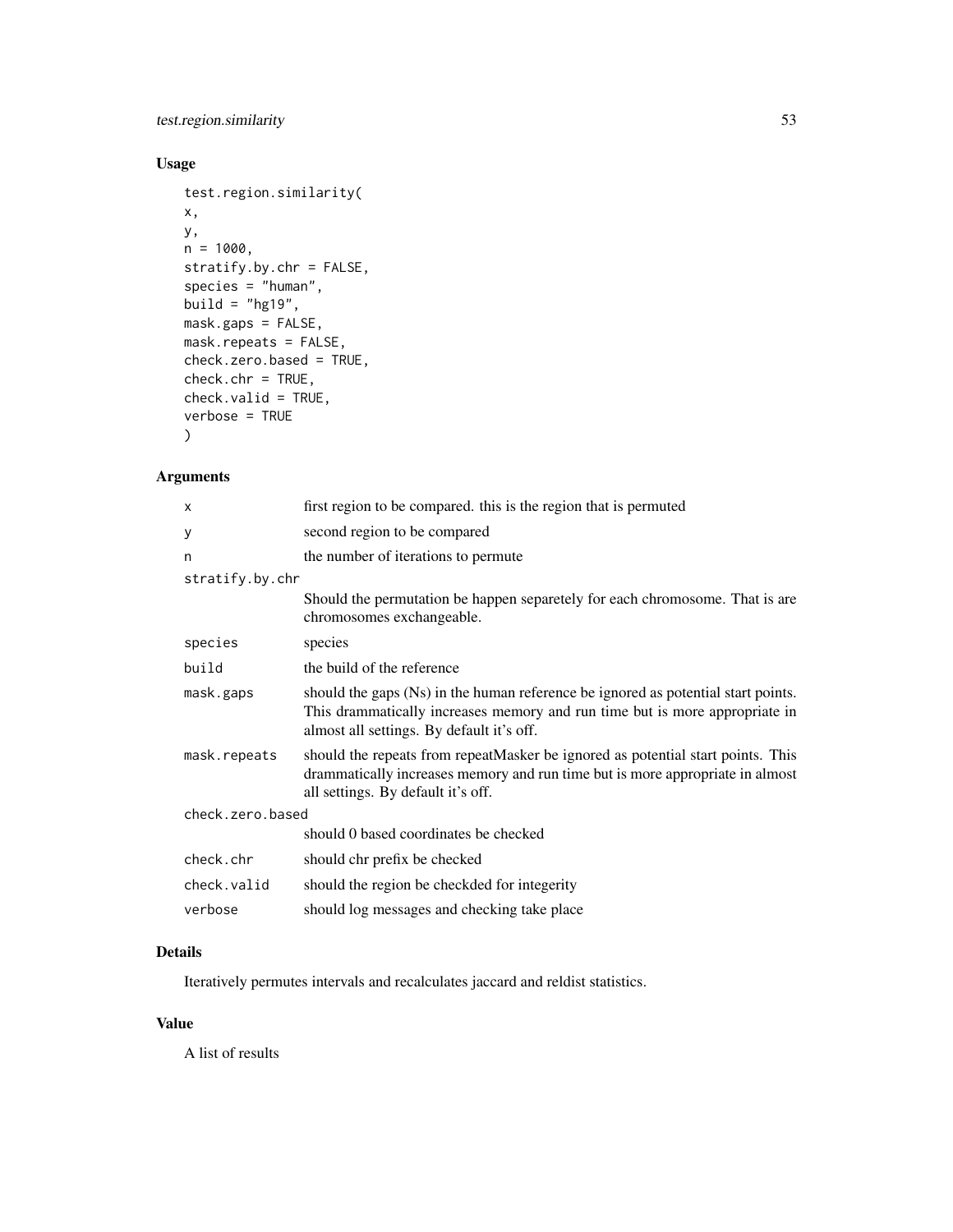## Usage

```
test.region.similarity(
x,
y,
n = 1000,
stratify.by.chr = FALSE,
species = "human",
build = "hg19",
mask.gaps = FALSE,
mask.repeats = FALSE,
check.zero.based = TRUE,
check.chr = TRUE,
check.valid = TRUE,
verbose = TRUE
)
```

## Arguments

| Argument | Description |
|---|---|
| x | first region to be compared. this is the region that is permuted |
| y | second region to be compared |
| n | the number of iterations to permute |
| stratify.by.chr | Should the permutation be happen separetely for each chromosome. That is are chromosomes exchangeable. |
| species | species |
| build | the build of the reference |
| mask.gaps | should the gaps (Ns) in the human reference be ignored as potential start points. This drammatically increases memory and run time but is more appropriate in almost all settings. By default it's off. |
| mask.repeats | should the repeats from repeatMasker be ignored as potential start points. This drammatically increases memory and run time but is more appropriate in almost all settings. By default it's off. |
| check.zero.based | should 0 based coordinates be checked |
| check.chr | should chr prefix be checked |
| check.valid | should the region be checkded for integerity |
| verbose | should log messages and checking take place |

## Details

Iteratively permutes intervals and recalculates jaccard and reldist statistics.

## Value

A list of results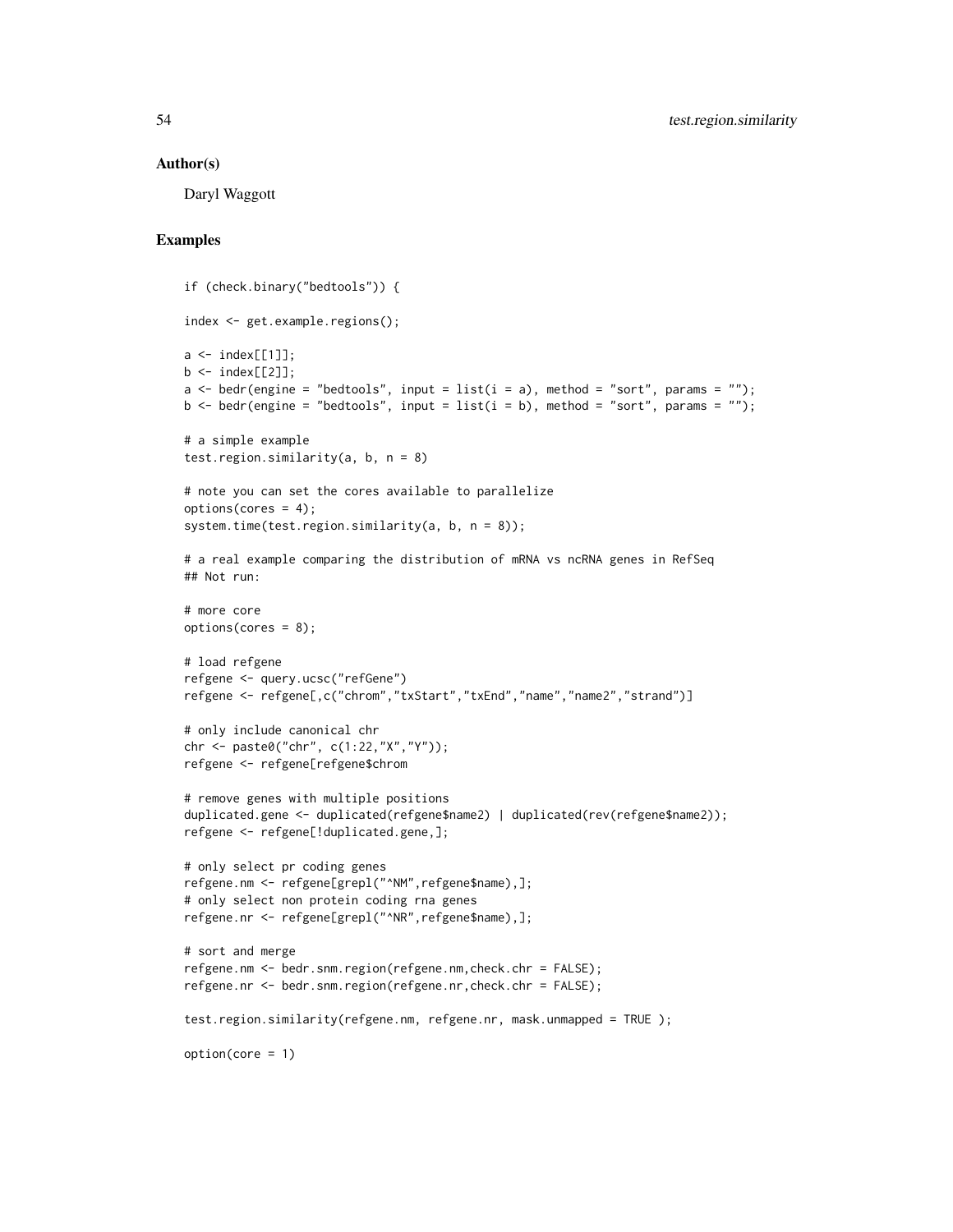## Author(s)

Daryl Waggott

## Examples

```
if (check.binary("bedtools")) {

index <- get.example.regions();

a <- index[[1]];
b <- index[[2]];
a <- bedr(engine = "bedtools", input = list(i = a), method = "sort", params = "");
b <- bedr(engine = "bedtools", input = list(i = b), method = "sort", params = "");

# a simple example
test.region.similarity(a, b, n = 8)

# note you can set the cores available to parallelize
options(cores = 4);
system.time(test.region.similarity(a, b, n = 8));

# a real example comparing the distribution of mRNA vs ncRNA genes in RefSeq
## Not run:

# more core
options(cores = 8);

# load refgene
refgene <- query.ucsc("refGene")
refgene <- refgene[,c("chrom","txStart","txEnd","name","name2","strand")]

# only include canonical chr
chr <- paste0("chr", c(1:22,"X","Y"));
refgene <- refgene[refgene$chrom

# remove genes with multiple positions
duplicated.gene <- duplicated(refgene$name2) | duplicated(rev(refgene$name2));
refgene <- refgene[!duplicated.gene,];

# only select pr coding genes
refgene.nm <- refgene[grepl("^NM",refgene$name),];
# only select non protein coding rna genes
refgene.nr <- refgene[grepl("^NR",refgene$name),];

# sort and merge
refgene.nm <- bedr.snm.region(refgene.nm,check.chr = FALSE);
refgene.nr <- bedr.snm.region(refgene.nr,check.chr = FALSE);

test.region.similarity(refgene.nm, refgene.nr, mask.unmapped = TRUE );

option(core = 1)
```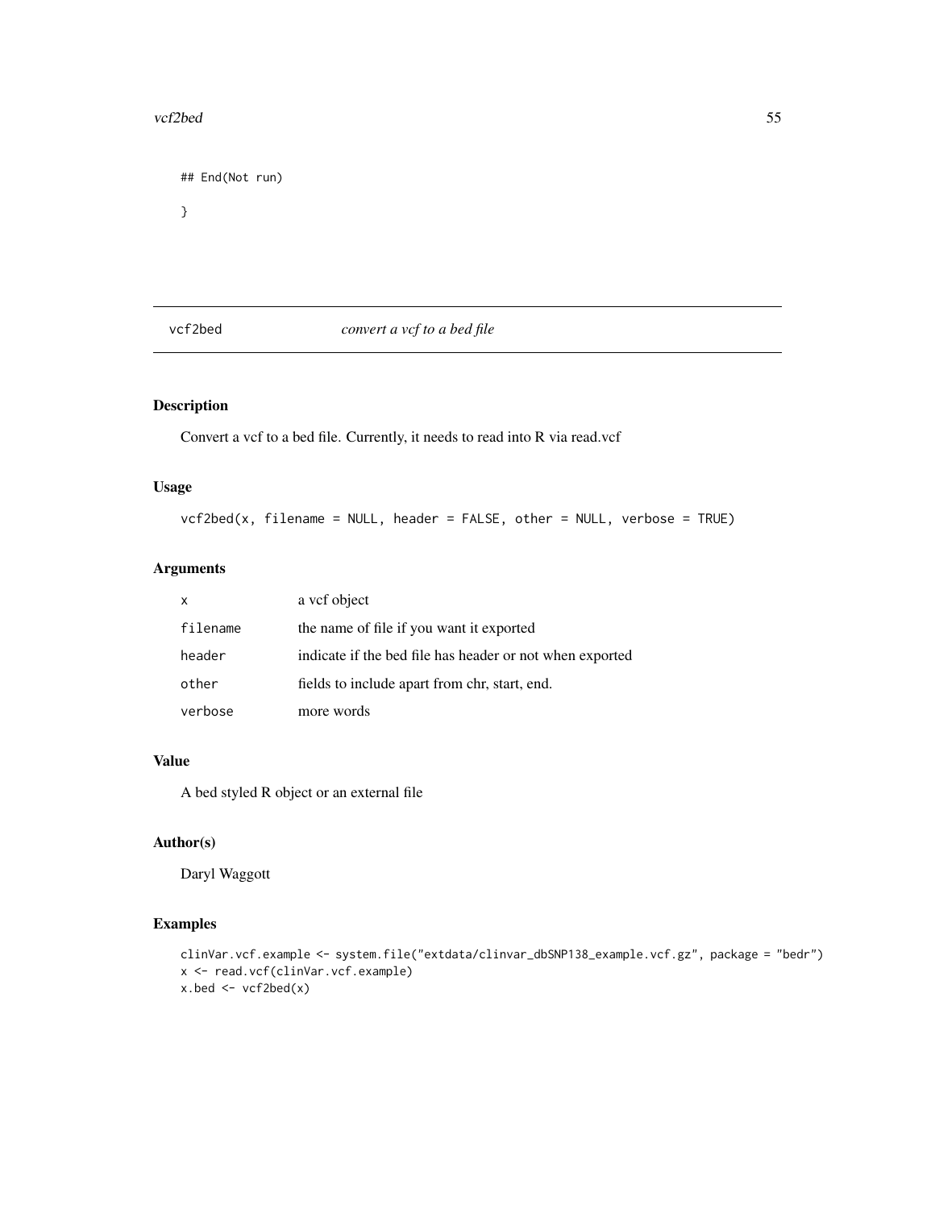```
## End(Not run)
}
```

## vcf2bed *convert a vcf to a bed file*

### Description

Convert a vcf to a bed file. Currently, it needs to read into R via read.vcf

### Usage

```
vcf2bed(x, filename = NULL, header = FALSE, other = NULL, verbose = TRUE)
```

### Arguments

| | |
|---|---|
| x | a vcf object |
| filename | the name of file if you want it exported |
| header | indicate if the bed file has header or not when exported |
| other | fields to include apart from chr, start, end. |
| verbose | more words |

### Value

A bed styled R object or an external file

### Author(s)

Daryl Waggott

### Examples

```
clinVar.vcf.example <- system.file("extdata/clinvar_dbSNP138_example.vcf.gz", package = "bedr")
x <- read.vcf(clinVar.vcf.example)
x.bed <- vcf2bed(x)
```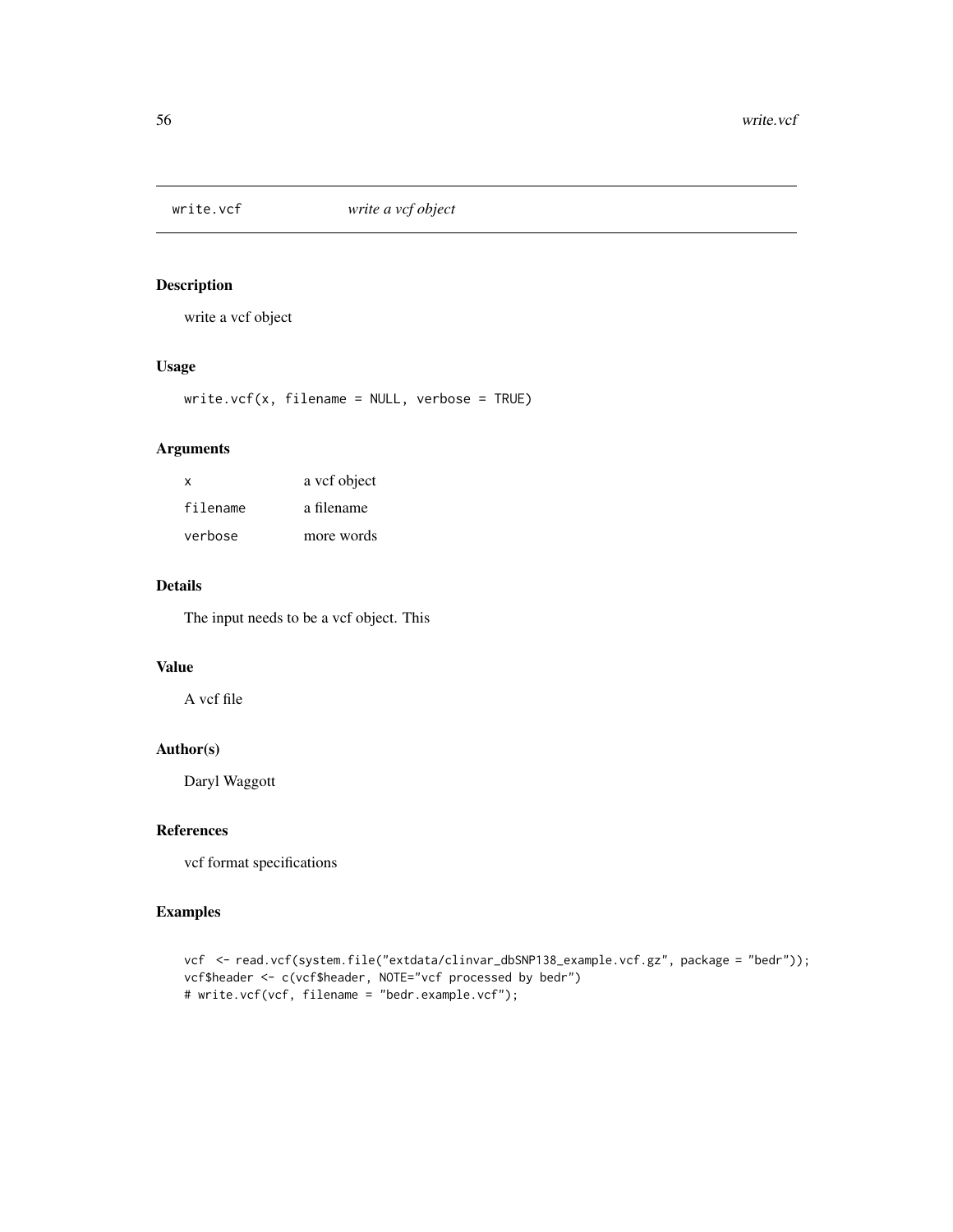## write.vcf *write a vcf object*

### Description

write a vcf object

### Usage

```
write.vcf(x, filename = NULL, verbose = TRUE)
```

### Arguments

| | |
|---|---|
| x | a vcf object |
| filename | a filename |
| verbose | more words |

### Details

The input needs to be a vcf object. This

### Value

A vcf file

### Author(s)

Daryl Waggott

### References

vcf format specifications

### Examples

```
vcf  <- read.vcf(system.file("extdata/clinvar_dbSNP138_example.vcf.gz", package = "bedr"));
vcf$header <- c(vcf$header, NOTE="vcf processed by bedr")
# write.vcf(vcf, filename = "bedr.example.vcf");
```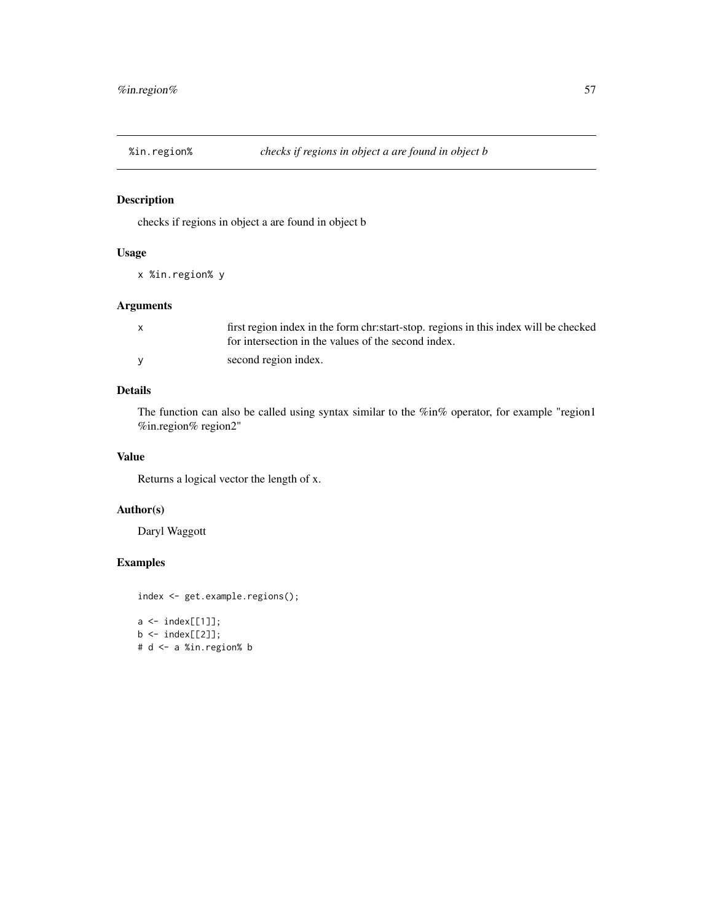## %in.region% *checks if regions in object a are found in object b*

### Description

checks if regions in object a are found in object b

### Usage

```
x %in.region% y
```

### Arguments

| | |
|---|---|
| x | first region index in the form chr:start-stop. regions in this index will be checked for intersection in the values of the second index. |
| y | second region index. |

### Details

The function can also be called using syntax similar to the %in% operator, for example "region1 %in.region% region2"

### Value

Returns a logical vector the length of x.

### Author(s)

Daryl Waggott

### Examples

```
index <- get.example.regions();

a <- index[[1]];
b <- index[[2]];
# d <- a %in.region% b
```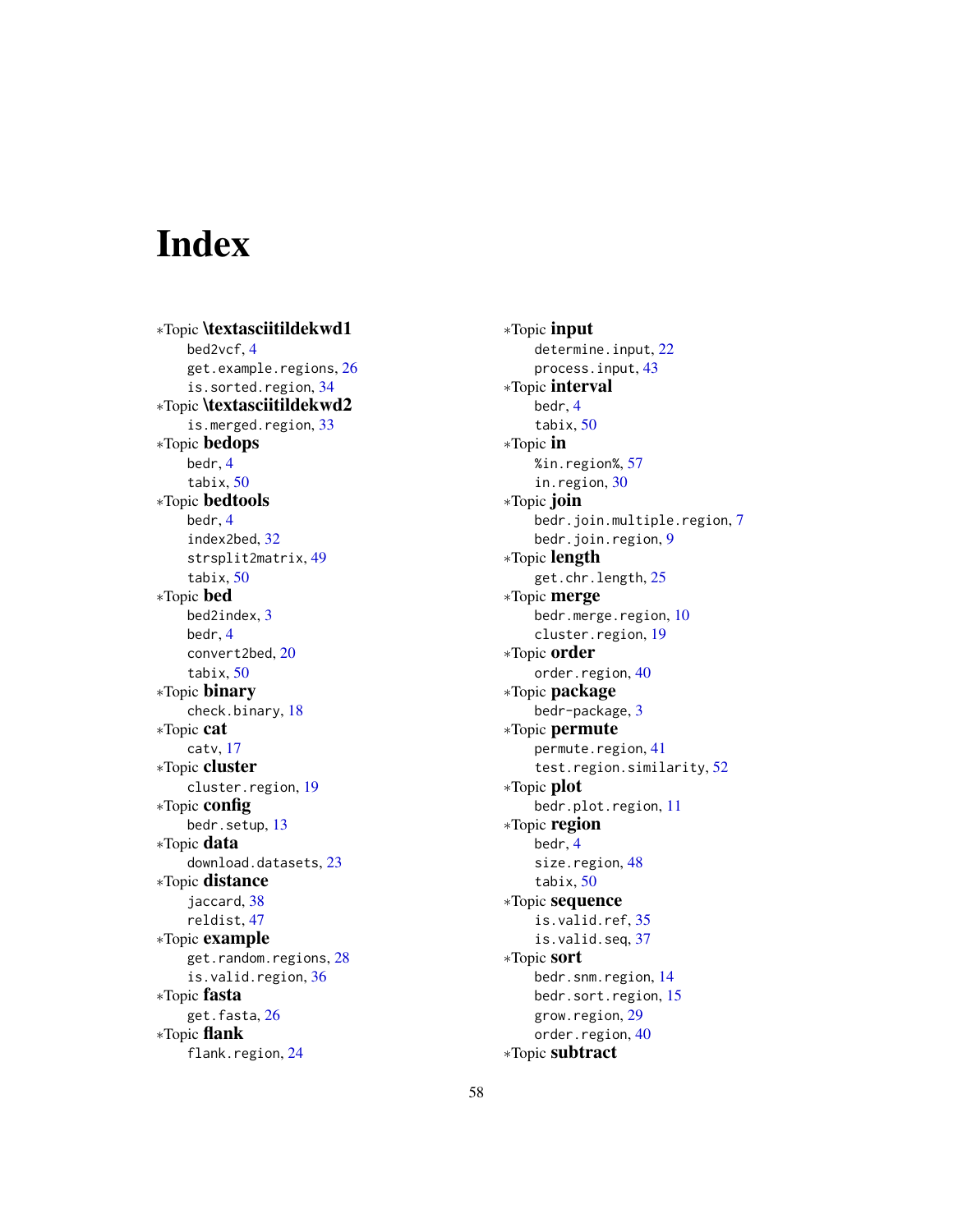# Index

∗Topic **\textasciitildekwd1**
  bed2vcf, 4
  get.example.regions, 26
  is.sorted.region, 34
∗Topic **\textasciitildekwd2**
  is.merged.region, 33
∗Topic **bedops**
  bedr, 4
  tabix, 50
∗Topic **bedtools**
  bedr, 4
  index2bed, 32
  strsplit2matrix, 49
  tabix, 50
∗Topic **bed**
  bed2index, 3
  bedr, 4
  convert2bed, 20
  tabix, 50
∗Topic **binary**
  check.binary, 18
∗Topic **cat**
  catv, 17
∗Topic **cluster**
  cluster.region, 19
∗Topic **config**
  bedr.setup, 13
∗Topic **data**
  download.datasets, 23
∗Topic **distance**
  jaccard, 38
  reldist, 47
∗Topic **example**
  get.random.regions, 28
  is.valid.region, 36
∗Topic **fasta**
  get.fasta, 26
∗Topic **flank**
  flank.region, 24
∗Topic **input**
  determine.input, 22
  process.input, 43
∗Topic **interval**
  bedr, 4
  tabix, 50
∗Topic **in**
  %in.region%, 57
  in.region, 30
∗Topic **join**
  bedr.join.multiple.region, 7
  bedr.join.region, 9
∗Topic **length**
  get.chr.length, 25
∗Topic **merge**
  bedr.merge.region, 10
  cluster.region, 19
∗Topic **order**
  order.region, 40
∗Topic **package**
  bedr-package, 3
∗Topic **permute**
  permute.region, 41
  test.region.similarity, 52
∗Topic **plot**
  bedr.plot.region, 11
∗Topic **region**
  bedr, 4
  size.region, 48
  tabix, 50
∗Topic **sequence**
  is.valid.ref, 35
  is.valid.seq, 37
∗Topic **sort**
  bedr.snm.region, 14
  bedr.sort.region, 15
  grow.region, 29
  order.region, 40
∗Topic **subtract**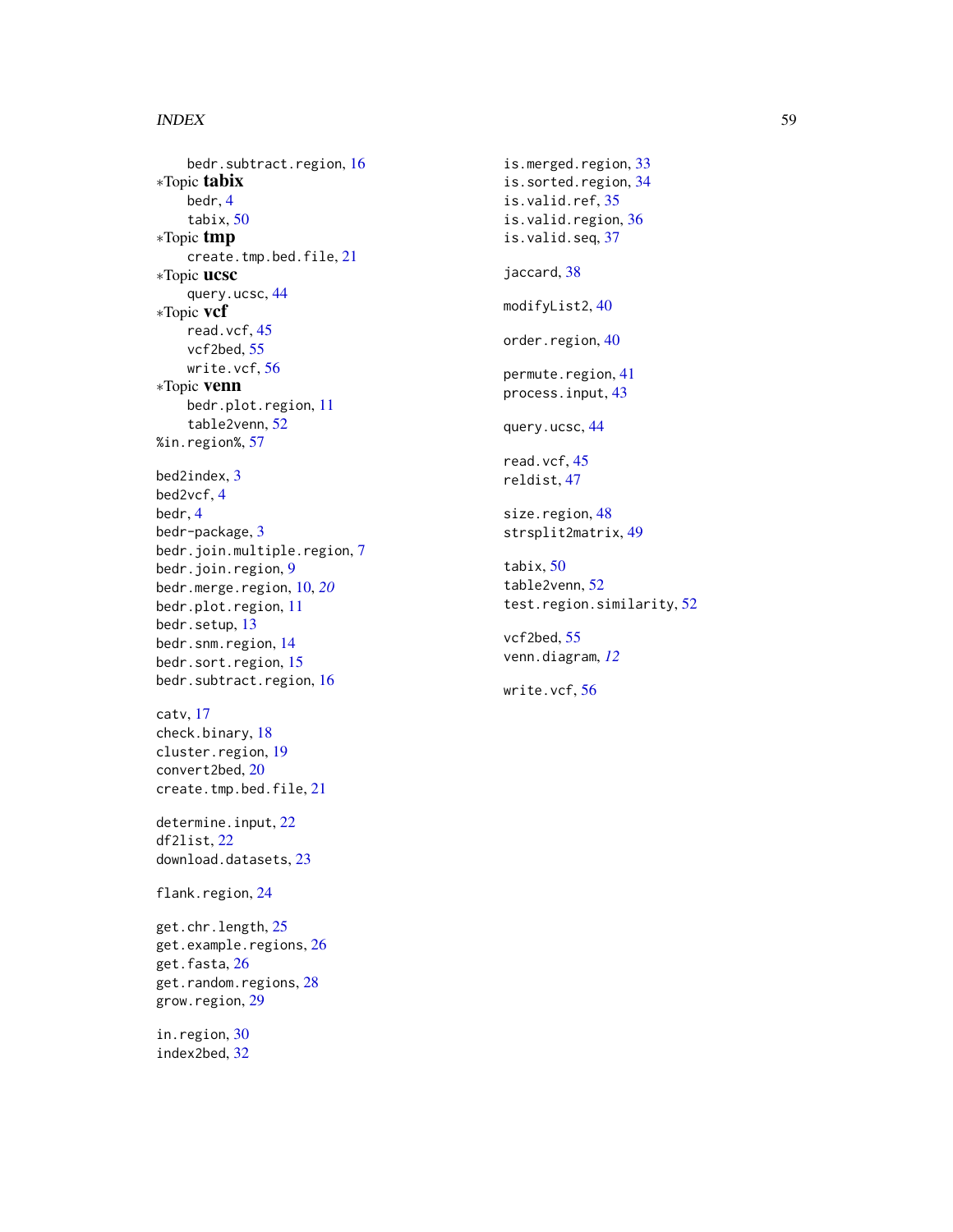bedr.subtract.region, 16
*Topic **tabix**
bedr, 4
tabix, 50
*Topic **tmp**
create.tmp.bed.file, 21
*Topic **ucsc**
query.ucsc, 44
*Topic **vcf**
read.vcf, 45
vcf2bed, 55
write.vcf, 56
*Topic **venn**
bedr.plot.region, 11
table2venn, 52
%in.region%, 57

bed2index, 3
bed2vcf, 4
bedr, 4
bedr-package, 3
bedr.join.multiple.region, 7
bedr.join.region, 9
bedr.merge.region, 10, *20*
bedr.plot.region, 11
bedr.setup, 13
bedr.snm.region, 14
bedr.sort.region, 15
bedr.subtract.region, 16

catv, 17
check.binary, 18
cluster.region, 19
convert2bed, 20
create.tmp.bed.file, 21

determine.input, 22
df2list, 22
download.datasets, 23

flank.region, 24

get.chr.length, 25
get.example.regions, 26
get.fasta, 26
get.random.regions, 28
grow.region, 29

in.region, 30
index2bed, 32

is.merged.region, 33
is.sorted.region, 34
is.valid.ref, 35
is.valid.region, 36
is.valid.seq, 37

jaccard, 38

modifyList2, 40

order.region, 40

permute.region, 41
process.input, 43

query.ucsc, 44

read.vcf, 45
reldist, 47

size.region, 48
strsplit2matrix, 49

tabix, 50
table2venn, 52
test.region.similarity, 52

vcf2bed, 55
venn.diagram, *12*

write.vcf, 56